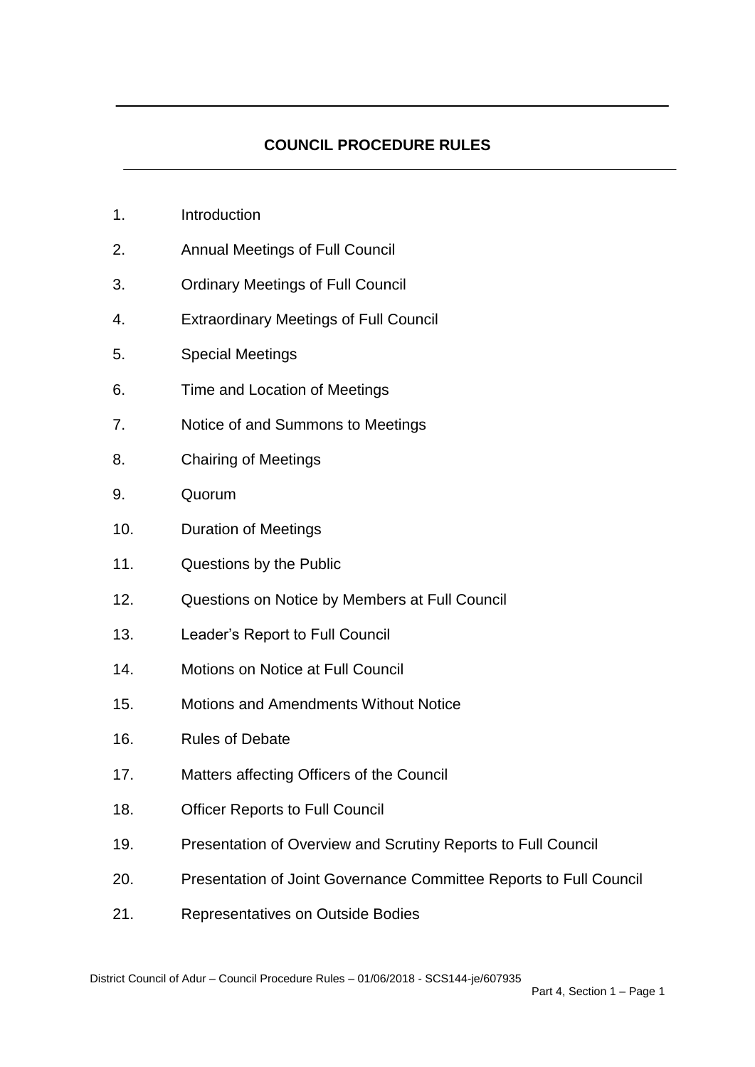# COUNCIL PROCEDURE RULES

1. Introduction
2. Annual Meetings of Full Council
3. Ordinary Meetings of Full Council
4. Extraordinary Meetings of Full Council
5. Special Meetings
6. Time and Location of Meetings
7. Notice of and Summons to Meetings
8. Chairing of Meetings
9. Quorum
10. Duration of Meetings
11. Questions by the Public
12. Questions on Notice by Members at Full Council
13. Leader's Report to Full Council
14. Motions on Notice at Full Council
15. Motions and Amendments Without Notice
16. Rules of Debate
17. Matters affecting Officers of the Council
18. Officer Reports to Full Council
19. Presentation of Overview and Scrutiny Reports to Full Council
20. Presentation of Joint Governance Committee Reports to Full Council
21. Representatives on Outside Bodies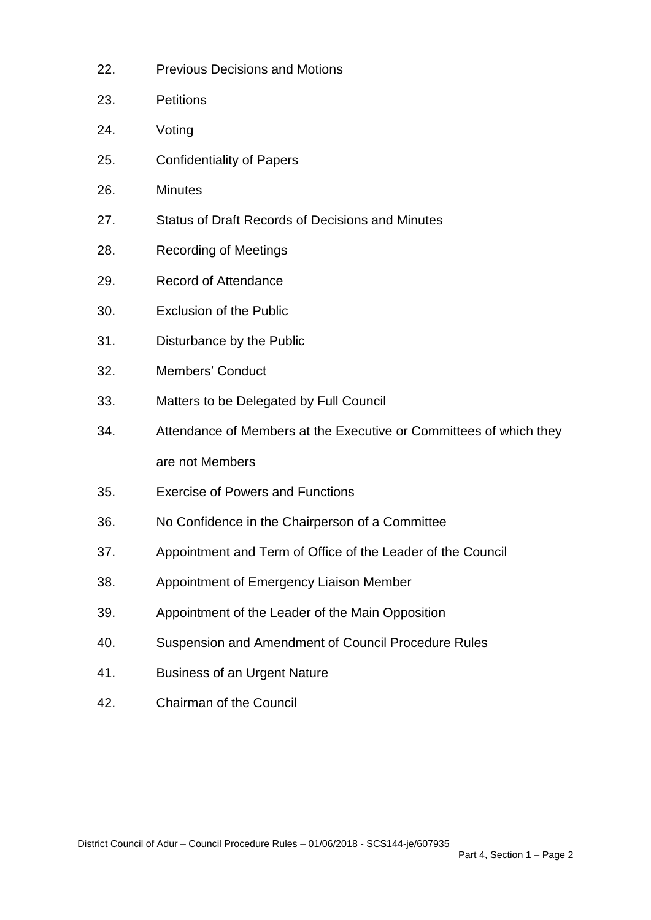22. Previous Decisions and Motions
23. Petitions
24. Voting
25. Confidentiality of Papers
26. Minutes
27. Status of Draft Records of Decisions and Minutes
28. Recording of Meetings
29. Record of Attendance
30. Exclusion of the Public
31. Disturbance by the Public
32. Members' Conduct
33. Matters to be Delegated by Full Council
34. Attendance of Members at the Executive or Committees of which they are not Members
35. Exercise of Powers and Functions
36. No Confidence in the Chairperson of a Committee
37. Appointment and Term of Office of the Leader of the Council
38. Appointment of Emergency Liaison Member
39. Appointment of the Leader of the Main Opposition
40. Suspension and Amendment of Council Procedure Rules
41. Business of an Urgent Nature
42. Chairman of the Council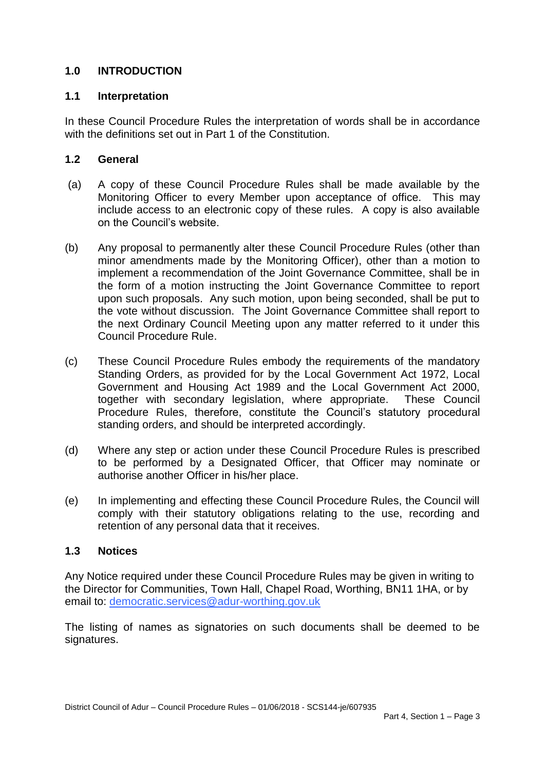## 1.0 INTRODUCTION

### 1.1 Interpretation

In these Council Procedure Rules the interpretation of words shall be in accordance with the definitions set out in Part 1 of the Constitution.

### 1.2 General

(a) A copy of these Council Procedure Rules shall be made available by the Monitoring Officer to every Member upon acceptance of office. This may include access to an electronic copy of these rules. A copy is also available on the Council's website.

(b) Any proposal to permanently alter these Council Procedure Rules (other than minor amendments made by the Monitoring Officer), other than a motion to implement a recommendation of the Joint Governance Committee, shall be in the form of a motion instructing the Joint Governance Committee to report upon such proposals. Any such motion, upon being seconded, shall be put to the vote without discussion. The Joint Governance Committee shall report to the next Ordinary Council Meeting upon any matter referred to it under this Council Procedure Rule.

(c) These Council Procedure Rules embody the requirements of the mandatory Standing Orders, as provided for by the Local Government Act 1972, Local Government and Housing Act 1989 and the Local Government Act 2000, together with secondary legislation, where appropriate. These Council Procedure Rules, therefore, constitute the Council's statutory procedural standing orders, and should be interpreted accordingly.

(d) Where any step or action under these Council Procedure Rules is prescribed to be performed by a Designated Officer, that Officer may nominate or authorise another Officer in his/her place.

(e) In implementing and effecting these Council Procedure Rules, the Council will comply with their statutory obligations relating to the use, recording and retention of any personal data that it receives.

### 1.3 Notices

Any Notice required under these Council Procedure Rules may be given in writing to the Director for Communities, Town Hall, Chapel Road, Worthing, BN11 1HA, or by email to: democratic.services@adur-worthing.gov.uk

The listing of names as signatories on such documents shall be deemed to be signatures.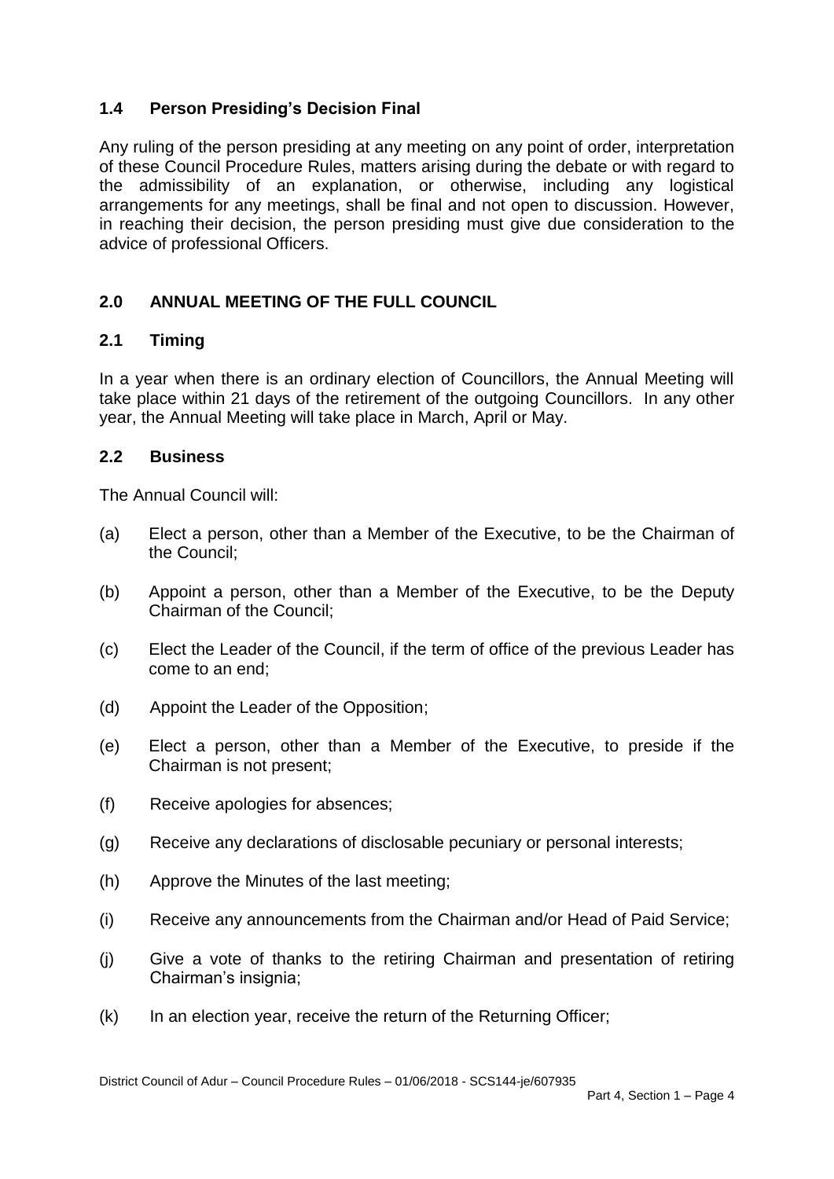### 1.4 Person Presiding's Decision Final

Any ruling of the person presiding at any meeting on any point of order, interpretation of these Council Procedure Rules, matters arising during the debate or with regard to the admissibility of an explanation, or otherwise, including any logistical arrangements for any meetings, shall be final and not open to discussion. However, in reaching their decision, the person presiding must give due consideration to the advice of professional Officers.

## 2.0 ANNUAL MEETING OF THE FULL COUNCIL

### 2.1 Timing

In a year when there is an ordinary election of Councillors, the Annual Meeting will take place within 21 days of the retirement of the outgoing Councillors. In any other year, the Annual Meeting will take place in March, April or May.

### 2.2 Business

The Annual Council will:

(a) Elect a person, other than a Member of the Executive, to be the Chairman of the Council;

(b) Appoint a person, other than a Member of the Executive, to be the Deputy Chairman of the Council;

(c) Elect the Leader of the Council, if the term of office of the previous Leader has come to an end;

(d) Appoint the Leader of the Opposition;

(e) Elect a person, other than a Member of the Executive, to preside if the Chairman is not present;

(f) Receive apologies for absences;

(g) Receive any declarations of disclosable pecuniary or personal interests;

(h) Approve the Minutes of the last meeting;

(i) Receive any announcements from the Chairman and/or Head of Paid Service;

(j) Give a vote of thanks to the retiring Chairman and presentation of retiring Chairman's insignia;

(k) In an election year, receive the return of the Returning Officer;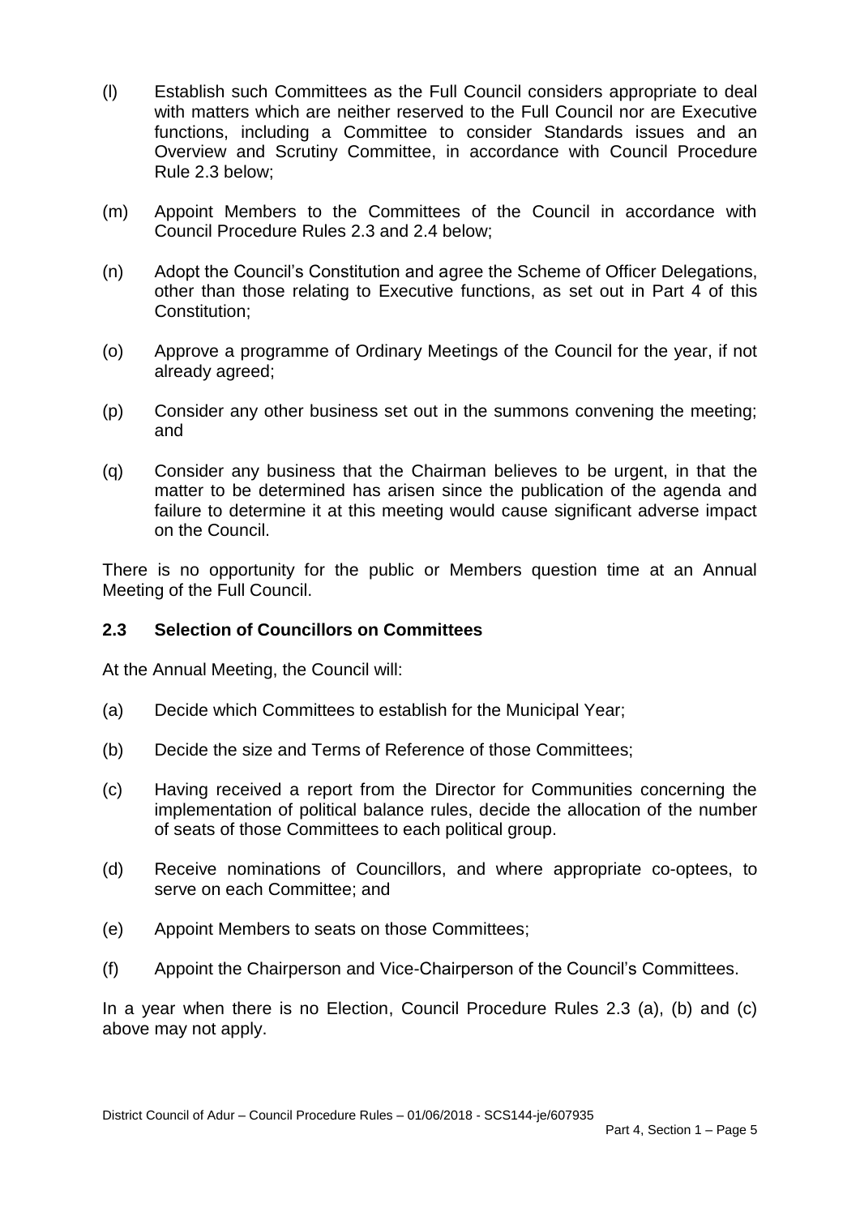(l) Establish such Committees as the Full Council considers appropriate to deal with matters which are neither reserved to the Full Council nor are Executive functions, including a Committee to consider Standards issues and an Overview and Scrutiny Committee, in accordance with Council Procedure Rule 2.3 below;

(m) Appoint Members to the Committees of the Council in accordance with Council Procedure Rules 2.3 and 2.4 below;

(n) Adopt the Council's Constitution and agree the Scheme of Officer Delegations, other than those relating to Executive functions, as set out in Part 4 of this Constitution;

(o) Approve a programme of Ordinary Meetings of the Council for the year, if not already agreed;

(p) Consider any other business set out in the summons convening the meeting; and

(q) Consider any business that the Chairman believes to be urgent, in that the matter to be determined has arisen since the publication of the agenda and failure to determine it at this meeting would cause significant adverse impact on the Council.

There is no opportunity for the public or Members question time at an Annual Meeting of the Full Council.

### 2.3 Selection of Councillors on Committees

At the Annual Meeting, the Council will:

(a) Decide which Committees to establish for the Municipal Year;

(b) Decide the size and Terms of Reference of those Committees;

(c) Having received a report from the Director for Communities concerning the implementation of political balance rules, decide the allocation of the number of seats of those Committees to each political group.

(d) Receive nominations of Councillors, and where appropriate co-optees, to serve on each Committee; and

(e) Appoint Members to seats on those Committees;

(f) Appoint the Chairperson and Vice-Chairperson of the Council's Committees.

In a year when there is no Election, Council Procedure Rules 2.3 (a), (b) and (c) above may not apply.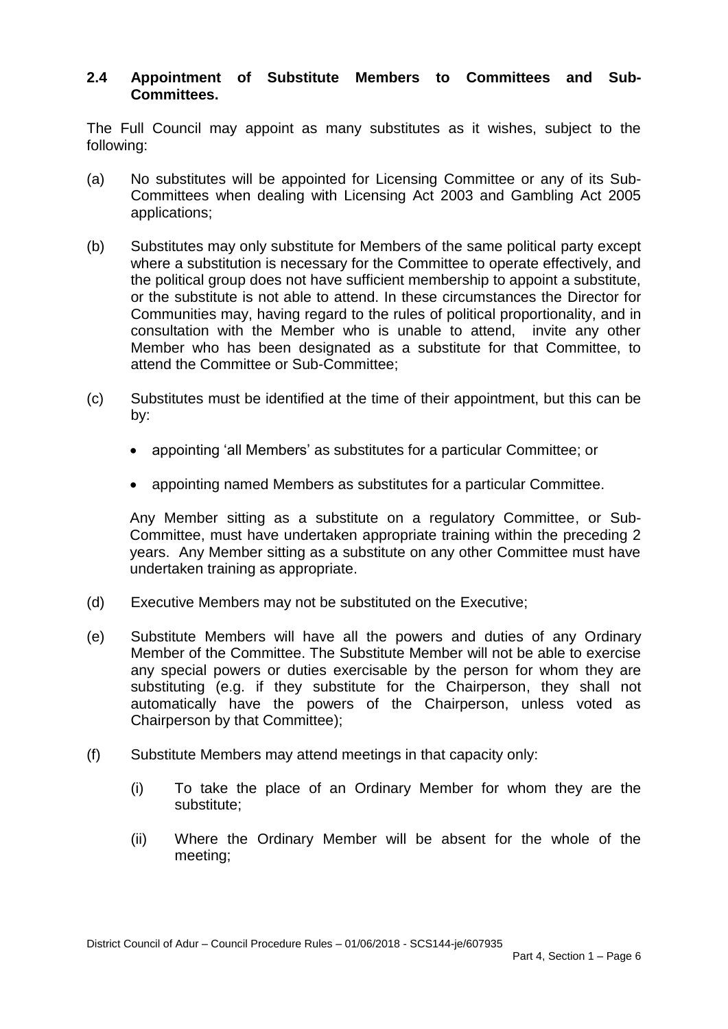### 2.4 Appointment of Substitute Members to Committees and Sub-Committees.

The Full Council may appoint as many substitutes as it wishes, subject to the following:

(a) No substitutes will be appointed for Licensing Committee or any of its Sub-Committees when dealing with Licensing Act 2003 and Gambling Act 2005 applications;

(b) Substitutes may only substitute for Members of the same political party except where a substitution is necessary for the Committee to operate effectively, and the political group does not have sufficient membership to appoint a substitute, or the substitute is not able to attend. In these circumstances the Director for Communities may, having regard to the rules of political proportionality, and in consultation with the Member who is unable to attend, invite any other Member who has been designated as a substitute for that Committee, to attend the Committee or Sub-Committee;

(c) Substitutes must be identified at the time of their appointment, but this can be by:

- appointing 'all Members' as substitutes for a particular Committee; or
- appointing named Members as substitutes for a particular Committee.

Any Member sitting as a substitute on a regulatory Committee, or Sub-Committee, must have undertaken appropriate training within the preceding 2 years. Any Member sitting as a substitute on any other Committee must have undertaken training as appropriate.

(d) Executive Members may not be substituted on the Executive;

(e) Substitute Members will have all the powers and duties of any Ordinary Member of the Committee. The Substitute Member will not be able to exercise any special powers or duties exercisable by the person for whom they are substituting (e.g. if they substitute for the Chairperson, they shall not automatically have the powers of the Chairperson, unless voted as Chairperson by that Committee);

(f) Substitute Members may attend meetings in that capacity only:

(i) To take the place of an Ordinary Member for whom they are the substitute;

(ii) Where the Ordinary Member will be absent for the whole of the meeting;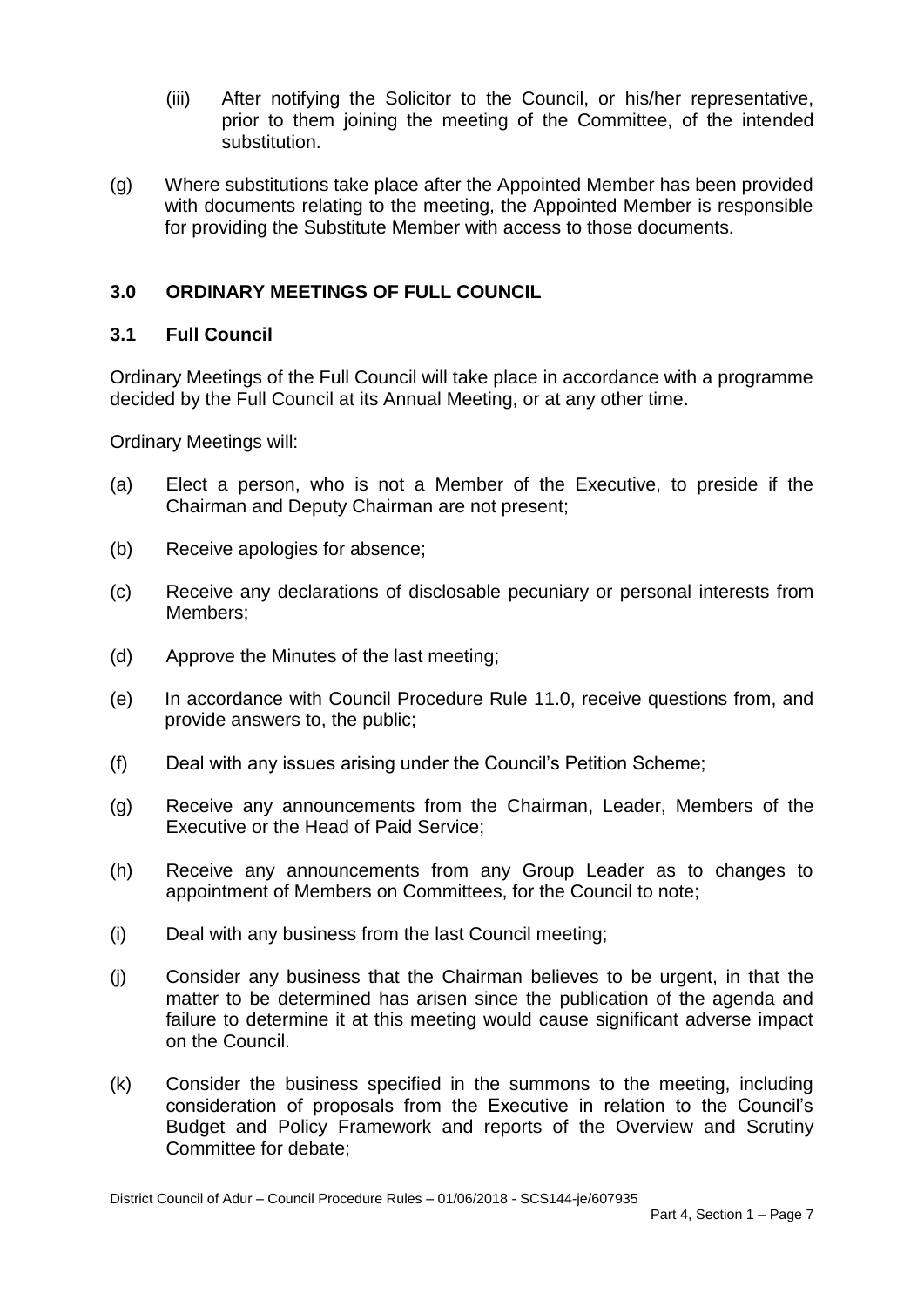(iii) After notifying the Solicitor to the Council, or his/her representative, prior to them joining the meeting of the Committee, of the intended substitution.

(g) Where substitutions take place after the Appointed Member has been provided with documents relating to the meeting, the Appointed Member is responsible for providing the Substitute Member with access to those documents.

## 3.0 ORDINARY MEETINGS OF FULL COUNCIL

### 3.1 Full Council

Ordinary Meetings of the Full Council will take place in accordance with a programme decided by the Full Council at its Annual Meeting, or at any other time.

Ordinary Meetings will:

(a) Elect a person, who is not a Member of the Executive, to preside if the Chairman and Deputy Chairman are not present;

(b) Receive apologies for absence;

(c) Receive any declarations of disclosable pecuniary or personal interests from Members;

(d) Approve the Minutes of the last meeting;

(e) In accordance with Council Procedure Rule 11.0, receive questions from, and provide answers to, the public;

(f) Deal with any issues arising under the Council's Petition Scheme;

(g) Receive any announcements from the Chairman, Leader, Members of the Executive or the Head of Paid Service;

(h) Receive any announcements from any Group Leader as to changes to appointment of Members on Committees, for the Council to note;

(i) Deal with any business from the last Council meeting;

(j) Consider any business that the Chairman believes to be urgent, in that the matter to be determined has arisen since the publication of the agenda and failure to determine it at this meeting would cause significant adverse impact on the Council.

(k) Consider the business specified in the summons to the meeting, including consideration of proposals from the Executive in relation to the Council's Budget and Policy Framework and reports of the Overview and Scrutiny Committee for debate;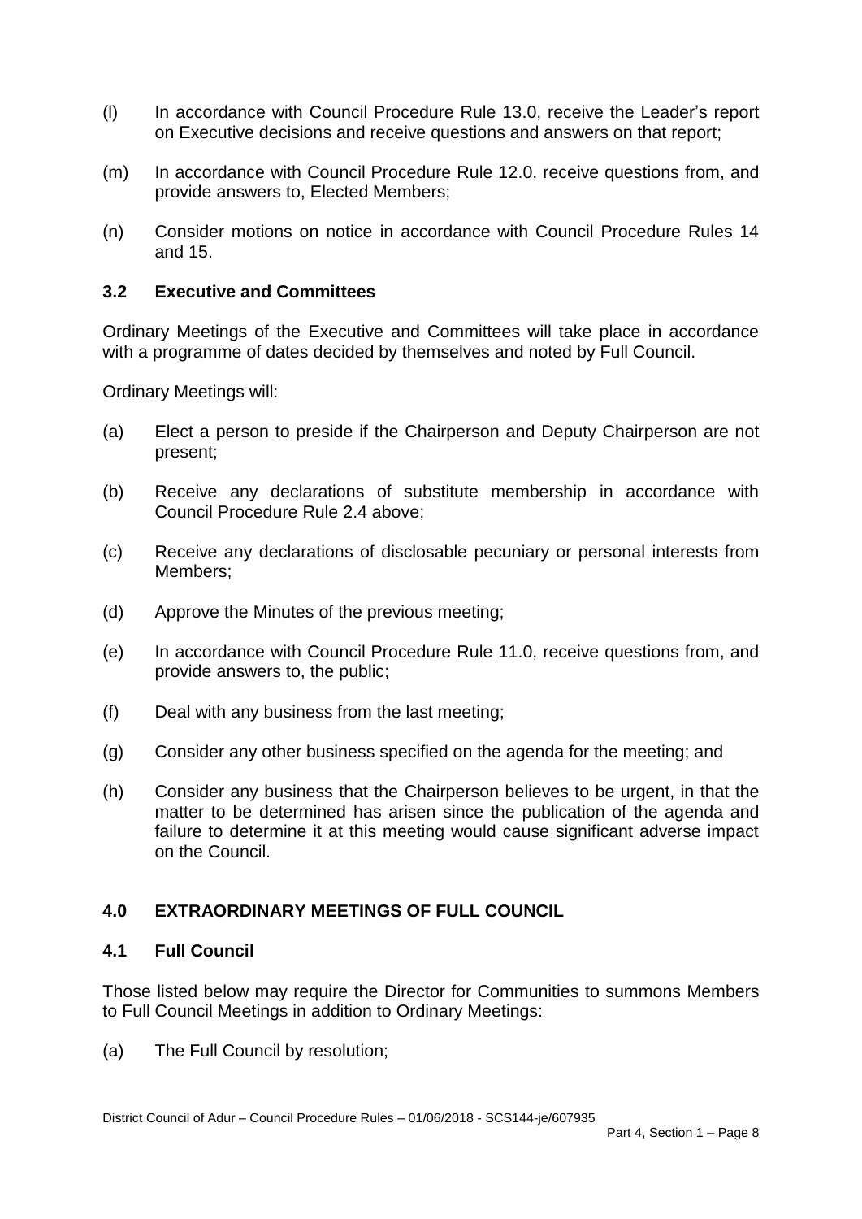(l) In accordance with Council Procedure Rule 13.0, receive the Leader's report on Executive decisions and receive questions and answers on that report;

(m) In accordance with Council Procedure Rule 12.0, receive questions from, and provide answers to, Elected Members;

(n) Consider motions on notice in accordance with Council Procedure Rules 14 and 15.

### 3.2 Executive and Committees

Ordinary Meetings of the Executive and Committees will take place in accordance with a programme of dates decided by themselves and noted by Full Council.

Ordinary Meetings will:

(a) Elect a person to preside if the Chairperson and Deputy Chairperson are not present;

(b) Receive any declarations of substitute membership in accordance with Council Procedure Rule 2.4 above;

(c) Receive any declarations of disclosable pecuniary or personal interests from Members;

(d) Approve the Minutes of the previous meeting;

(e) In accordance with Council Procedure Rule 11.0, receive questions from, and provide answers to, the public;

(f) Deal with any business from the last meeting;

(g) Consider any other business specified on the agenda for the meeting; and

(h) Consider any business that the Chairperson believes to be urgent, in that the matter to be determined has arisen since the publication of the agenda and failure to determine it at this meeting would cause significant adverse impact on the Council.

## 4.0 EXTRAORDINARY MEETINGS OF FULL COUNCIL

### 4.1 Full Council

Those listed below may require the Director for Communities to summons Members to Full Council Meetings in addition to Ordinary Meetings:

(a) The Full Council by resolution;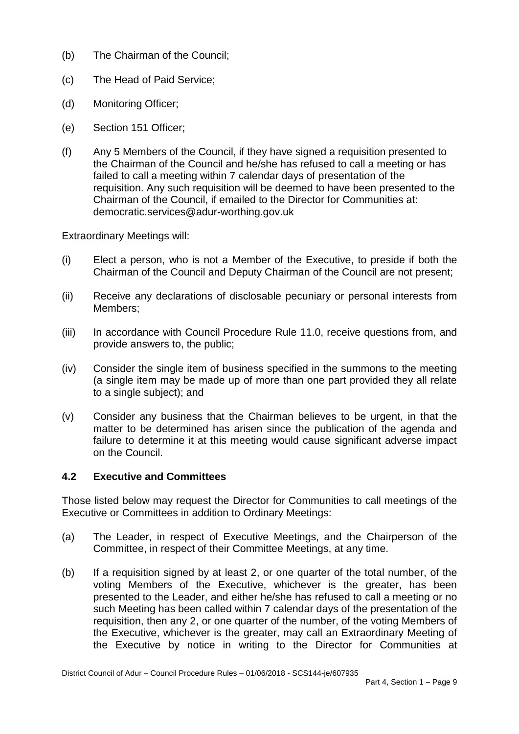(b) The Chairman of the Council;

(c) The Head of Paid Service;

(d) Monitoring Officer;

(e) Section 151 Officer;

(f) Any 5 Members of the Council, if they have signed a requisition presented to the Chairman of the Council and he/she has refused to call a meeting or has failed to call a meeting within 7 calendar days of presentation of the requisition. Any such requisition will be deemed to have been presented to the Chairman of the Council, if emailed to the Director for Communities at: democratic.services@adur-worthing.gov.uk

Extraordinary Meetings will:

(i) Elect a person, who is not a Member of the Executive, to preside if both the Chairman of the Council and Deputy Chairman of the Council are not present;

(ii) Receive any declarations of disclosable pecuniary or personal interests from Members;

(iii) In accordance with Council Procedure Rule 11.0, receive questions from, and provide answers to, the public;

(iv) Consider the single item of business specified in the summons to the meeting (a single item may be made up of more than one part provided they all relate to a single subject); and

(v) Consider any business that the Chairman believes to be urgent, in that the matter to be determined has arisen since the publication of the agenda and failure to determine it at this meeting would cause significant adverse impact on the Council.

### 4.2 Executive and Committees

Those listed below may request the Director for Communities to call meetings of the Executive or Committees in addition to Ordinary Meetings:

(a) The Leader, in respect of Executive Meetings, and the Chairperson of the Committee, in respect of their Committee Meetings, at any time.

(b) If a requisition signed by at least 2, or one quarter of the total number, of the voting Members of the Executive, whichever is the greater, has been presented to the Leader, and either he/she has refused to call a meeting or no such Meeting has been called within 7 calendar days of the presentation of the requisition, then any 2, or one quarter of the number, of the voting Members of the Executive, whichever is the greater, may call an Extraordinary Meeting of the Executive by notice in writing to the Director for Communities at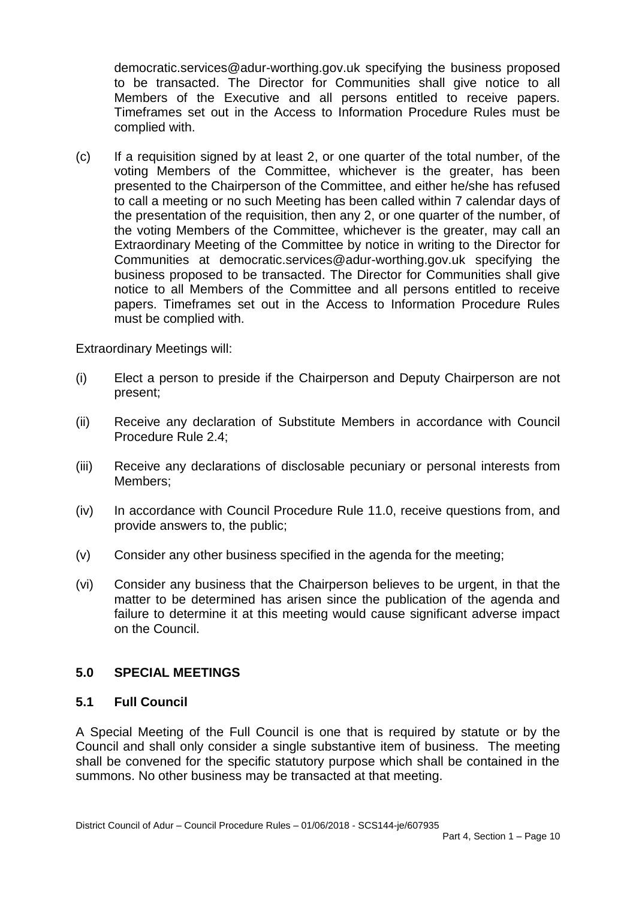democratic.services@adur-worthing.gov.uk specifying the business proposed to be transacted. The Director for Communities shall give notice to all Members of the Executive and all persons entitled to receive papers. Timeframes set out in the Access to Information Procedure Rules must be complied with.

(c) If a requisition signed by at least 2, or one quarter of the total number, of the voting Members of the Committee, whichever is the greater, has been presented to the Chairperson of the Committee, and either he/she has refused to call a meeting or no such Meeting has been called within 7 calendar days of the presentation of the requisition, then any 2, or one quarter of the number, of the voting Members of the Committee, whichever is the greater, may call an Extraordinary Meeting of the Committee by notice in writing to the Director for Communities at democratic.services@adur-worthing.gov.uk specifying the business proposed to be transacted. The Director for Communities shall give notice to all Members of the Committee and all persons entitled to receive papers. Timeframes set out in the Access to Information Procedure Rules must be complied with.

Extraordinary Meetings will:

(i) Elect a person to preside if the Chairperson and Deputy Chairperson are not present;

(ii) Receive any declaration of Substitute Members in accordance with Council Procedure Rule 2.4;

(iii) Receive any declarations of disclosable pecuniary or personal interests from Members;

(iv) In accordance with Council Procedure Rule 11.0, receive questions from, and provide answers to, the public;

(v) Consider any other business specified in the agenda for the meeting;

(vi) Consider any business that the Chairperson believes to be urgent, in that the matter to be determined has arisen since the publication of the agenda and failure to determine it at this meeting would cause significant adverse impact on the Council.

## 5.0 SPECIAL MEETINGS

### 5.1 Full Council

A Special Meeting of the Full Council is one that is required by statute or by the Council and shall only consider a single substantive item of business. The meeting shall be convened for the specific statutory purpose which shall be contained in the summons. No other business may be transacted at that meeting.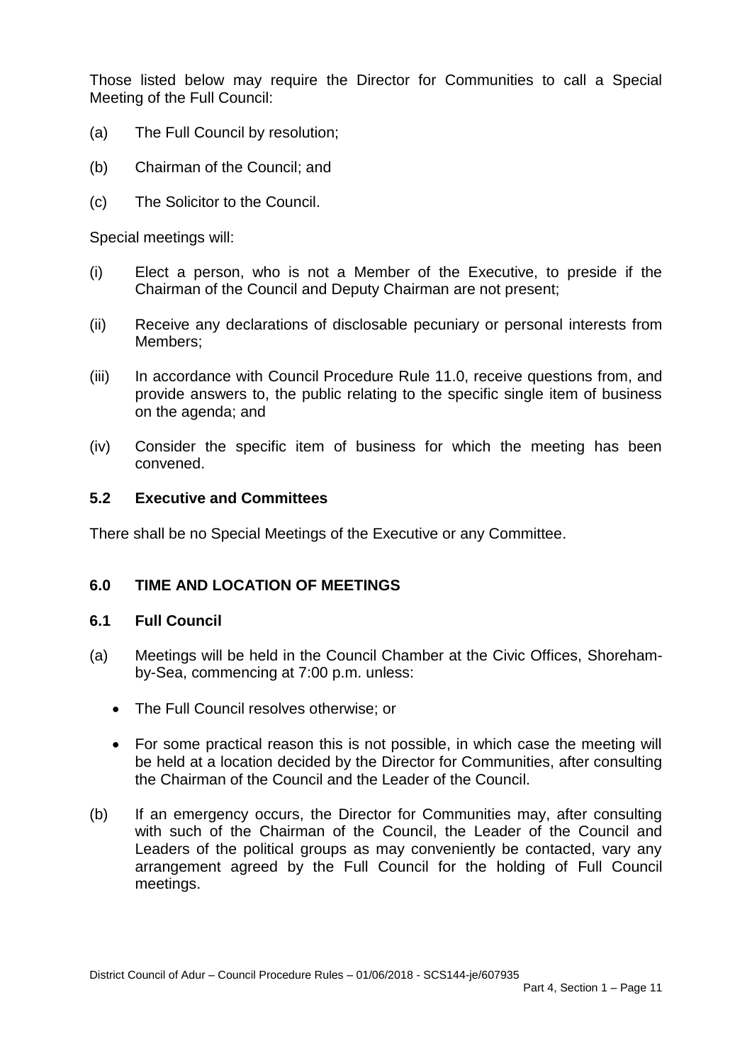Those listed below may require the Director for Communities to call a Special Meeting of the Full Council:

(a) The Full Council by resolution;

(b) Chairman of the Council; and

(c) The Solicitor to the Council.

Special meetings will:

(i) Elect a person, who is not a Member of the Executive, to preside if the Chairman of the Council and Deputy Chairman are not present;

(ii) Receive any declarations of disclosable pecuniary or personal interests from Members;

(iii) In accordance with Council Procedure Rule 11.0, receive questions from, and provide answers to, the public relating to the specific single item of business on the agenda; and

(iv) Consider the specific item of business for which the meeting has been convened.

### 5.2 Executive and Committees

There shall be no Special Meetings of the Executive or any Committee.

## 6.0 TIME AND LOCATION OF MEETINGS

### 6.1 Full Council

(a) Meetings will be held in the Council Chamber at the Civic Offices, Shoreham-by-Sea, commencing at 7:00 p.m. unless:

- The Full Council resolves otherwise; or
- For some practical reason this is not possible, in which case the meeting will be held at a location decided by the Director for Communities, after consulting the Chairman of the Council and the Leader of the Council.

(b) If an emergency occurs, the Director for Communities may, after consulting with such of the Chairman of the Council, the Leader of the Council and Leaders of the political groups as may conveniently be contacted, vary any arrangement agreed by the Full Council for the holding of Full Council meetings.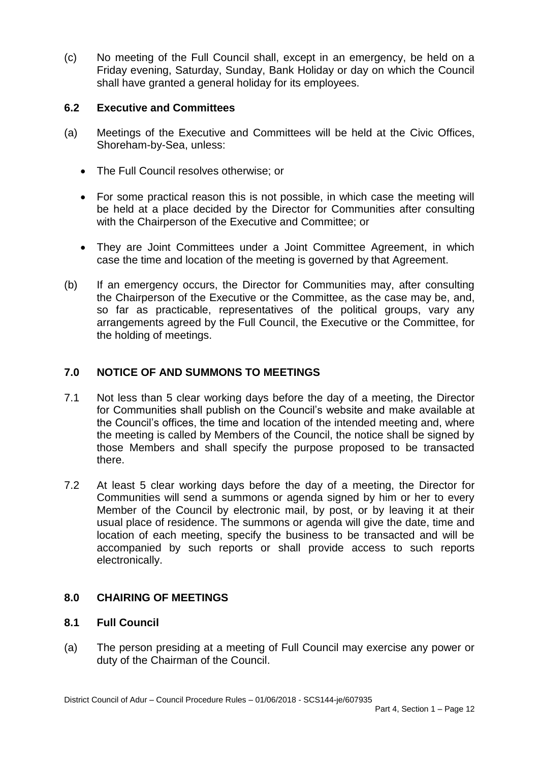(c) No meeting of the Full Council shall, except in an emergency, be held on a Friday evening, Saturday, Sunday, Bank Holiday or day on which the Council shall have granted a general holiday for its employees.

### 6.2 Executive and Committees

(a) Meetings of the Executive and Committees will be held at the Civic Offices, Shoreham-by-Sea, unless:

- The Full Council resolves otherwise; or
- For some practical reason this is not possible, in which case the meeting will be held at a place decided by the Director for Communities after consulting with the Chairperson of the Executive and Committee; or
- They are Joint Committees under a Joint Committee Agreement, in which case the time and location of the meeting is governed by that Agreement.

(b) If an emergency occurs, the Director for Communities may, after consulting the Chairperson of the Executive or the Committee, as the case may be, and, so far as practicable, representatives of the political groups, vary any arrangements agreed by the Full Council, the Executive or the Committee, for the holding of meetings.

## 7.0 NOTICE OF AND SUMMONS TO MEETINGS

7.1 Not less than 5 clear working days before the day of a meeting, the Director for Communities shall publish on the Council's website and make available at the Council's offices, the time and location of the intended meeting and, where the meeting is called by Members of the Council, the notice shall be signed by those Members and shall specify the purpose proposed to be transacted there.

7.2 At least 5 clear working days before the day of a meeting, the Director for Communities will send a summons or agenda signed by him or her to every Member of the Council by electronic mail, by post, or by leaving it at their usual place of residence. The summons or agenda will give the date, time and location of each meeting, specify the business to be transacted and will be accompanied by such reports or shall provide access to such reports electronically.

## 8.0 CHAIRING OF MEETINGS

### 8.1 Full Council

(a) The person presiding at a meeting of Full Council may exercise any power or duty of the Chairman of the Council.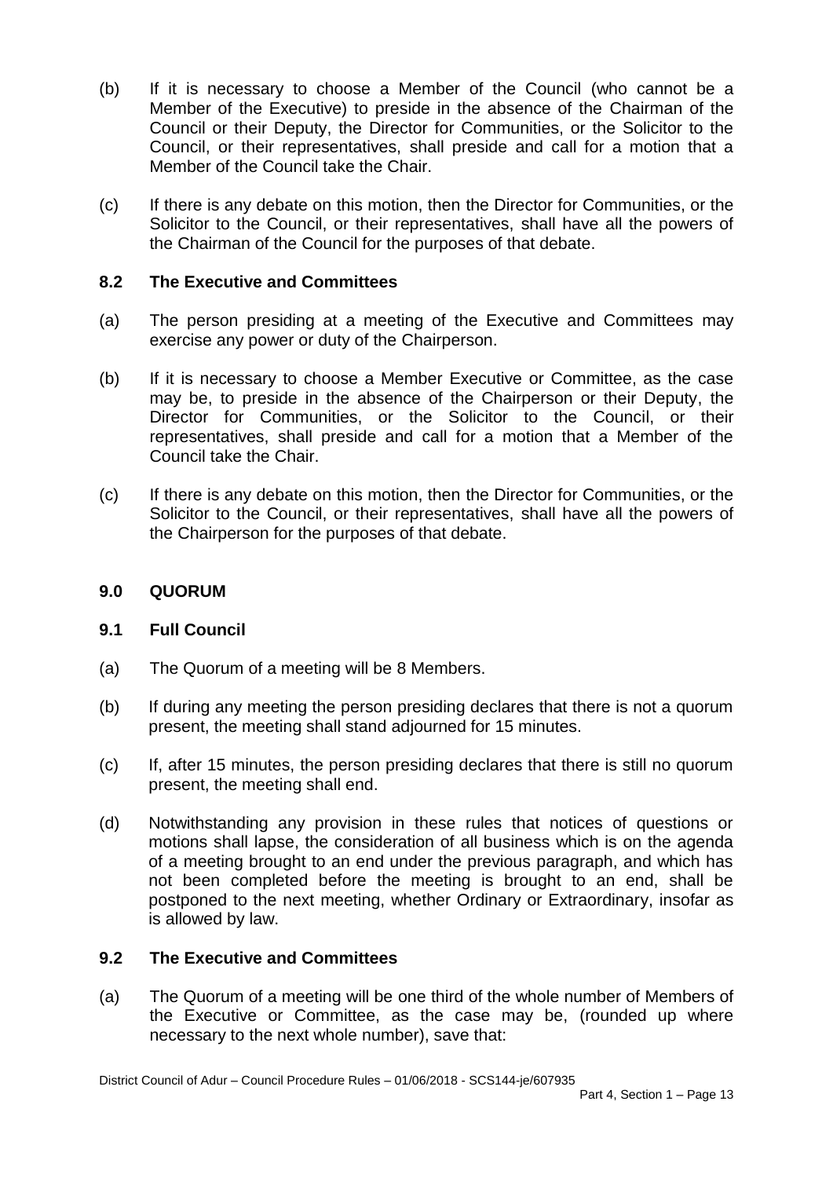(b) If it is necessary to choose a Member of the Council (who cannot be a Member of the Executive) to preside in the absence of the Chairman of the Council or their Deputy, the Director for Communities, or the Solicitor to the Council, or their representatives, shall preside and call for a motion that a Member of the Council take the Chair.

(c) If there is any debate on this motion, then the Director for Communities, or the Solicitor to the Council, or their representatives, shall have all the powers of the Chairman of the Council for the purposes of that debate.

### 8.2 The Executive and Committees

(a) The person presiding at a meeting of the Executive and Committees may exercise any power or duty of the Chairperson.

(b) If it is necessary to choose a Member Executive or Committee, as the case may be, to preside in the absence of the Chairperson or their Deputy, the Director for Communities, or the Solicitor to the Council, or their representatives, shall preside and call for a motion that a Member of the Council take the Chair.

(c) If there is any debate on this motion, then the Director for Communities, or the Solicitor to the Council, or their representatives, shall have all the powers of the Chairperson for the purposes of that debate.

## 9.0 QUORUM

### 9.1 Full Council

(a) The Quorum of a meeting will be 8 Members.

(b) If during any meeting the person presiding declares that there is not a quorum present, the meeting shall stand adjourned for 15 minutes.

(c) If, after 15 minutes, the person presiding declares that there is still no quorum present, the meeting shall end.

(d) Notwithstanding any provision in these rules that notices of questions or motions shall lapse, the consideration of all business which is on the agenda of a meeting brought to an end under the previous paragraph, and which has not been completed before the meeting is brought to an end, shall be postponed to the next meeting, whether Ordinary or Extraordinary, insofar as is allowed by law.

### 9.2 The Executive and Committees

(a) The Quorum of a meeting will be one third of the whole number of Members of the Executive or Committee, as the case may be, (rounded up where necessary to the next whole number), save that: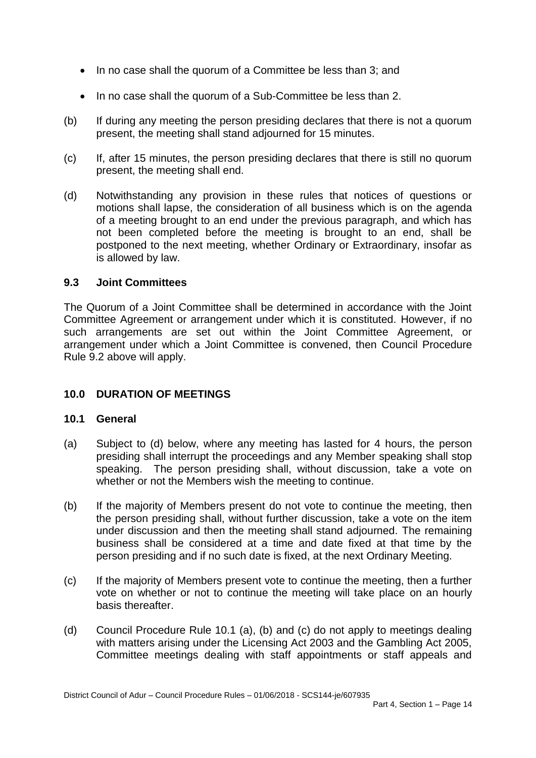- In no case shall the quorum of a Committee be less than 3; and
- In no case shall the quorum of a Sub-Committee be less than 2.

(b) If during any meeting the person presiding declares that there is not a quorum present, the meeting shall stand adjourned for 15 minutes.

(c) If, after 15 minutes, the person presiding declares that there is still no quorum present, the meeting shall end.

(d) Notwithstanding any provision in these rules that notices of questions or motions shall lapse, the consideration of all business which is on the agenda of a meeting brought to an end under the previous paragraph, and which has not been completed before the meeting is brought to an end, shall be postponed to the next meeting, whether Ordinary or Extraordinary, insofar as is allowed by law.

### 9.3 Joint Committees

The Quorum of a Joint Committee shall be determined in accordance with the Joint Committee Agreement or arrangement under which it is constituted. However, if no such arrangements are set out within the Joint Committee Agreement, or arrangement under which a Joint Committee is convened, then Council Procedure Rule 9.2 above will apply.

## 10.0 DURATION OF MEETINGS

### 10.1 General

(a) Subject to (d) below, where any meeting has lasted for 4 hours, the person presiding shall interrupt the proceedings and any Member speaking shall stop speaking. The person presiding shall, without discussion, take a vote on whether or not the Members wish the meeting to continue.

(b) If the majority of Members present do not vote to continue the meeting, then the person presiding shall, without further discussion, take a vote on the item under discussion and then the meeting shall stand adjourned. The remaining business shall be considered at a time and date fixed at that time by the person presiding and if no such date is fixed, at the next Ordinary Meeting.

(c) If the majority of Members present vote to continue the meeting, then a further vote on whether or not to continue the meeting will take place on an hourly basis thereafter.

(d) Council Procedure Rule 10.1 (a), (b) and (c) do not apply to meetings dealing with matters arising under the Licensing Act 2003 and the Gambling Act 2005, Committee meetings dealing with staff appointments or staff appeals and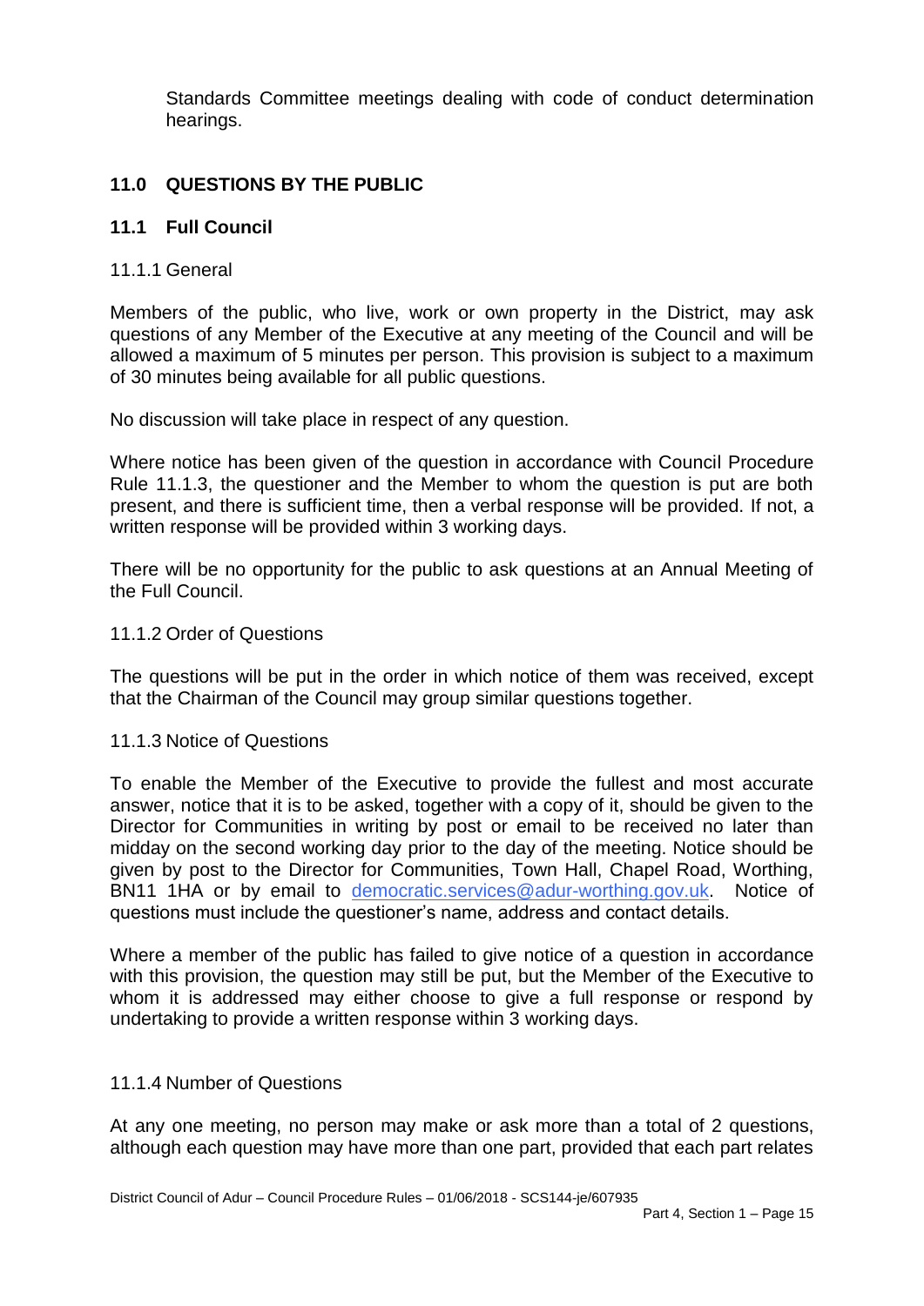Standards Committee meetings dealing with code of conduct determination hearings.

## 11.0 QUESTIONS BY THE PUBLIC

### 11.1 Full Council

11.1.1 General

Members of the public, who live, work or own property in the District, may ask questions of any Member of the Executive at any meeting of the Council and will be allowed a maximum of 5 minutes per person. This provision is subject to a maximum of 30 minutes being available for all public questions.

No discussion will take place in respect of any question.

Where notice has been given of the question in accordance with Council Procedure Rule 11.1.3, the questioner and the Member to whom the question is put are both present, and there is sufficient time, then a verbal response will be provided. If not, a written response will be provided within 3 working days.

There will be no opportunity for the public to ask questions at an Annual Meeting of the Full Council.

11.1.2 Order of Questions

The questions will be put in the order in which notice of them was received, except that the Chairman of the Council may group similar questions together.

11.1.3 Notice of Questions

To enable the Member of the Executive to provide the fullest and most accurate answer, notice that it is to be asked, together with a copy of it, should be given to the Director for Communities in writing by post or email to be received no later than midday on the second working day prior to the day of the meeting. Notice should be given by post to the Director for Communities, Town Hall, Chapel Road, Worthing, BN11 1HA or by email to democratic.services@adur-worthing.gov.uk. Notice of questions must include the questioner's name, address and contact details.

Where a member of the public has failed to give notice of a question in accordance with this provision, the question may still be put, but the Member of the Executive to whom it is addressed may either choose to give a full response or respond by undertaking to provide a written response within 3 working days.

11.1.4 Number of Questions

At any one meeting, no person may make or ask more than a total of 2 questions, although each question may have more than one part, provided that each part relates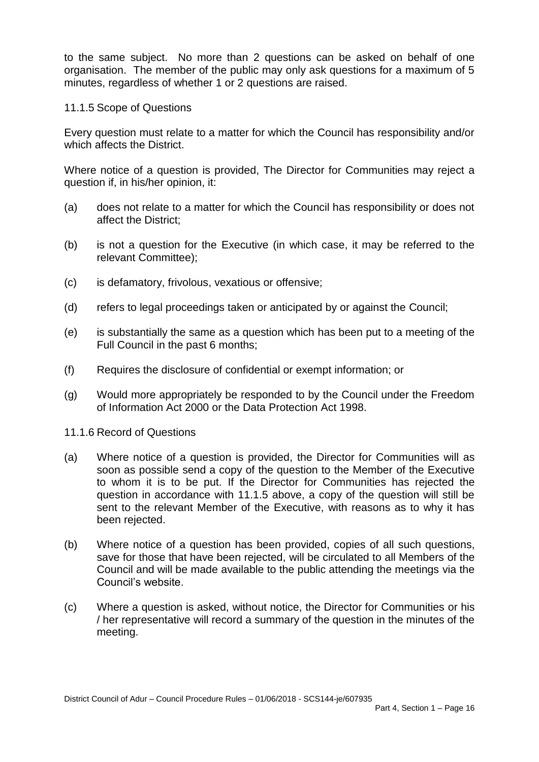to the same subject. No more than 2 questions can be asked on behalf of one organisation. The member of the public may only ask questions for a maximum of 5 minutes, regardless of whether 1 or 2 questions are raised.

11.1.5 Scope of Questions

Every question must relate to a matter for which the Council has responsibility and/or which affects the District.

Where notice of a question is provided, The Director for Communities may reject a question if, in his/her opinion, it:

(a) does not relate to a matter for which the Council has responsibility or does not affect the District;

(b) is not a question for the Executive (in which case, it may be referred to the relevant Committee);

(c) is defamatory, frivolous, vexatious or offensive;

(d) refers to legal proceedings taken or anticipated by or against the Council;

(e) is substantially the same as a question which has been put to a meeting of the Full Council in the past 6 months;

(f) Requires the disclosure of confidential or exempt information; or

(g) Would more appropriately be responded to by the Council under the Freedom of Information Act 2000 or the Data Protection Act 1998.

11.1.6 Record of Questions

(a) Where notice of a question is provided, the Director for Communities will as soon as possible send a copy of the question to the Member of the Executive to whom it is to be put. If the Director for Communities has rejected the question in accordance with 11.1.5 above, a copy of the question will still be sent to the relevant Member of the Executive, with reasons as to why it has been rejected.

(b) Where notice of a question has been provided, copies of all such questions, save for those that have been rejected, will be circulated to all Members of the Council and will be made available to the public attending the meetings via the Council's website.

(c) Where a question is asked, without notice, the Director for Communities or his / her representative will record a summary of the question in the minutes of the meeting.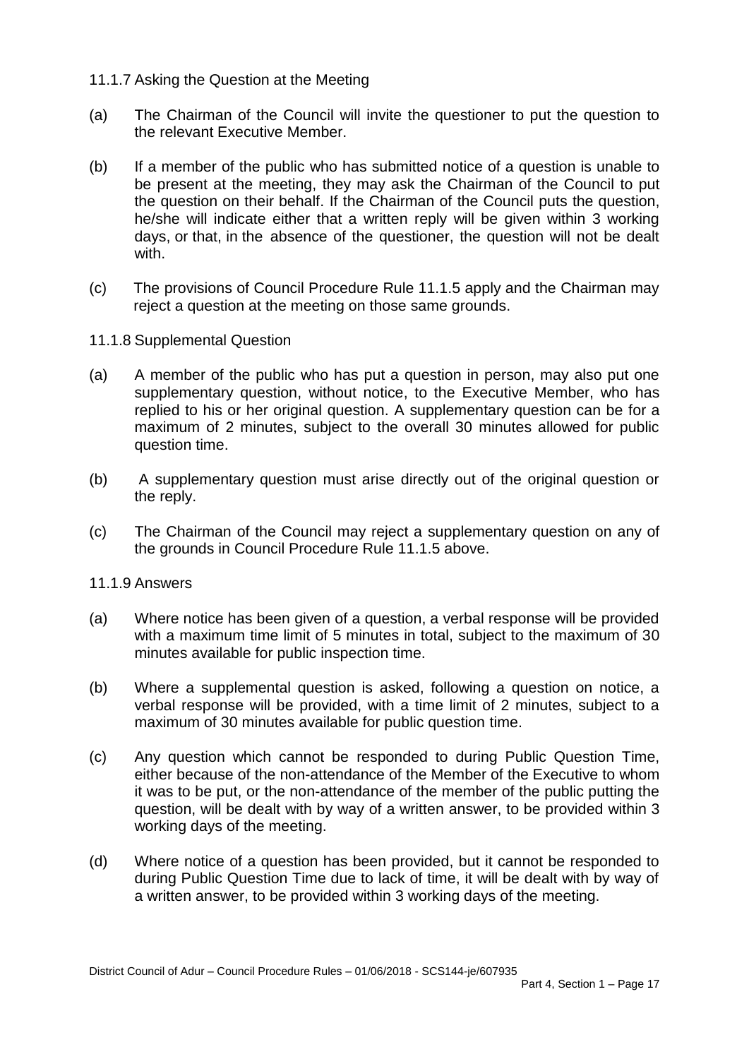11.1.7 Asking the Question at the Meeting

(a) The Chairman of the Council will invite the questioner to put the question to the relevant Executive Member.

(b) If a member of the public who has submitted notice of a question is unable to be present at the meeting, they may ask the Chairman of the Council to put the question on their behalf. If the Chairman of the Council puts the question, he/she will indicate either that a written reply will be given within 3 working days, or that, in the absence of the questioner, the question will not be dealt with.

(c) The provisions of Council Procedure Rule 11.1.5 apply and the Chairman may reject a question at the meeting on those same grounds.

11.1.8 Supplemental Question

(a) A member of the public who has put a question in person, may also put one supplementary question, without notice, to the Executive Member, who has replied to his or her original question. A supplementary question can be for a maximum of 2 minutes, subject to the overall 30 minutes allowed for public question time.

(b) A supplementary question must arise directly out of the original question or the reply.

(c) The Chairman of the Council may reject a supplementary question on any of the grounds in Council Procedure Rule 11.1.5 above.

11.1.9 Answers

(a) Where notice has been given of a question, a verbal response will be provided with a maximum time limit of 5 minutes in total, subject to the maximum of 30 minutes available for public inspection time.

(b) Where a supplemental question is asked, following a question on notice, a verbal response will be provided, with a time limit of 2 minutes, subject to a maximum of 30 minutes available for public question time.

(c) Any question which cannot be responded to during Public Question Time, either because of the non-attendance of the Member of the Executive to whom it was to be put, or the non-attendance of the member of the public putting the question, will be dealt with by way of a written answer, to be provided within 3 working days of the meeting.

(d) Where notice of a question has been provided, but it cannot be responded to during Public Question Time due to lack of time, it will be dealt with by way of a written answer, to be provided within 3 working days of the meeting.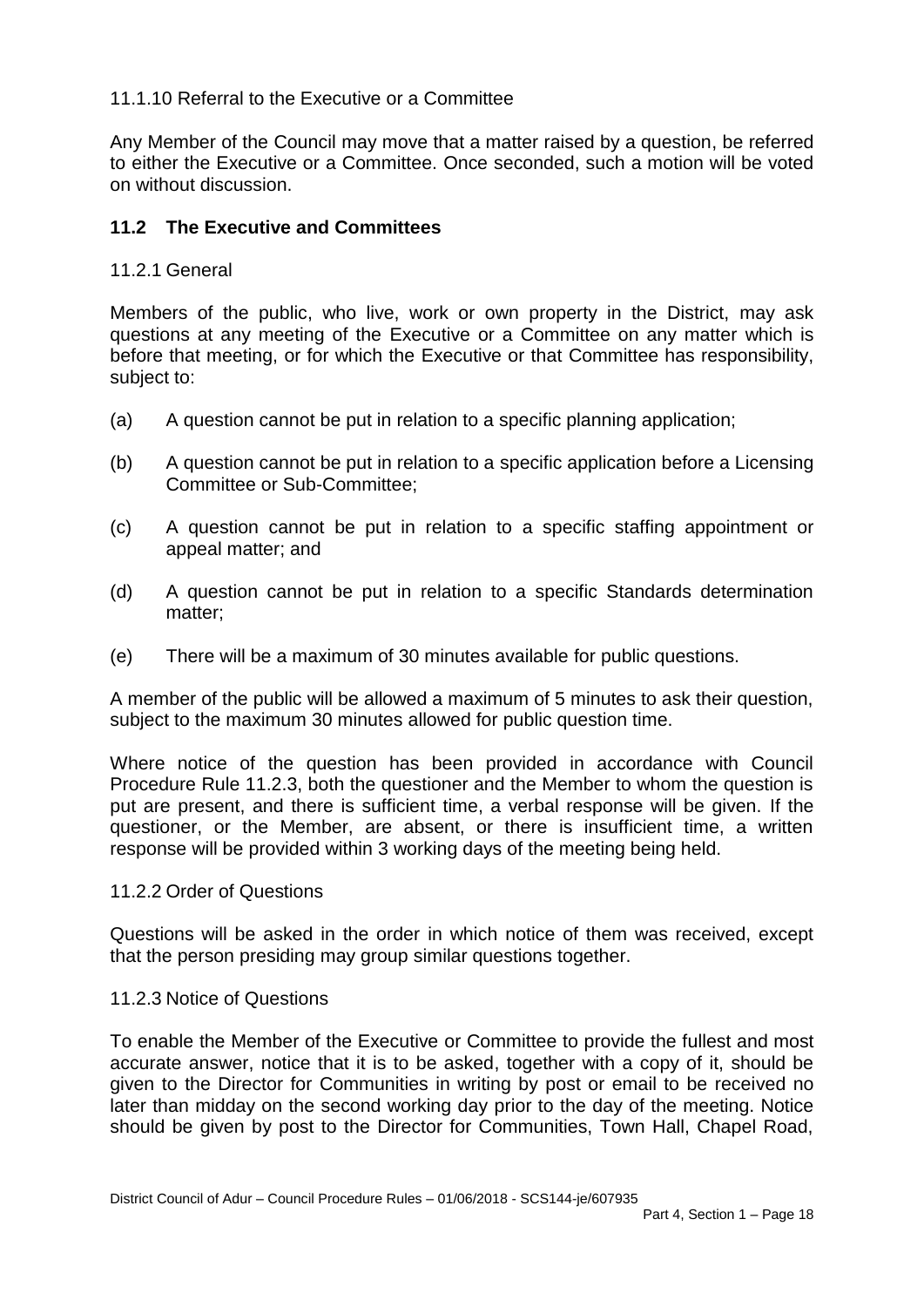11.1.10 Referral to the Executive or a Committee

Any Member of the Council may move that a matter raised by a question, be referred to either the Executive or a Committee. Once seconded, such a motion will be voted on without discussion.

## 11.2 The Executive and Committees

11.2.1 General

Members of the public, who live, work or own property in the District, may ask questions at any meeting of the Executive or a Committee on any matter which is before that meeting, or for which the Executive or that Committee has responsibility, subject to:

(a) A question cannot be put in relation to a specific planning application;

(b) A question cannot be put in relation to a specific application before a Licensing Committee or Sub-Committee;

(c) A question cannot be put in relation to a specific staffing appointment or appeal matter; and

(d) A question cannot be put in relation to a specific Standards determination matter;

(e) There will be a maximum of 30 minutes available for public questions.

A member of the public will be allowed a maximum of 5 minutes to ask their question, subject to the maximum 30 minutes allowed for public question time.

Where notice of the question has been provided in accordance with Council Procedure Rule 11.2.3, both the questioner and the Member to whom the question is put are present, and there is sufficient time, a verbal response will be given. If the questioner, or the Member, are absent, or there is insufficient time, a written response will be provided within 3 working days of the meeting being held.

11.2.2 Order of Questions

Questions will be asked in the order in which notice of them was received, except that the person presiding may group similar questions together.

11.2.3 Notice of Questions

To enable the Member of the Executive or Committee to provide the fullest and most accurate answer, notice that it is to be asked, together with a copy of it, should be given to the Director for Communities in writing by post or email to be received no later than midday on the second working day prior to the day of the meeting. Notice should be given by post to the Director for Communities, Town Hall, Chapel Road,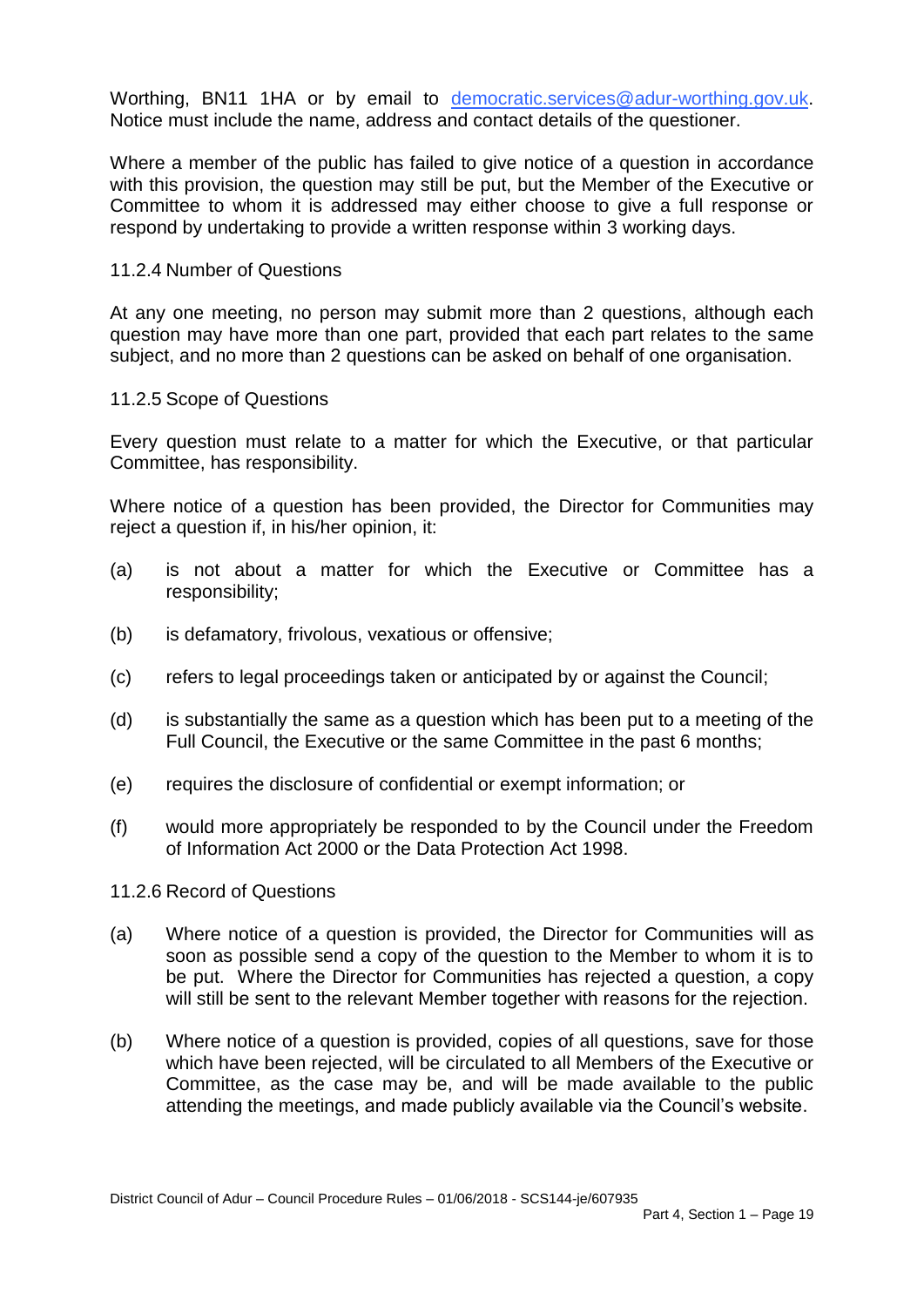Worthing, BN11 1HA or by email to democratic.services@adur-worthing.gov.uk. Notice must include the name, address and contact details of the questioner.

Where a member of the public has failed to give notice of a question in accordance with this provision, the question may still be put, but the Member of the Executive or Committee to whom it is addressed may either choose to give a full response or respond by undertaking to provide a written response within 3 working days.

11.2.4 Number of Questions

At any one meeting, no person may submit more than 2 questions, although each question may have more than one part, provided that each part relates to the same subject, and no more than 2 questions can be asked on behalf of one organisation.

11.2.5 Scope of Questions

Every question must relate to a matter for which the Executive, or that particular Committee, has responsibility.

Where notice of a question has been provided, the Director for Communities may reject a question if, in his/her opinion, it:

(a) is not about a matter for which the Executive or Committee has a responsibility;

(b) is defamatory, frivolous, vexatious or offensive;

(c) refers to legal proceedings taken or anticipated by or against the Council;

(d) is substantially the same as a question which has been put to a meeting of the Full Council, the Executive or the same Committee in the past 6 months;

(e) requires the disclosure of confidential or exempt information; or

(f) would more appropriately be responded to by the Council under the Freedom of Information Act 2000 or the Data Protection Act 1998.

11.2.6 Record of Questions

(a) Where notice of a question is provided, the Director for Communities will as soon as possible send a copy of the question to the Member to whom it is to be put. Where the Director for Communities has rejected a question, a copy will still be sent to the relevant Member together with reasons for the rejection.

(b) Where notice of a question is provided, copies of all questions, save for those which have been rejected, will be circulated to all Members of the Executive or Committee, as the case may be, and will be made available to the public attending the meetings, and made publicly available via the Council's website.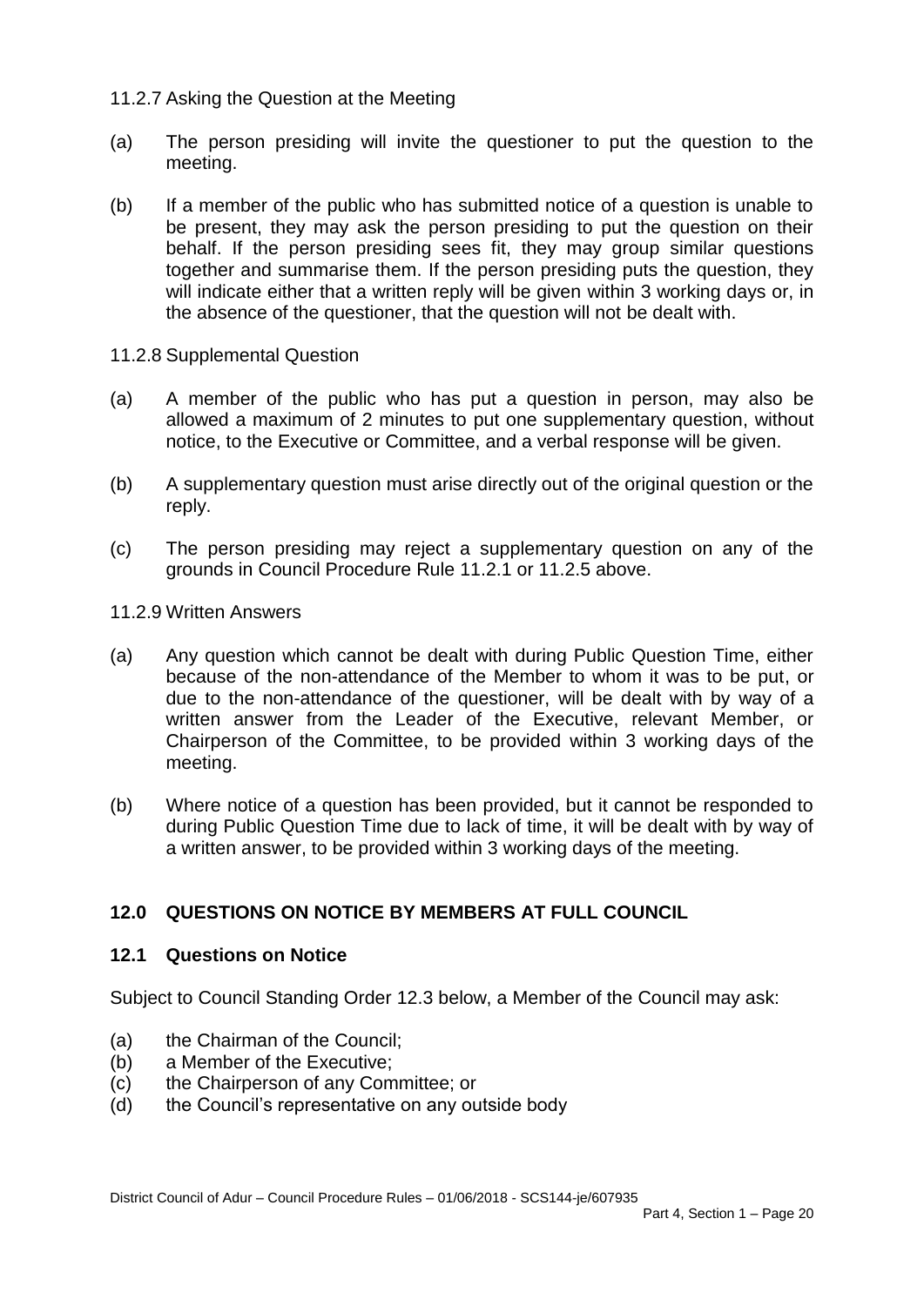11.2.7 Asking the Question at the Meeting

(a) The person presiding will invite the questioner to put the question to the meeting.

(b) If a member of the public who has submitted notice of a question is unable to be present, they may ask the person presiding to put the question on their behalf. If the person presiding sees fit, they may group similar questions together and summarise them. If the person presiding puts the question, they will indicate either that a written reply will be given within 3 working days or, in the absence of the questioner, that the question will not be dealt with.

11.2.8 Supplemental Question

(a) A member of the public who has put a question in person, may also be allowed a maximum of 2 minutes to put one supplementary question, without notice, to the Executive or Committee, and a verbal response will be given.

(b) A supplementary question must arise directly out of the original question or the reply.

(c) The person presiding may reject a supplementary question on any of the grounds in Council Procedure Rule 11.2.1 or 11.2.5 above.

11.2.9 Written Answers

(a) Any question which cannot be dealt with during Public Question Time, either because of the non-attendance of the Member to whom it was to be put, or due to the non-attendance of the questioner, will be dealt with by way of a written answer from the Leader of the Executive, relevant Member, or Chairperson of the Committee, to be provided within 3 working days of the meeting.

(b) Where notice of a question has been provided, but it cannot be responded to during Public Question Time due to lack of time, it will be dealt with by way of a written answer, to be provided within 3 working days of the meeting.

## 12.0 QUESTIONS ON NOTICE BY MEMBERS AT FULL COUNCIL

### 12.1 Questions on Notice

Subject to Council Standing Order 12.3 below, a Member of the Council may ask:

(a) the Chairman of the Council;
(b) a Member of the Executive;
(c) the Chairperson of any Committee; or
(d) the Council's representative on any outside body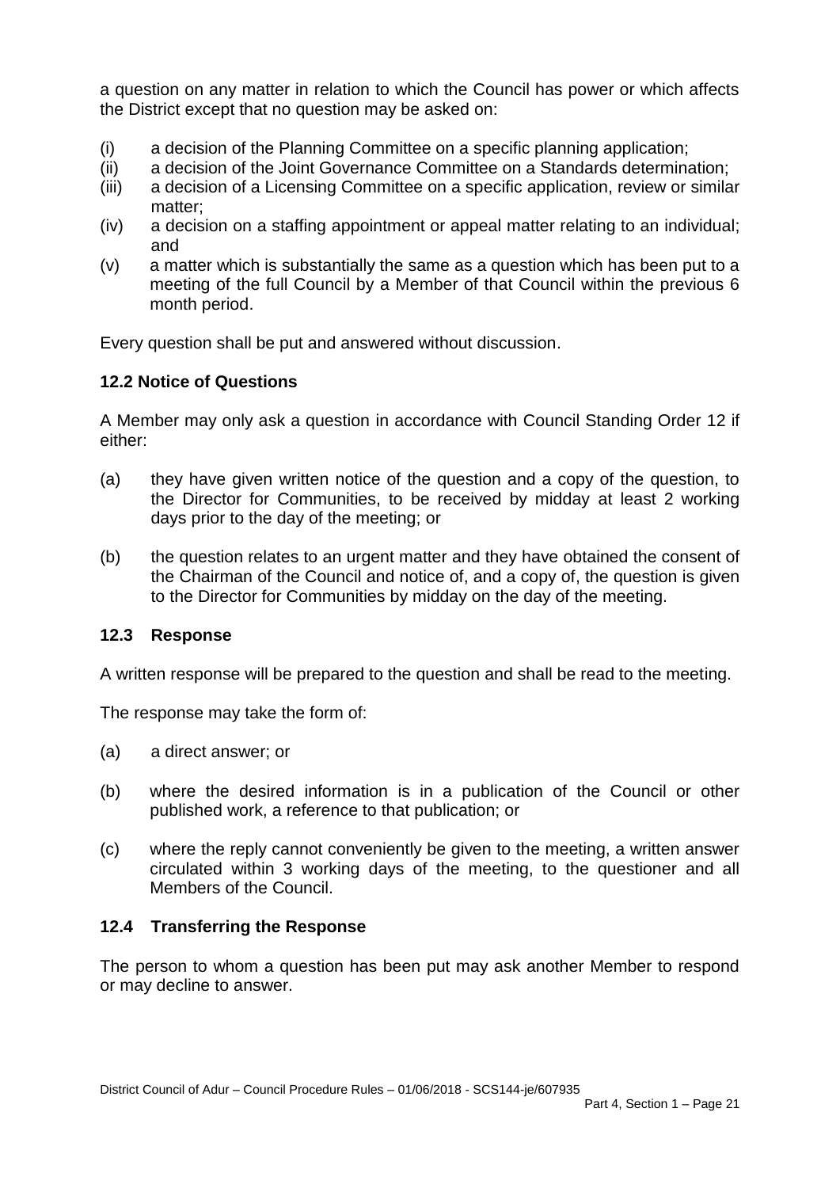a question on any matter in relation to which the Council has power or which affects the District except that no question may be asked on:

(i) a decision of the Planning Committee on a specific planning application;
(ii) a decision of the Joint Governance Committee on a Standards determination;
(iii) a decision of a Licensing Committee on a specific application, review or similar matter;
(iv) a decision on a staffing appointment or appeal matter relating to an individual; and
(v) a matter which is substantially the same as a question which has been put to a meeting of the full Council by a Member of that Council within the previous 6 month period.

Every question shall be put and answered without discussion.

### 12.2 Notice of Questions

A Member may only ask a question in accordance with Council Standing Order 12 if either:

(a) they have given written notice of the question and a copy of the question, to the Director for Communities, to be received by midday at least 2 working days prior to the day of the meeting; or

(b) the question relates to an urgent matter and they have obtained the consent of the Chairman of the Council and notice of, and a copy of, the question is given to the Director for Communities by midday on the day of the meeting.

### 12.3 Response

A written response will be prepared to the question and shall be read to the meeting.

The response may take the form of:

(a) a direct answer; or

(b) where the desired information is in a publication of the Council or other published work, a reference to that publication; or

(c) where the reply cannot conveniently be given to the meeting, a written answer circulated within 3 working days of the meeting, to the questioner and all Members of the Council.

### 12.4 Transferring the Response

The person to whom a question has been put may ask another Member to respond or may decline to answer.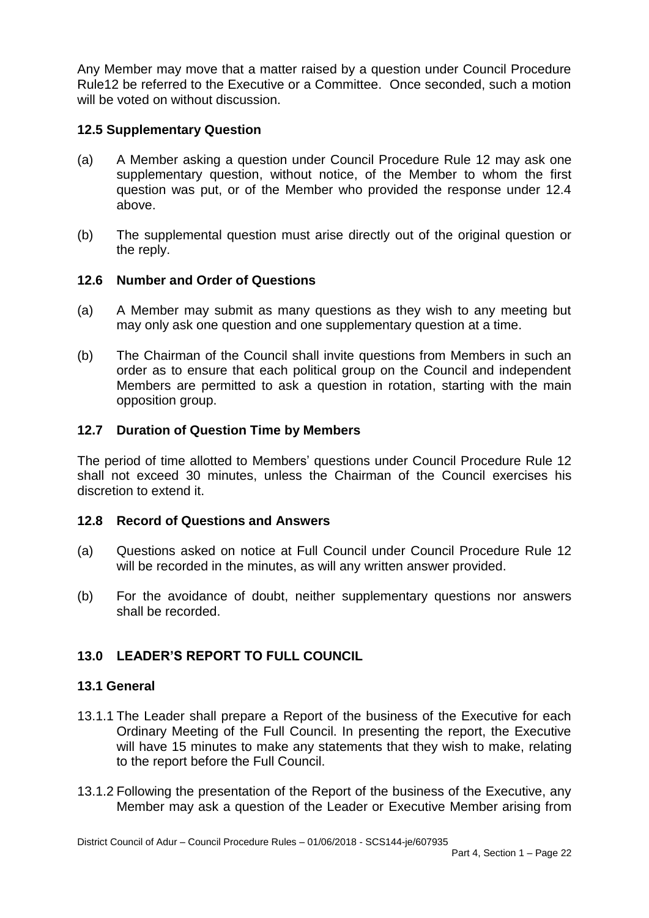Any Member may move that a matter raised by a question under Council Procedure Rule12 be referred to the Executive or a Committee. Once seconded, such a motion will be voted on without discussion.

### 12.5 Supplementary Question

(a) A Member asking a question under Council Procedure Rule 12 may ask one supplementary question, without notice, of the Member to whom the first question was put, or of the Member who provided the response under 12.4 above.

(b) The supplemental question must arise directly out of the original question or the reply.

### 12.6 Number and Order of Questions

(a) A Member may submit as many questions as they wish to any meeting but may only ask one question and one supplementary question at a time.

(b) The Chairman of the Council shall invite questions from Members in such an order as to ensure that each political group on the Council and independent Members are permitted to ask a question in rotation, starting with the main opposition group.

### 12.7 Duration of Question Time by Members

The period of time allotted to Members' questions under Council Procedure Rule 12 shall not exceed 30 minutes, unless the Chairman of the Council exercises his discretion to extend it.

### 12.8 Record of Questions and Answers

(a) Questions asked on notice at Full Council under Council Procedure Rule 12 will be recorded in the minutes, as will any written answer provided.

(b) For the avoidance of doubt, neither supplementary questions nor answers shall be recorded.

## 13.0 LEADER'S REPORT TO FULL COUNCIL

### 13.1 General

13.1.1 The Leader shall prepare a Report of the business of the Executive for each Ordinary Meeting of the Full Council. In presenting the report, the Executive will have 15 minutes to make any statements that they wish to make, relating to the report before the Full Council.

13.1.2 Following the presentation of the Report of the business of the Executive, any Member may ask a question of the Leader or Executive Member arising from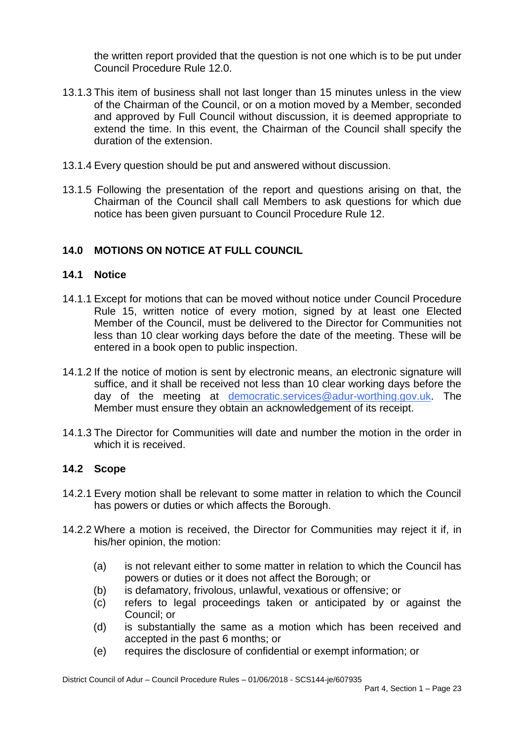the written report provided that the question is not one which is to be put under Council Procedure Rule 12.0.

13.1.3 This item of business shall not last longer than 15 minutes unless in the view of the Chairman of the Council, or on a motion moved by a Member, seconded and approved by Full Council without discussion, it is deemed appropriate to extend the time. In this event, the Chairman of the Council shall specify the duration of the extension.

13.1.4 Every question should be put and answered without discussion.

13.1.5 Following the presentation of the report and questions arising on that, the Chairman of the Council shall call Members to ask questions for which due notice has been given pursuant to Council Procedure Rule 12.

## 14.0 MOTIONS ON NOTICE AT FULL COUNCIL

### 14.1 Notice

14.1.1 Except for motions that can be moved without notice under Council Procedure Rule 15, written notice of every motion, signed by at least one Elected Member of the Council, must be delivered to the Director for Communities not less than 10 clear working days before the date of the meeting. These will be entered in a book open to public inspection.

14.1.2 If the notice of motion is sent by electronic means, an electronic signature will suffice, and it shall be received not less than 10 clear working days before the day of the meeting at democratic.services@adur-worthing.gov.uk. The Member must ensure they obtain an acknowledgement of its receipt.

14.1.3 The Director for Communities will date and number the motion in the order in which it is received.

### 14.2 Scope

14.2.1 Every motion shall be relevant to some matter in relation to which the Council has powers or duties or which affects the Borough.

14.2.2 Where a motion is received, the Director for Communities may reject it if, in his/her opinion, the motion:

- (a) is not relevant either to some matter in relation to which the Council has powers or duties or it does not affect the Borough; or
- (b) is defamatory, frivolous, unlawful, vexatious or offensive; or
- (c) refers to legal proceedings taken or anticipated by or against the Council; or
- (d) is substantially the same as a motion which has been received and accepted in the past 6 months; or
- (e) requires the disclosure of confidential or exempt information; or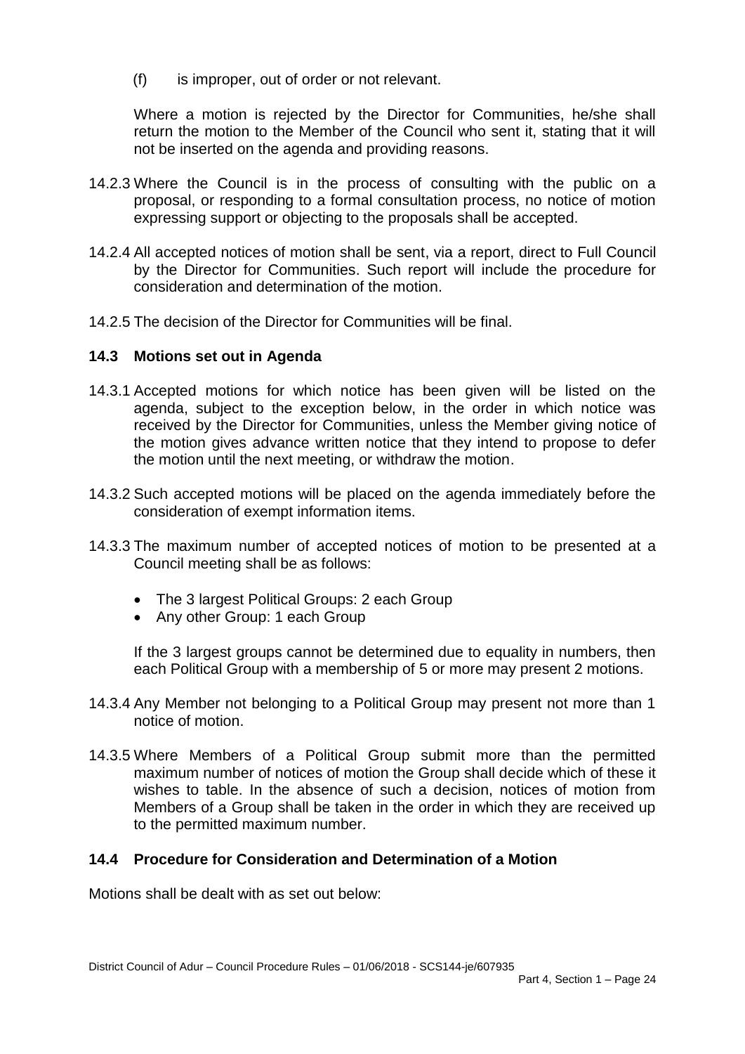(f) is improper, out of order or not relevant.

Where a motion is rejected by the Director for Communities, he/she shall return the motion to the Member of the Council who sent it, stating that it will not be inserted on the agenda and providing reasons.

14.2.3 Where the Council is in the process of consulting with the public on a proposal, or responding to a formal consultation process, no notice of motion expressing support or objecting to the proposals shall be accepted.

14.2.4 All accepted notices of motion shall be sent, via a report, direct to Full Council by the Director for Communities. Such report will include the procedure for consideration and determination of the motion.

14.2.5 The decision of the Director for Communities will be final.

### 14.3 Motions set out in Agenda

14.3.1 Accepted motions for which notice has been given will be listed on the agenda, subject to the exception below, in the order in which notice was received by the Director for Communities, unless the Member giving notice of the motion gives advance written notice that they intend to propose to defer the motion until the next meeting, or withdraw the motion.

14.3.2 Such accepted motions will be placed on the agenda immediately before the consideration of exempt information items.

14.3.3 The maximum number of accepted notices of motion to be presented at a Council meeting shall be as follows:

- The 3 largest Political Groups: 2 each Group
- Any other Group: 1 each Group

If the 3 largest groups cannot be determined due to equality in numbers, then each Political Group with a membership of 5 or more may present 2 motions.

14.3.4 Any Member not belonging to a Political Group may present not more than 1 notice of motion.

14.3.5 Where Members of a Political Group submit more than the permitted maximum number of notices of motion the Group shall decide which of these it wishes to table. In the absence of such a decision, notices of motion from Members of a Group shall be taken in the order in which they are received up to the permitted maximum number.

### 14.4 Procedure for Consideration and Determination of a Motion

Motions shall be dealt with as set out below: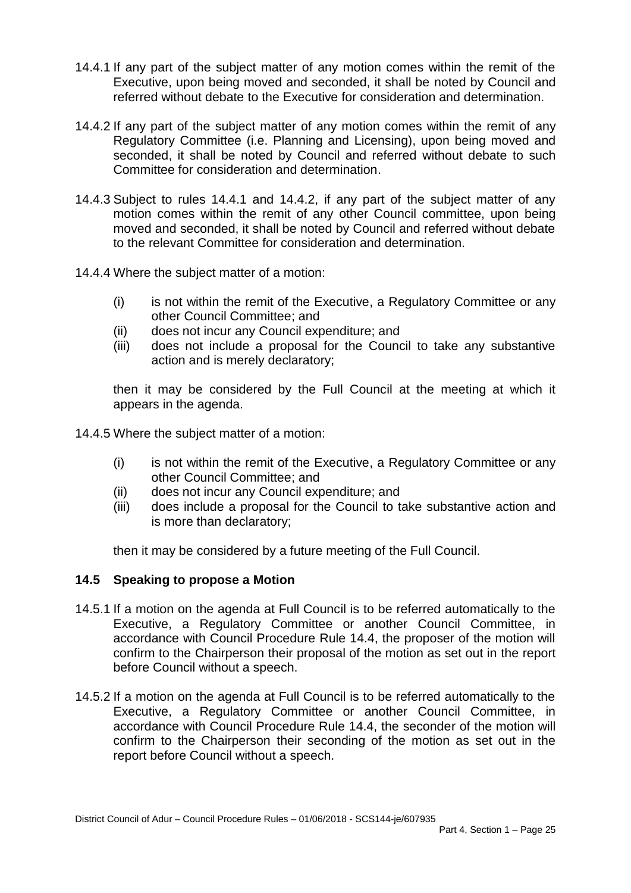14.4.1 If any part of the subject matter of any motion comes within the remit of the Executive, upon being moved and seconded, it shall be noted by Council and referred without debate to the Executive for consideration and determination.

14.4.2 If any part of the subject matter of any motion comes within the remit of any Regulatory Committee (i.e. Planning and Licensing), upon being moved and seconded, it shall be noted by Council and referred without debate to such Committee for consideration and determination.

14.4.3 Subject to rules 14.4.1 and 14.4.2, if any part of the subject matter of any motion comes within the remit of any other Council committee, upon being moved and seconded, it shall be noted by Council and referred without debate to the relevant Committee for consideration and determination.

14.4.4 Where the subject matter of a motion:

- (i) is not within the remit of the Executive, a Regulatory Committee or any other Council Committee; and
- (ii) does not incur any Council expenditure; and
- (iii) does not include a proposal for the Council to take any substantive action and is merely declaratory;

then it may be considered by the Full Council at the meeting at which it appears in the agenda.

14.4.5 Where the subject matter of a motion:

- (i) is not within the remit of the Executive, a Regulatory Committee or any other Council Committee; and
- (ii) does not incur any Council expenditure; and
- (iii) does include a proposal for the Council to take substantive action and is more than declaratory;

then it may be considered by a future meeting of the Full Council.

### 14.5 Speaking to propose a Motion

14.5.1 If a motion on the agenda at Full Council is to be referred automatically to the Executive, a Regulatory Committee or another Council Committee, in accordance with Council Procedure Rule 14.4, the proposer of the motion will confirm to the Chairperson their proposal of the motion as set out in the report before Council without a speech.

14.5.2 If a motion on the agenda at Full Council is to be referred automatically to the Executive, a Regulatory Committee or another Council Committee, in accordance with Council Procedure Rule 14.4, the seconder of the motion will confirm to the Chairperson their seconding of the motion as set out in the report before Council without a speech.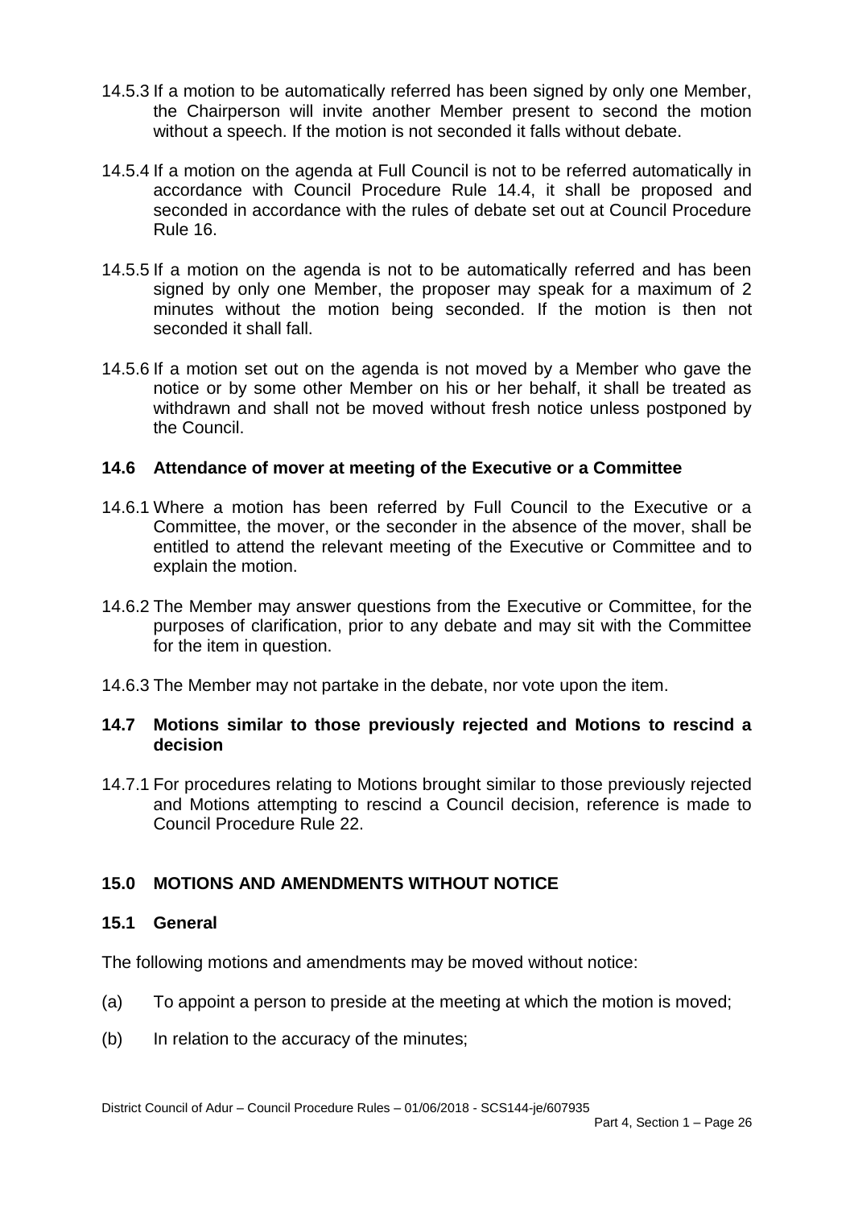14.5.3 If a motion to be automatically referred has been signed by only one Member, the Chairperson will invite another Member present to second the motion without a speech. If the motion is not seconded it falls without debate.

14.5.4 If a motion on the agenda at Full Council is not to be referred automatically in accordance with Council Procedure Rule 14.4, it shall be proposed and seconded in accordance with the rules of debate set out at Council Procedure Rule 16.

14.5.5 If a motion on the agenda is not to be automatically referred and has been signed by only one Member, the proposer may speak for a maximum of 2 minutes without the motion being seconded. If the motion is then not seconded it shall fall.

14.5.6 If a motion set out on the agenda is not moved by a Member who gave the notice or by some other Member on his or her behalf, it shall be treated as withdrawn and shall not be moved without fresh notice unless postponed by the Council.

### 14.6 Attendance of mover at meeting of the Executive or a Committee

14.6.1 Where a motion has been referred by Full Council to the Executive or a Committee, the mover, or the seconder in the absence of the mover, shall be entitled to attend the relevant meeting of the Executive or Committee and to explain the motion.

14.6.2 The Member may answer questions from the Executive or Committee, for the purposes of clarification, prior to any debate and may sit with the Committee for the item in question.

14.6.3 The Member may not partake in the debate, nor vote upon the item.

### 14.7 Motions similar to those previously rejected and Motions to rescind a decision

14.7.1 For procedures relating to Motions brought similar to those previously rejected and Motions attempting to rescind a Council decision, reference is made to Council Procedure Rule 22.

## 15.0 MOTIONS AND AMENDMENTS WITHOUT NOTICE

### 15.1 General

The following motions and amendments may be moved without notice:

(a) To appoint a person to preside at the meeting at which the motion is moved;

(b) In relation to the accuracy of the minutes;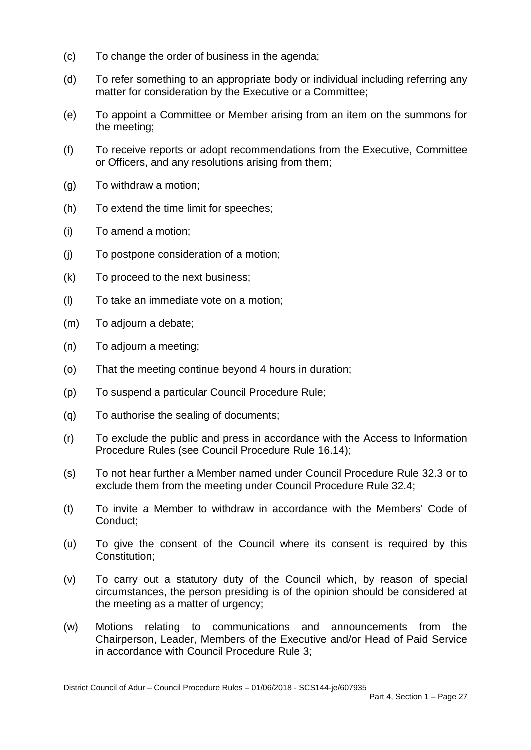(c) To change the order of business in the agenda;

(d) To refer something to an appropriate body or individual including referring any matter for consideration by the Executive or a Committee;

(e) To appoint a Committee or Member arising from an item on the summons for the meeting;

(f) To receive reports or adopt recommendations from the Executive, Committee or Officers, and any resolutions arising from them;

(g) To withdraw a motion;

(h) To extend the time limit for speeches;

(i) To amend a motion;

(j) To postpone consideration of a motion;

(k) To proceed to the next business;

(l) To take an immediate vote on a motion;

(m) To adjourn a debate;

(n) To adjourn a meeting;

(o) That the meeting continue beyond 4 hours in duration;

(p) To suspend a particular Council Procedure Rule;

(q) To authorise the sealing of documents;

(r) To exclude the public and press in accordance with the Access to Information Procedure Rules (see Council Procedure Rule 16.14);

(s) To not hear further a Member named under Council Procedure Rule 32.3 or to exclude them from the meeting under Council Procedure Rule 32.4;

(t) To invite a Member to withdraw in accordance with the Members' Code of Conduct;

(u) To give the consent of the Council where its consent is required by this Constitution;

(v) To carry out a statutory duty of the Council which, by reason of special circumstances, the person presiding is of the opinion should be considered at the meeting as a matter of urgency;

(w) Motions relating to communications and announcements from the Chairperson, Leader, Members of the Executive and/or Head of Paid Service in accordance with Council Procedure Rule 3;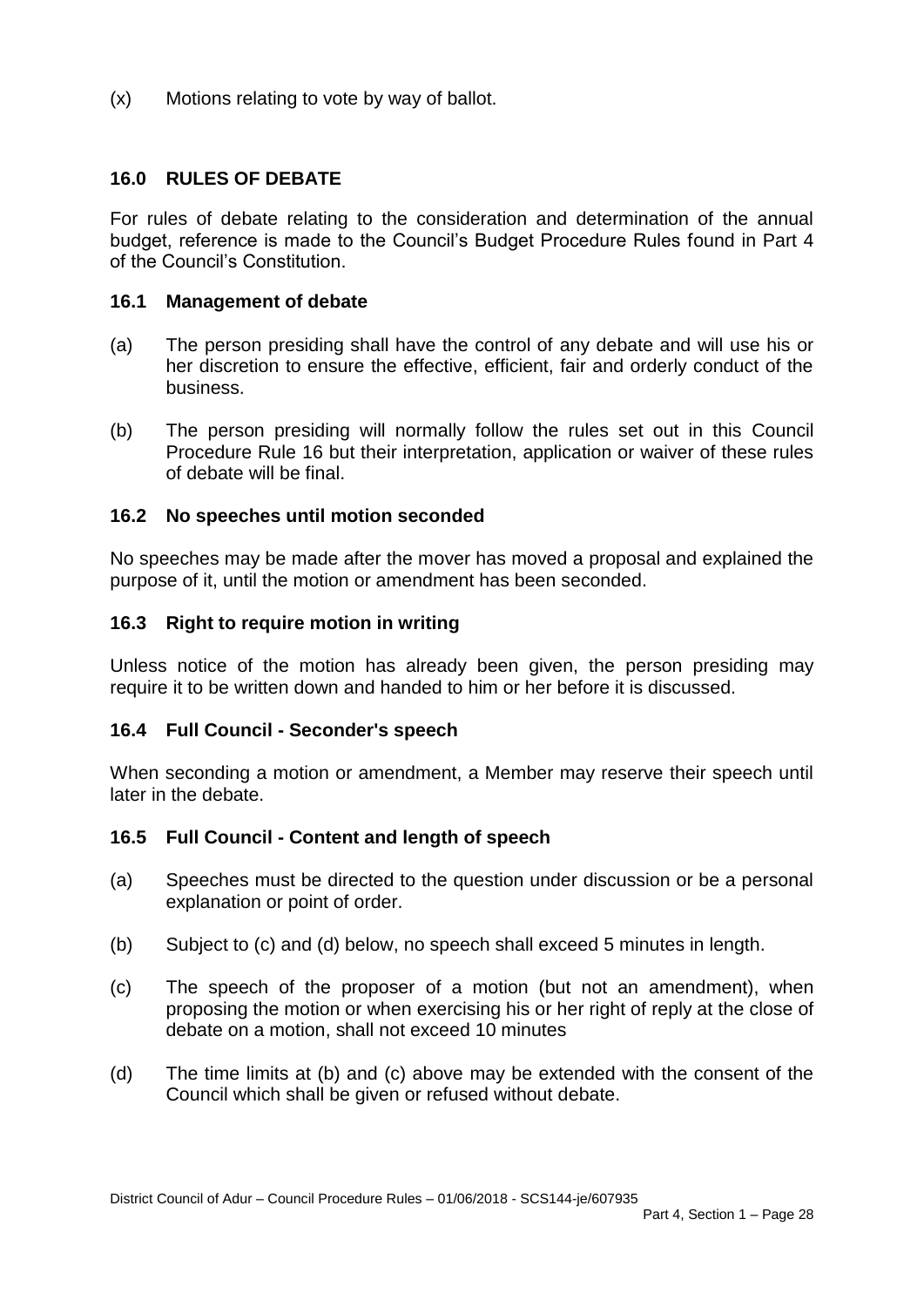(x) Motions relating to vote by way of ballot.

## 16.0 RULES OF DEBATE

For rules of debate relating to the consideration and determination of the annual budget, reference is made to the Council's Budget Procedure Rules found in Part 4 of the Council's Constitution.

### 16.1 Management of debate

(a) The person presiding shall have the control of any debate and will use his or her discretion to ensure the effective, efficient, fair and orderly conduct of the business.

(b) The person presiding will normally follow the rules set out in this Council Procedure Rule 16 but their interpretation, application or waiver of these rules of debate will be final.

### 16.2 No speeches until motion seconded

No speeches may be made after the mover has moved a proposal and explained the purpose of it, until the motion or amendment has been seconded.

### 16.3 Right to require motion in writing

Unless notice of the motion has already been given, the person presiding may require it to be written down and handed to him or her before it is discussed.

### 16.4 Full Council - Seconder's speech

When seconding a motion or amendment, a Member may reserve their speech until later in the debate.

### 16.5 Full Council - Content and length of speech

(a) Speeches must be directed to the question under discussion or be a personal explanation or point of order.

(b) Subject to (c) and (d) below, no speech shall exceed 5 minutes in length.

(c) The speech of the proposer of a motion (but not an amendment), when proposing the motion or when exercising his or her right of reply at the close of debate on a motion, shall not exceed 10 minutes

(d) The time limits at (b) and (c) above may be extended with the consent of the Council which shall be given or refused without debate.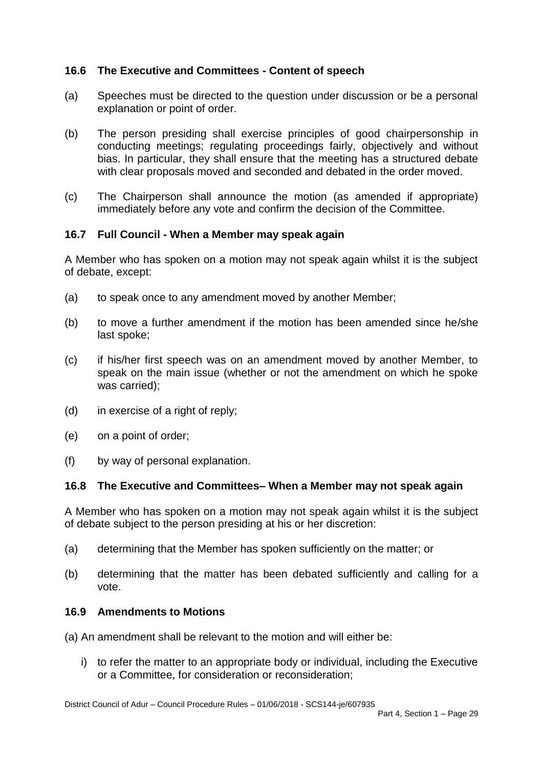### 16.6 The Executive and Committees - Content of speech

(a) Speeches must be directed to the question under discussion or be a personal explanation or point of order.

(b) The person presiding shall exercise principles of good chairpersonship in conducting meetings; regulating proceedings fairly, objectively and without bias. In particular, they shall ensure that the meeting has a structured debate with clear proposals moved and seconded and debated in the order moved.

(c) The Chairperson shall announce the motion (as amended if appropriate) immediately before any vote and confirm the decision of the Committee.

### 16.7 Full Council - When a Member may speak again

A Member who has spoken on a motion may not speak again whilst it is the subject of debate, except:

(a) to speak once to any amendment moved by another Member;

(b) to move a further amendment if the motion has been amended since he/she last spoke;

(c) if his/her first speech was on an amendment moved by another Member, to speak on the main issue (whether or not the amendment on which he spoke was carried);

(d) in exercise of a right of reply;

(e) on a point of order;

(f) by way of personal explanation.

### 16.8 The Executive and Committees– When a Member may not speak again

A Member who has spoken on a motion may not speak again whilst it is the subject of debate subject to the person presiding at his or her discretion:

(a) determining that the Member has spoken sufficiently on the matter; or

(b) determining that the matter has been debated sufficiently and calling for a vote.

### 16.9 Amendments to Motions

(a) An amendment shall be relevant to the motion and will either be:

i) to refer the matter to an appropriate body or individual, including the Executive or a Committee, for consideration or reconsideration;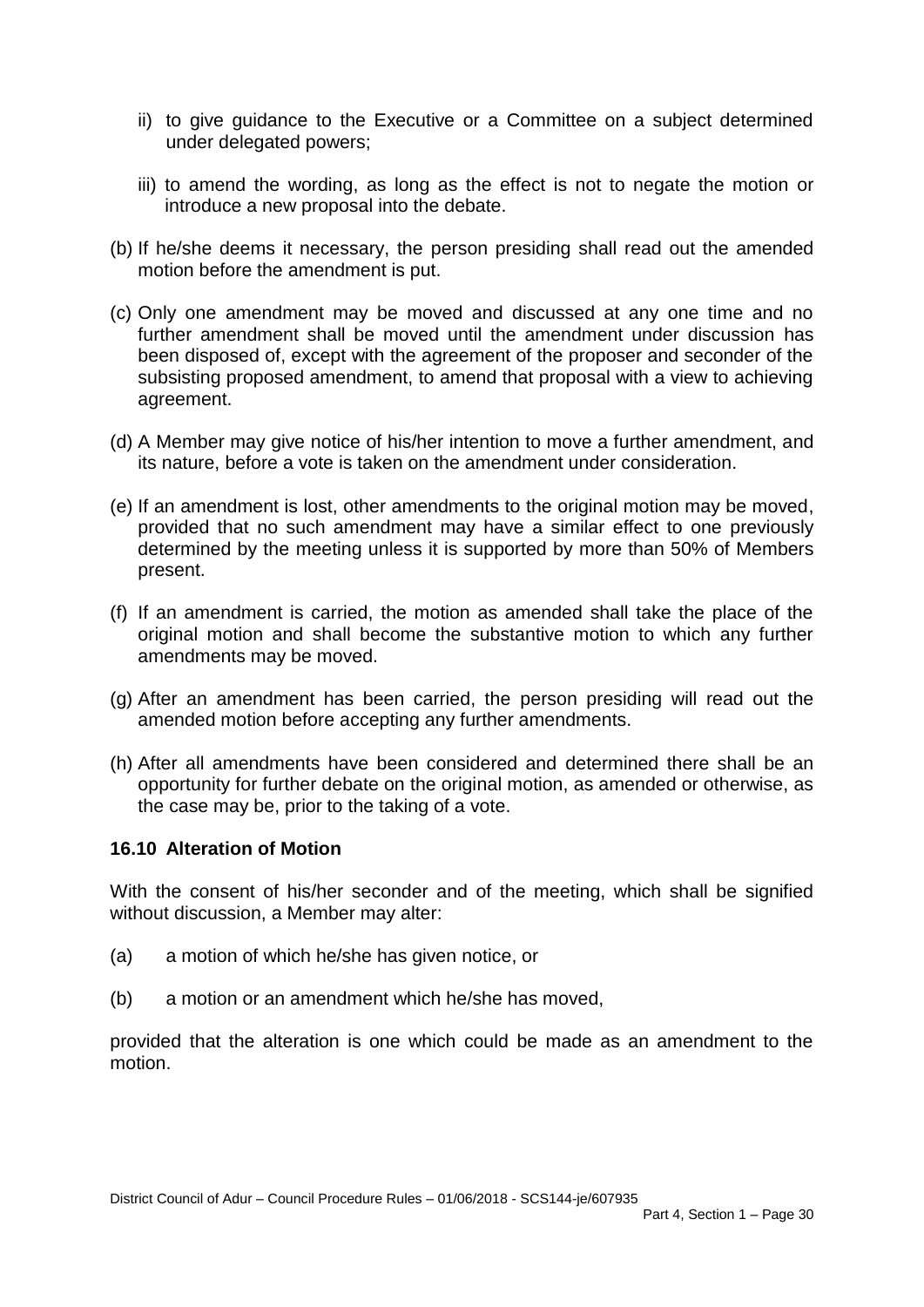ii) to give guidance to the Executive or a Committee on a subject determined under delegated powers;

iii) to amend the wording, as long as the effect is not to negate the motion or introduce a new proposal into the debate.

(b) If he/she deems it necessary, the person presiding shall read out the amended motion before the amendment is put.

(c) Only one amendment may be moved and discussed at any one time and no further amendment shall be moved until the amendment under discussion has been disposed of, except with the agreement of the proposer and seconder of the subsisting proposed amendment, to amend that proposal with a view to achieving agreement.

(d) A Member may give notice of his/her intention to move a further amendment, and its nature, before a vote is taken on the amendment under consideration.

(e) If an amendment is lost, other amendments to the original motion may be moved, provided that no such amendment may have a similar effect to one previously determined by the meeting unless it is supported by more than 50% of Members present.

(f) If an amendment is carried, the motion as amended shall take the place of the original motion and shall become the substantive motion to which any further amendments may be moved.

(g) After an amendment has been carried, the person presiding will read out the amended motion before accepting any further amendments.

(h) After all amendments have been considered and determined there shall be an opportunity for further debate on the original motion, as amended or otherwise, as the case may be, prior to the taking of a vote.

### 16.10 Alteration of Motion

With the consent of his/her seconder and of the meeting, which shall be signified without discussion, a Member may alter:

(a) a motion of which he/she has given notice, or

(b) a motion or an amendment which he/she has moved,

provided that the alteration is one which could be made as an amendment to the motion.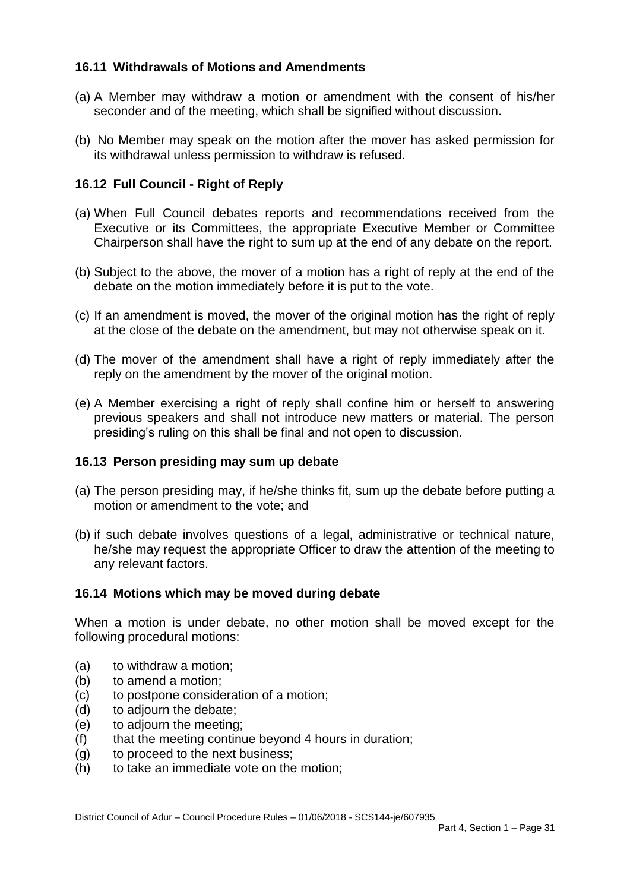### 16.11 Withdrawals of Motions and Amendments

(a) A Member may withdraw a motion or amendment with the consent of his/her seconder and of the meeting, which shall be signified without discussion.

(b) No Member may speak on the motion after the mover has asked permission for its withdrawal unless permission to withdraw is refused.

### 16.12 Full Council - Right of Reply

(a) When Full Council debates reports and recommendations received from the Executive or its Committees, the appropriate Executive Member or Committee Chairperson shall have the right to sum up at the end of any debate on the report.

(b) Subject to the above, the mover of a motion has a right of reply at the end of the debate on the motion immediately before it is put to the vote.

(c) If an amendment is moved, the mover of the original motion has the right of reply at the close of the debate on the amendment, but may not otherwise speak on it.

(d) The mover of the amendment shall have a right of reply immediately after the reply on the amendment by the mover of the original motion.

(e) A Member exercising a right of reply shall confine him or herself to answering previous speakers and shall not introduce new matters or material. The person presiding's ruling on this shall be final and not open to discussion.

### 16.13 Person presiding may sum up debate

(a) The person presiding may, if he/she thinks fit, sum up the debate before putting a motion or amendment to the vote; and

(b) if such debate involves questions of a legal, administrative or technical nature, he/she may request the appropriate Officer to draw the attention of the meeting to any relevant factors.

### 16.14 Motions which may be moved during debate

When a motion is under debate, no other motion shall be moved except for the following procedural motions:

(a) to withdraw a motion;
(b) to amend a motion;
(c) to postpone consideration of a motion;
(d) to adjourn the debate;
(e) to adjourn the meeting;
(f) that the meeting continue beyond 4 hours in duration;
(g) to proceed to the next business;
(h) to take an immediate vote on the motion;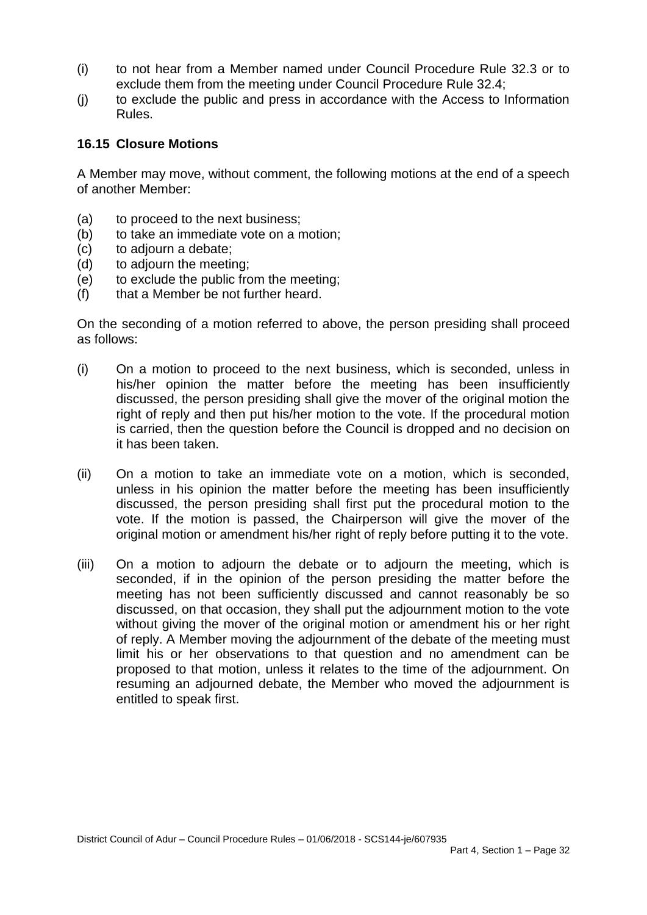(i) to not hear from a Member named under Council Procedure Rule 32.3 or to exclude them from the meeting under Council Procedure Rule 32.4;

(j) to exclude the public and press in accordance with the Access to Information Rules.

### 16.15 Closure Motions

A Member may move, without comment, the following motions at the end of a speech of another Member:

(a) to proceed to the next business;
(b) to take an immediate vote on a motion;
(c) to adjourn a debate;
(d) to adjourn the meeting;
(e) to exclude the public from the meeting;
(f) that a Member be not further heard.

On the seconding of a motion referred to above, the person presiding shall proceed as follows:

(i) On a motion to proceed to the next business, which is seconded, unless in his/her opinion the matter before the meeting has been insufficiently discussed, the person presiding shall give the mover of the original motion the right of reply and then put his/her motion to the vote. If the procedural motion is carried, then the question before the Council is dropped and no decision on it has been taken.

(ii) On a motion to take an immediate vote on a motion, which is seconded, unless in his opinion the matter before the meeting has been insufficiently discussed, the person presiding shall first put the procedural motion to the vote. If the motion is passed, the Chairperson will give the mover of the original motion or amendment his/her right of reply before putting it to the vote.

(iii) On a motion to adjourn the debate or to adjourn the meeting, which is seconded, if in the opinion of the person presiding the matter before the meeting has not been sufficiently discussed and cannot reasonably be so discussed, on that occasion, they shall put the adjournment motion to the vote without giving the mover of the original motion or amendment his or her right of reply. A Member moving the adjournment of the debate of the meeting must limit his or her observations to that question and no amendment can be proposed to that motion, unless it relates to the time of the adjournment. On resuming an adjourned debate, the Member who moved the adjournment is entitled to speak first.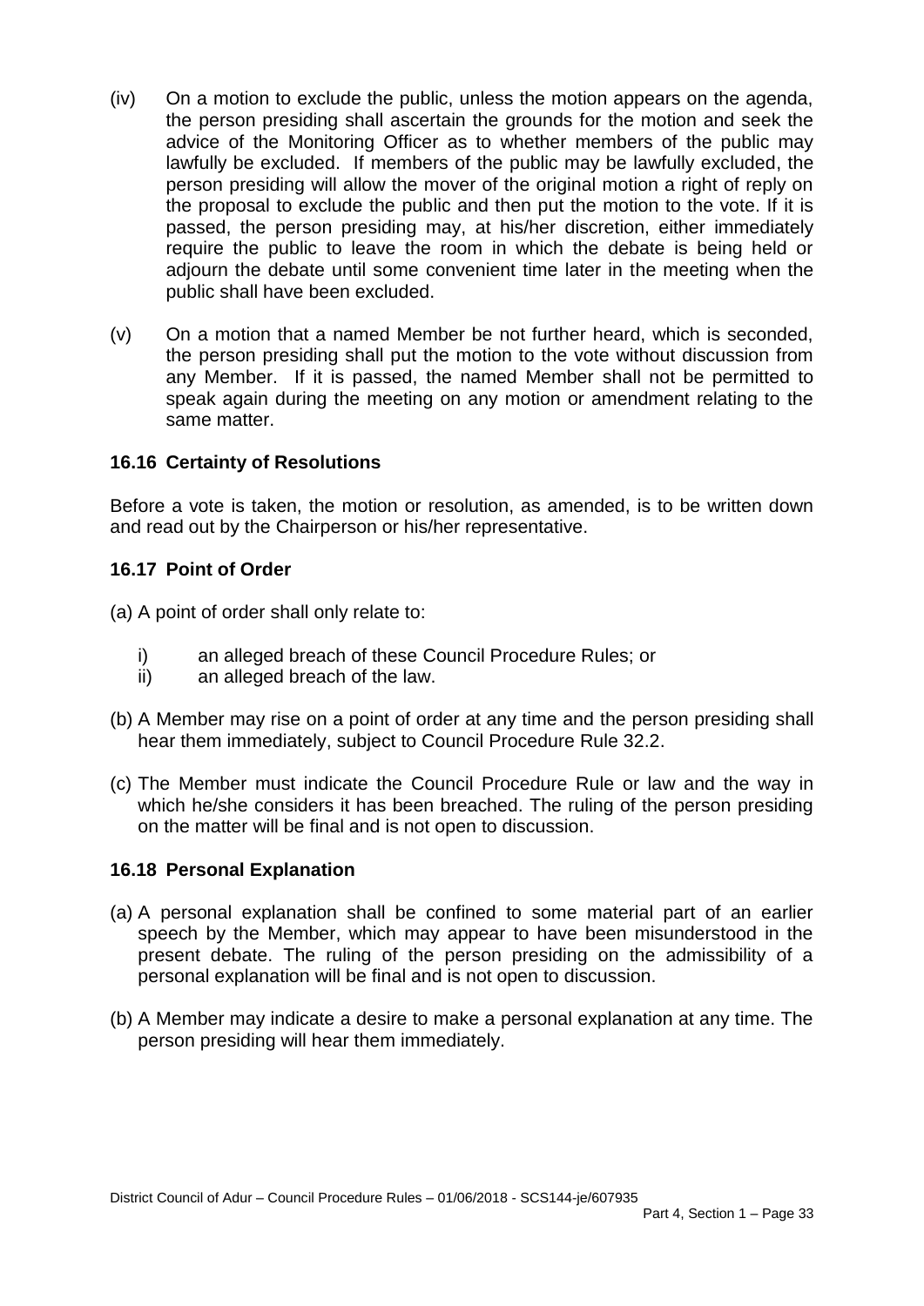(iv) On a motion to exclude the public, unless the motion appears on the agenda, the person presiding shall ascertain the grounds for the motion and seek the advice of the Monitoring Officer as to whether members of the public may lawfully be excluded. If members of the public may be lawfully excluded, the person presiding will allow the mover of the original motion a right of reply on the proposal to exclude the public and then put the motion to the vote. If it is passed, the person presiding may, at his/her discretion, either immediately require the public to leave the room in which the debate is being held or adjourn the debate until some convenient time later in the meeting when the public shall have been excluded.

(v) On a motion that a named Member be not further heard, which is seconded, the person presiding shall put the motion to the vote without discussion from any Member. If it is passed, the named Member shall not be permitted to speak again during the meeting on any motion or amendment relating to the same matter.

### 16.16 Certainty of Resolutions

Before a vote is taken, the motion or resolution, as amended, is to be written down and read out by the Chairperson or his/her representative.

### 16.17 Point of Order

(a) A point of order shall only relate to:

   i) an alleged breach of these Council Procedure Rules; or
   ii) an alleged breach of the law.

(b) A Member may rise on a point of order at any time and the person presiding shall hear them immediately, subject to Council Procedure Rule 32.2.

(c) The Member must indicate the Council Procedure Rule or law and the way in which he/she considers it has been breached. The ruling of the person presiding on the matter will be final and is not open to discussion.

### 16.18 Personal Explanation

(a) A personal explanation shall be confined to some material part of an earlier speech by the Member, which may appear to have been misunderstood in the present debate. The ruling of the person presiding on the admissibility of a personal explanation will be final and is not open to discussion.

(b) A Member may indicate a desire to make a personal explanation at any time. The person presiding will hear them immediately.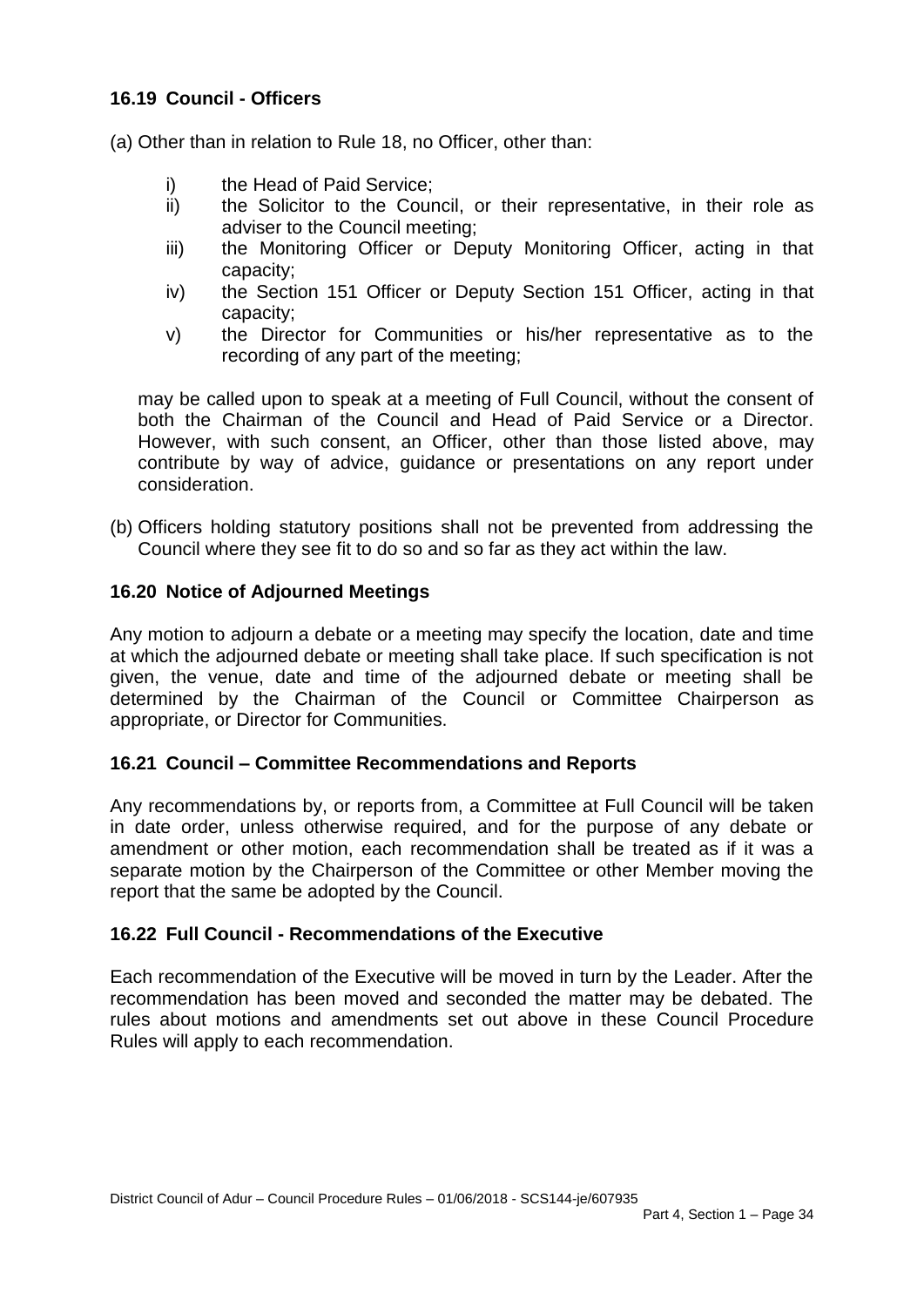### 16.19 Council - Officers

(a) Other than in relation to Rule 18, no Officer, other than:

- i) the Head of Paid Service;
- ii) the Solicitor to the Council, or their representative, in their role as adviser to the Council meeting;
- iii) the Monitoring Officer or Deputy Monitoring Officer, acting in that capacity;
- iv) the Section 151 Officer or Deputy Section 151 Officer, acting in that capacity;
- v) the Director for Communities or his/her representative as to the recording of any part of the meeting;

may be called upon to speak at a meeting of Full Council, without the consent of both the Chairman of the Council and Head of Paid Service or a Director. However, with such consent, an Officer, other than those listed above, may contribute by way of advice, guidance or presentations on any report under consideration.

(b) Officers holding statutory positions shall not be prevented from addressing the Council where they see fit to do so and so far as they act within the law.

### 16.20 Notice of Adjourned Meetings

Any motion to adjourn a debate or a meeting may specify the location, date and time at which the adjourned debate or meeting shall take place. If such specification is not given, the venue, date and time of the adjourned debate or meeting shall be determined by the Chairman of the Council or Committee Chairperson as appropriate, or Director for Communities.

### 16.21 Council – Committee Recommendations and Reports

Any recommendations by, or reports from, a Committee at Full Council will be taken in date order, unless otherwise required, and for the purpose of any debate or amendment or other motion, each recommendation shall be treated as if it was a separate motion by the Chairperson of the Committee or other Member moving the report that the same be adopted by the Council.

### 16.22 Full Council - Recommendations of the Executive

Each recommendation of the Executive will be moved in turn by the Leader. After the recommendation has been moved and seconded the matter may be debated. The rules about motions and amendments set out above in these Council Procedure Rules will apply to each recommendation.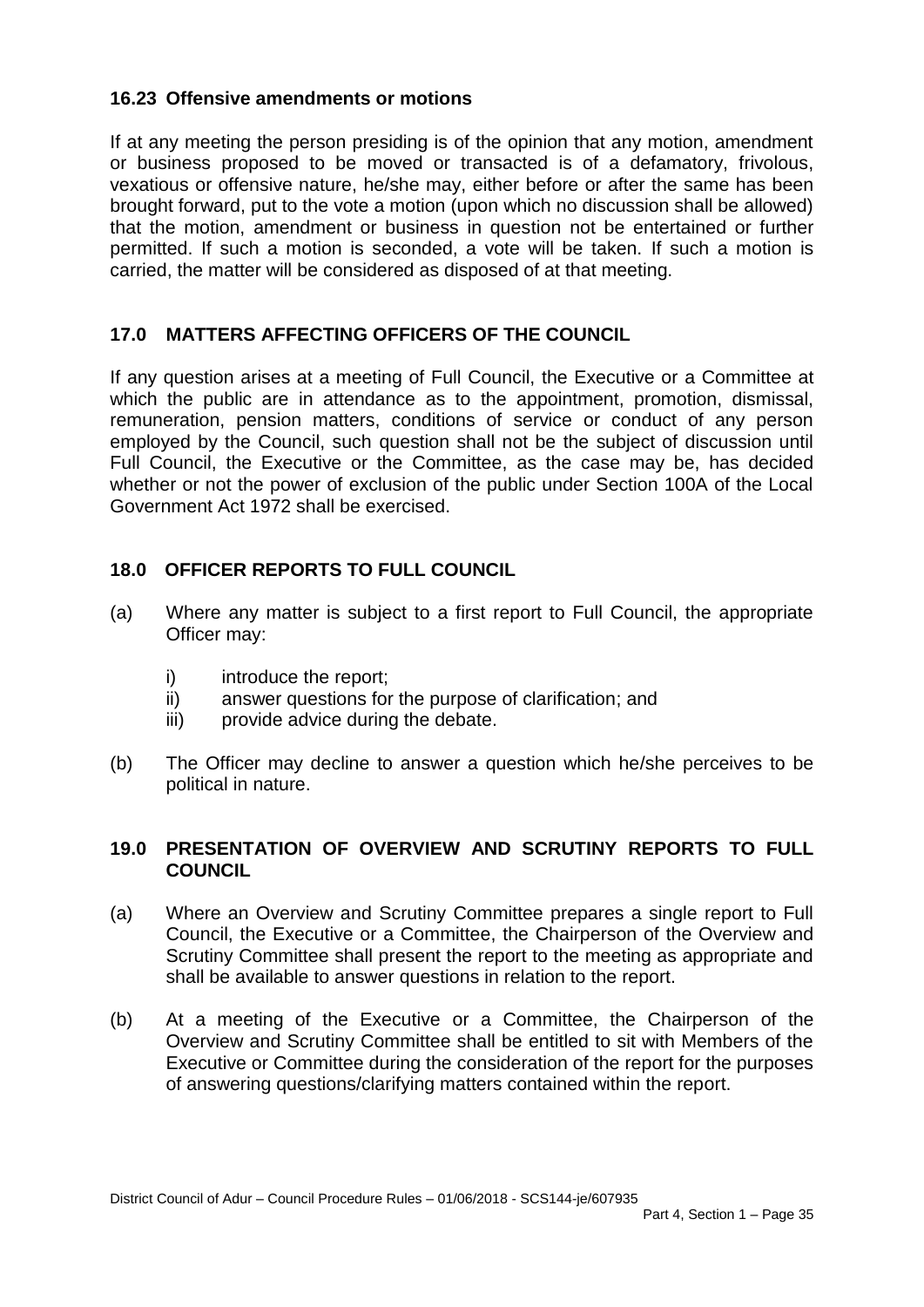### 16.23 Offensive amendments or motions

If at any meeting the person presiding is of the opinion that any motion, amendment or business proposed to be moved or transacted is of a defamatory, frivolous, vexatious or offensive nature, he/she may, either before or after the same has been brought forward, put to the vote a motion (upon which no discussion shall be allowed) that the motion, amendment or business in question not be entertained or further permitted. If such a motion is seconded, a vote will be taken. If such a motion is carried, the matter will be considered as disposed of at that meeting.

## 17.0 MATTERS AFFECTING OFFICERS OF THE COUNCIL

If any question arises at a meeting of Full Council, the Executive or a Committee at which the public are in attendance as to the appointment, promotion, dismissal, remuneration, pension matters, conditions of service or conduct of any person employed by the Council, such question shall not be the subject of discussion until Full Council, the Executive or the Committee, as the case may be, has decided whether or not the power of exclusion of the public under Section 100A of the Local Government Act 1972 shall be exercised.

## 18.0 OFFICER REPORTS TO FULL COUNCIL

(a) Where any matter is subject to a first report to Full Council, the appropriate Officer may:

   i) introduce the report;
   ii) answer questions for the purpose of clarification; and
   iii) provide advice during the debate.

(b) The Officer may decline to answer a question which he/she perceives to be political in nature.

## 19.0 PRESENTATION OF OVERVIEW AND SCRUTINY REPORTS TO FULL COUNCIL

(a) Where an Overview and Scrutiny Committee prepares a single report to Full Council, the Executive or a Committee, the Chairperson of the Overview and Scrutiny Committee shall present the report to the meeting as appropriate and shall be available to answer questions in relation to the report.

(b) At a meeting of the Executive or a Committee, the Chairperson of the Overview and Scrutiny Committee shall be entitled to sit with Members of the Executive or Committee during the consideration of the report for the purposes of answering questions/clarifying matters contained within the report.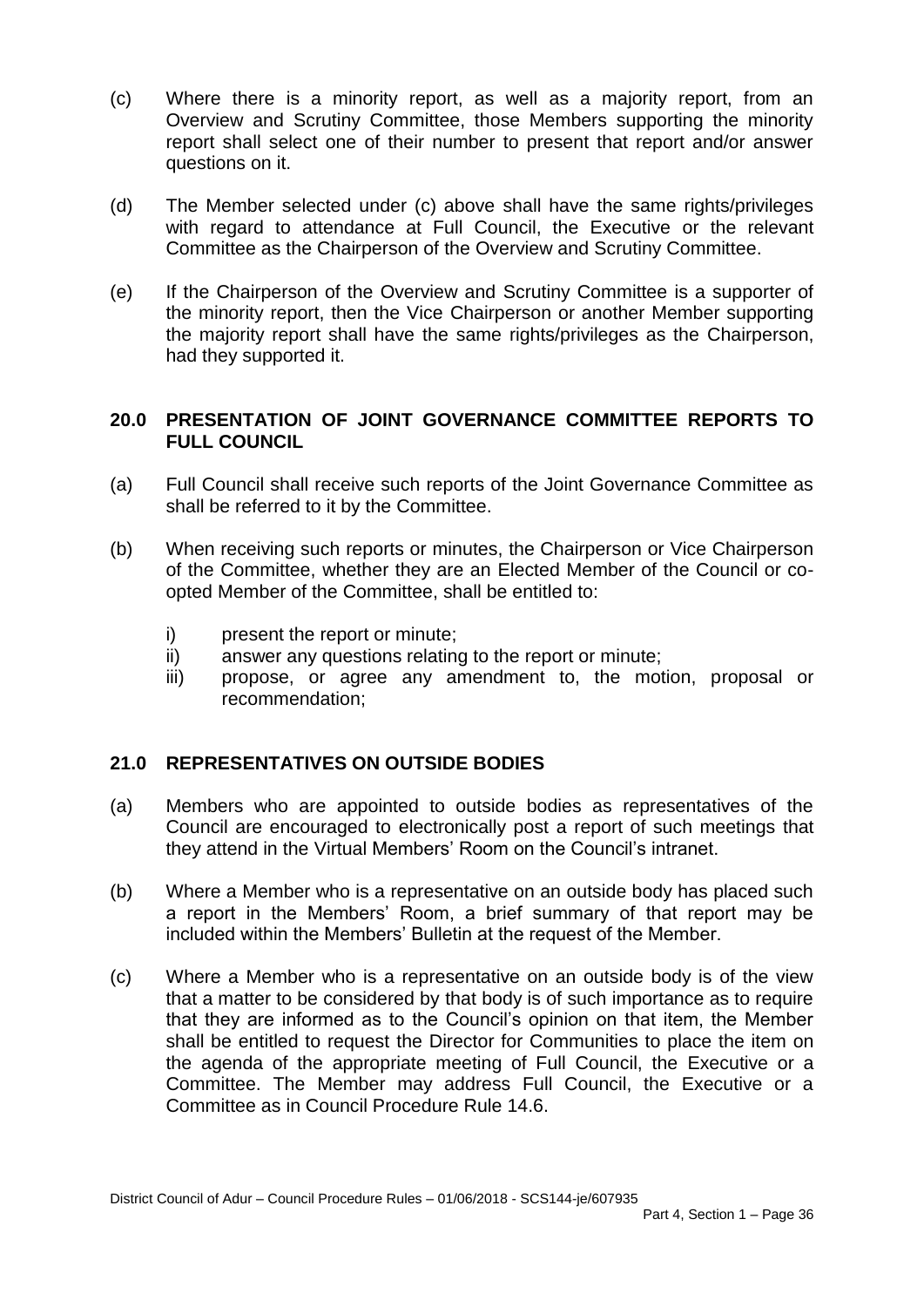(c) Where there is a minority report, as well as a majority report, from an Overview and Scrutiny Committee, those Members supporting the minority report shall select one of their number to present that report and/or answer questions on it.

(d) The Member selected under (c) above shall have the same rights/privileges with regard to attendance at Full Council, the Executive or the relevant Committee as the Chairperson of the Overview and Scrutiny Committee.

(e) If the Chairperson of the Overview and Scrutiny Committee is a supporter of the minority report, then the Vice Chairperson or another Member supporting the majority report shall have the same rights/privileges as the Chairperson, had they supported it.

## 20.0 PRESENTATION OF JOINT GOVERNANCE COMMITTEE REPORTS TO FULL COUNCIL

(a) Full Council shall receive such reports of the Joint Governance Committee as shall be referred to it by the Committee.

(b) When receiving such reports or minutes, the Chairperson or Vice Chairperson of the Committee, whether they are an Elected Member of the Council or co-opted Member of the Committee, shall be entitled to:

   i) present the report or minute;
   ii) answer any questions relating to the report or minute;
   iii) propose, or agree any amendment to, the motion, proposal or recommendation;

## 21.0 REPRESENTATIVES ON OUTSIDE BODIES

(a) Members who are appointed to outside bodies as representatives of the Council are encouraged to electronically post a report of such meetings that they attend in the Virtual Members' Room on the Council's intranet.

(b) Where a Member who is a representative on an outside body has placed such a report in the Members' Room, a brief summary of that report may be included within the Members' Bulletin at the request of the Member.

(c) Where a Member who is a representative on an outside body is of the view that a matter to be considered by that body is of such importance as to require that they are informed as to the Council's opinion on that item, the Member shall be entitled to request the Director for Communities to place the item on the agenda of the appropriate meeting of Full Council, the Executive or a Committee. The Member may address Full Council, the Executive or a Committee as in Council Procedure Rule 14.6.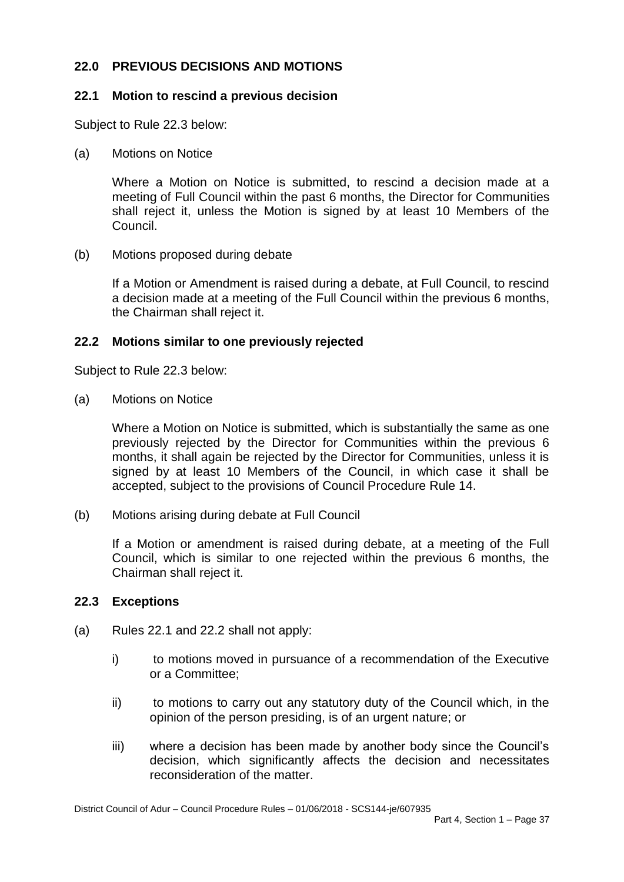## 22.0 PREVIOUS DECISIONS AND MOTIONS

### 22.1 Motion to rescind a previous decision

Subject to Rule 22.3 below:

(a) Motions on Notice

Where a Motion on Notice is submitted, to rescind a decision made at a meeting of Full Council within the past 6 months, the Director for Communities shall reject it, unless the Motion is signed by at least 10 Members of the Council.

(b) Motions proposed during debate

If a Motion or Amendment is raised during a debate, at Full Council, to rescind a decision made at a meeting of the Full Council within the previous 6 months, the Chairman shall reject it.

### 22.2 Motions similar to one previously rejected

Subject to Rule 22.3 below:

(a) Motions on Notice

Where a Motion on Notice is submitted, which is substantially the same as one previously rejected by the Director for Communities within the previous 6 months, it shall again be rejected by the Director for Communities, unless it is signed by at least 10 Members of the Council, in which case it shall be accepted, subject to the provisions of Council Procedure Rule 14.

(b) Motions arising during debate at Full Council

If a Motion or amendment is raised during debate, at a meeting of the Full Council, which is similar to one rejected within the previous 6 months, the Chairman shall reject it.

### 22.3 Exceptions

(a) Rules 22.1 and 22.2 shall not apply:

i) to motions moved in pursuance of a recommendation of the Executive or a Committee;

ii) to motions to carry out any statutory duty of the Council which, in the opinion of the person presiding, is of an urgent nature; or

iii) where a decision has been made by another body since the Council's decision, which significantly affects the decision and necessitates reconsideration of the matter.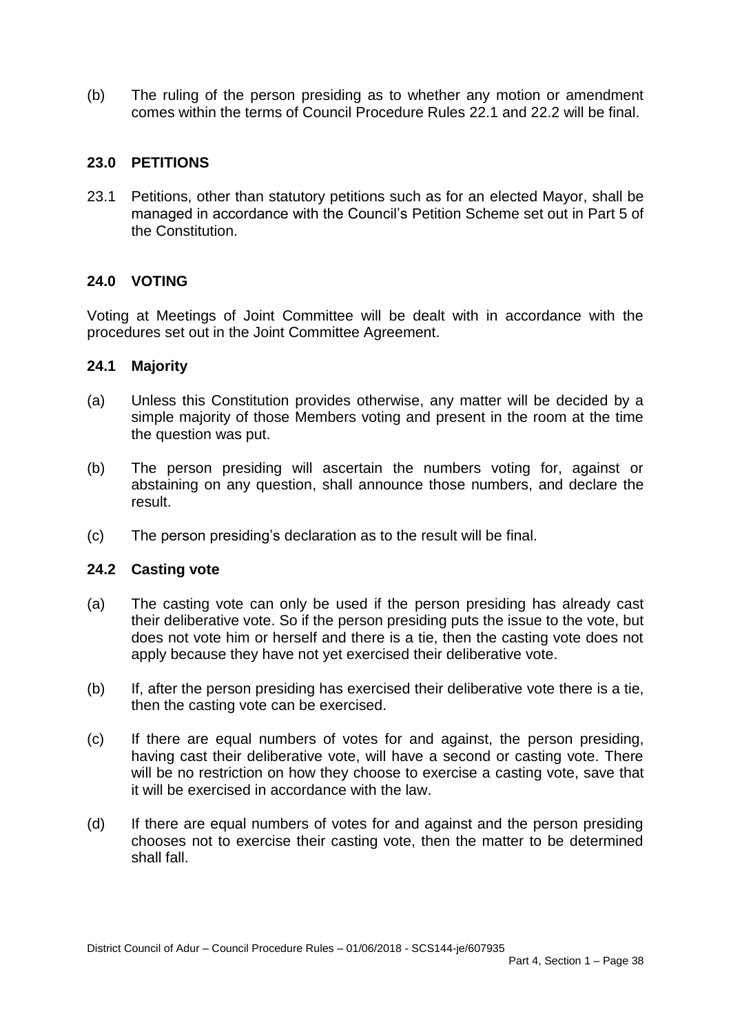(b) The ruling of the person presiding as to whether any motion or amendment comes within the terms of Council Procedure Rules 22.1 and 22.2 will be final.

## 23.0 PETITIONS

23.1 Petitions, other than statutory petitions such as for an elected Mayor, shall be managed in accordance with the Council's Petition Scheme set out in Part 5 of the Constitution.

## 24.0 VOTING

Voting at Meetings of Joint Committee will be dealt with in accordance with the procedures set out in the Joint Committee Agreement.

### 24.1 Majority

(a) Unless this Constitution provides otherwise, any matter will be decided by a simple majority of those Members voting and present in the room at the time the question was put.

(b) The person presiding will ascertain the numbers voting for, against or abstaining on any question, shall announce those numbers, and declare the result.

(c) The person presiding's declaration as to the result will be final.

### 24.2 Casting vote

(a) The casting vote can only be used if the person presiding has already cast their deliberative vote. So if the person presiding puts the issue to the vote, but does not vote him or herself and there is a tie, then the casting vote does not apply because they have not yet exercised their deliberative vote.

(b) If, after the person presiding has exercised their deliberative vote there is a tie, then the casting vote can be exercised.

(c) If there are equal numbers of votes for and against, the person presiding, having cast their deliberative vote, will have a second or casting vote. There will be no restriction on how they choose to exercise a casting vote, save that it will be exercised in accordance with the law.

(d) If there are equal numbers of votes for and against and the person presiding chooses not to exercise their casting vote, then the matter to be determined shall fall.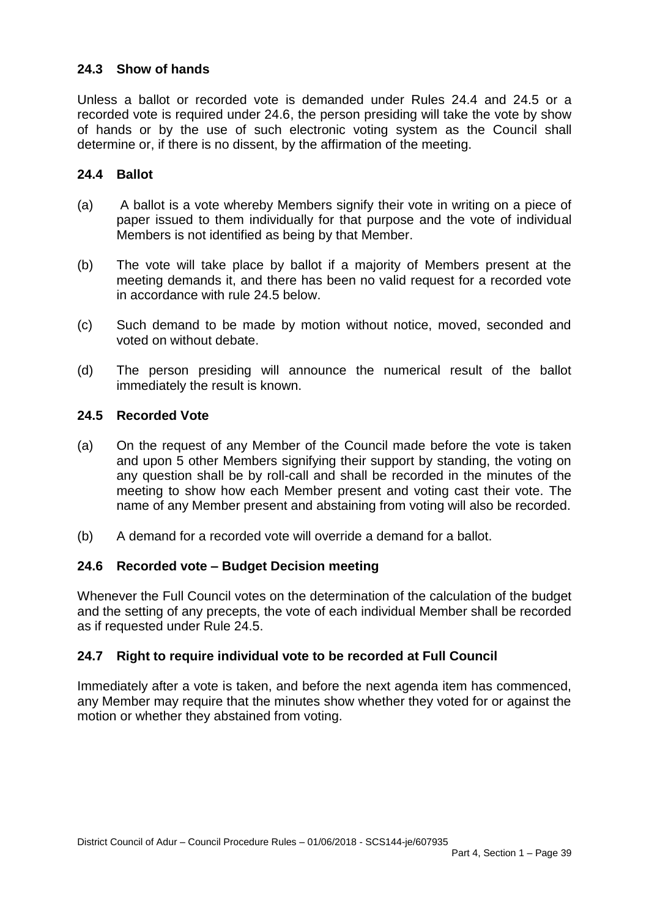### 24.3 Show of hands

Unless a ballot or recorded vote is demanded under Rules 24.4 and 24.5 or a recorded vote is required under 24.6, the person presiding will take the vote by show of hands or by the use of such electronic voting system as the Council shall determine or, if there is no dissent, by the affirmation of the meeting.

### 24.4 Ballot

(a) A ballot is a vote whereby Members signify their vote in writing on a piece of paper issued to them individually for that purpose and the vote of individual Members is not identified as being by that Member.

(b) The vote will take place by ballot if a majority of Members present at the meeting demands it, and there has been no valid request for a recorded vote in accordance with rule 24.5 below.

(c) Such demand to be made by motion without notice, moved, seconded and voted on without debate.

(d) The person presiding will announce the numerical result of the ballot immediately the result is known.

### 24.5 Recorded Vote

(a) On the request of any Member of the Council made before the vote is taken and upon 5 other Members signifying their support by standing, the voting on any question shall be by roll-call and shall be recorded in the minutes of the meeting to show how each Member present and voting cast their vote. The name of any Member present and abstaining from voting will also be recorded.

(b) A demand for a recorded vote will override a demand for a ballot.

### 24.6 Recorded vote – Budget Decision meeting

Whenever the Full Council votes on the determination of the calculation of the budget and the setting of any precepts, the vote of each individual Member shall be recorded as if requested under Rule 24.5.

### 24.7 Right to require individual vote to be recorded at Full Council

Immediately after a vote is taken, and before the next agenda item has commenced, any Member may require that the minutes show whether they voted for or against the motion or whether they abstained from voting.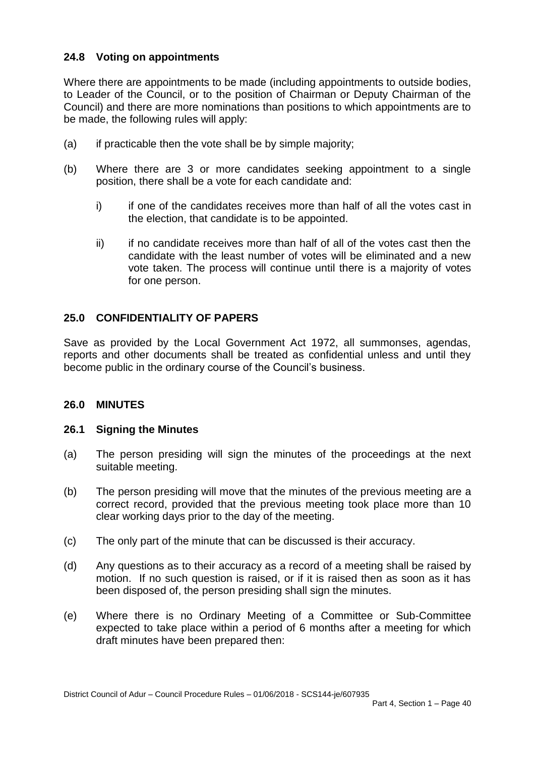### 24.8 Voting on appointments

Where there are appointments to be made (including appointments to outside bodies, to Leader of the Council, or to the position of Chairman or Deputy Chairman of the Council) and there are more nominations than positions to which appointments are to be made, the following rules will apply:

(a) if practicable then the vote shall be by simple majority;

(b) Where there are 3 or more candidates seeking appointment to a single position, there shall be a vote for each candidate and:

  i) if one of the candidates receives more than half of all the votes cast in the election, that candidate is to be appointed.

  ii) if no candidate receives more than half of all of the votes cast then the candidate with the least number of votes will be eliminated and a new vote taken. The process will continue until there is a majority of votes for one person.

## 25.0 CONFIDENTIALITY OF PAPERS

Save as provided by the Local Government Act 1972, all summonses, agendas, reports and other documents shall be treated as confidential unless and until they become public in the ordinary course of the Council's business.

## 26.0 MINUTES

### 26.1 Signing the Minutes

(a) The person presiding will sign the minutes of the proceedings at the next suitable meeting.

(b) The person presiding will move that the minutes of the previous meeting are a correct record, provided that the previous meeting took place more than 10 clear working days prior to the day of the meeting.

(c) The only part of the minute that can be discussed is their accuracy.

(d) Any questions as to their accuracy as a record of a meeting shall be raised by motion. If no such question is raised, or if it is raised then as soon as it has been disposed of, the person presiding shall sign the minutes.

(e) Where there is no Ordinary Meeting of a Committee or Sub-Committee expected to take place within a period of 6 months after a meeting for which draft minutes have been prepared then: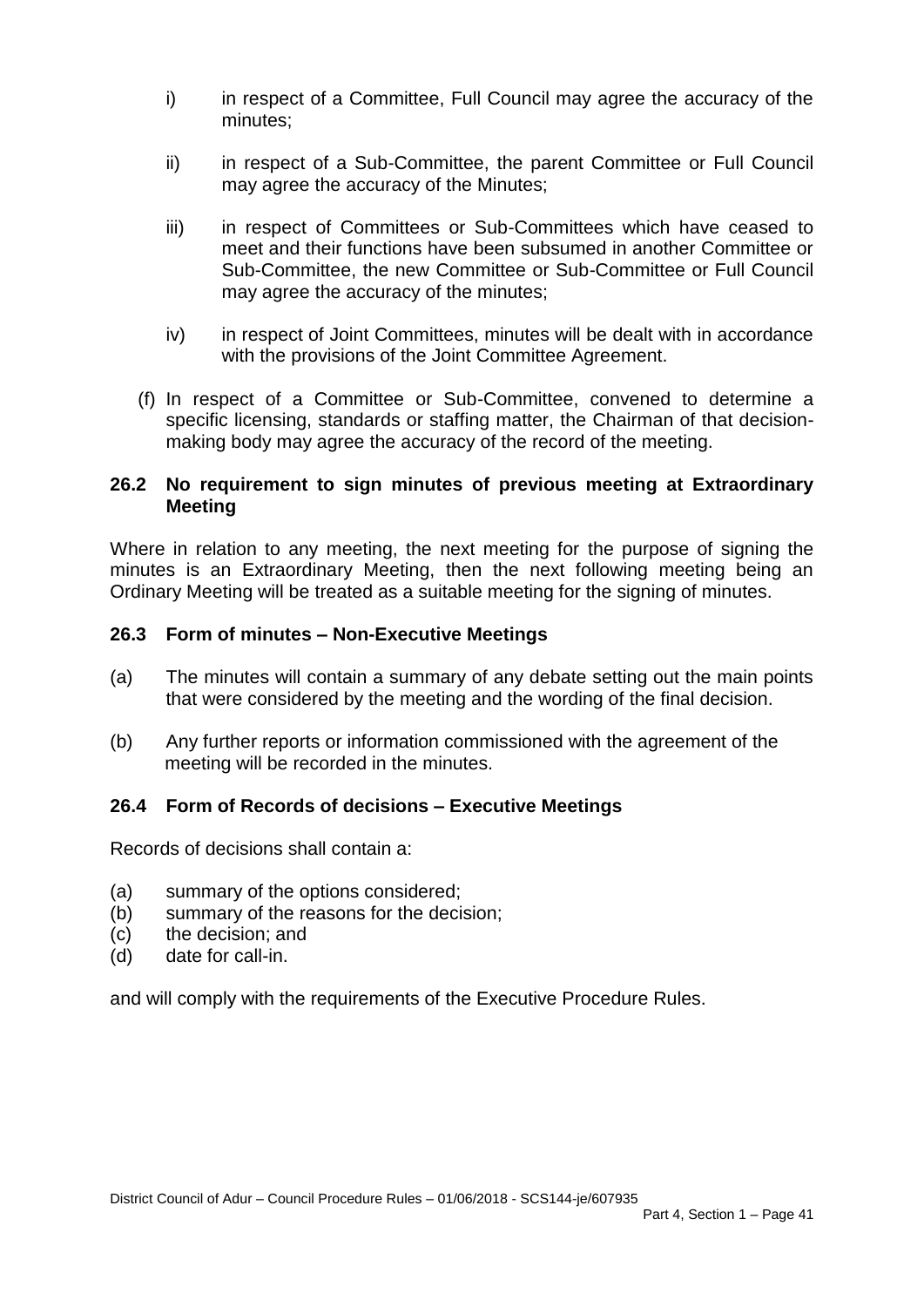i) in respect of a Committee, Full Council may agree the accuracy of the minutes;

ii) in respect of a Sub-Committee, the parent Committee or Full Council may agree the accuracy of the Minutes;

iii) in respect of Committees or Sub-Committees which have ceased to meet and their functions have been subsumed in another Committee or Sub-Committee, the new Committee or Sub-Committee or Full Council may agree the accuracy of the minutes;

iv) in respect of Joint Committees, minutes will be dealt with in accordance with the provisions of the Joint Committee Agreement.

(f) In respect of a Committee or Sub-Committee, convened to determine a specific licensing, standards or staffing matter, the Chairman of that decision-making body may agree the accuracy of the record of the meeting.

### 26.2 No requirement to sign minutes of previous meeting at Extraordinary Meeting

Where in relation to any meeting, the next meeting for the purpose of signing the minutes is an Extraordinary Meeting, then the next following meeting being an Ordinary Meeting will be treated as a suitable meeting for the signing of minutes.

### 26.3 Form of minutes – Non-Executive Meetings

(a) The minutes will contain a summary of any debate setting out the main points that were considered by the meeting and the wording of the final decision.

(b) Any further reports or information commissioned with the agreement of the meeting will be recorded in the minutes.

### 26.4 Form of Records of decisions – Executive Meetings

Records of decisions shall contain a:

(a) summary of the options considered;
(b) summary of the reasons for the decision;
(c) the decision; and
(d) date for call-in.

and will comply with the requirements of the Executive Procedure Rules.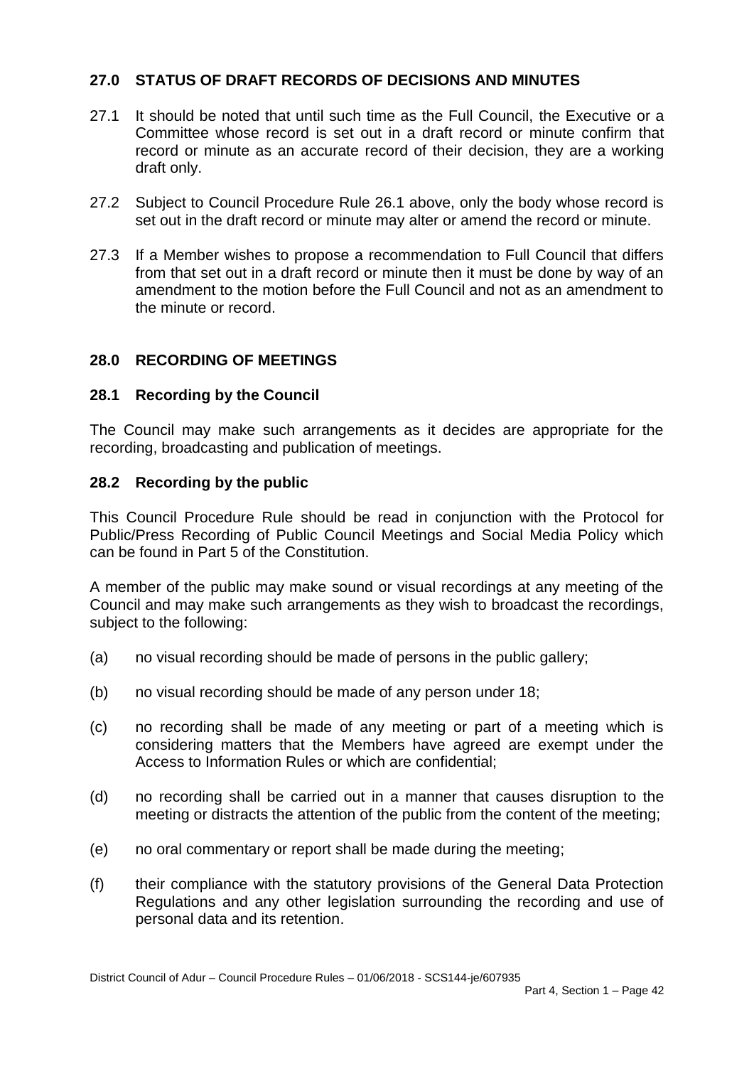## 27.0 STATUS OF DRAFT RECORDS OF DECISIONS AND MINUTES

27.1 It should be noted that until such time as the Full Council, the Executive or a Committee whose record is set out in a draft record or minute confirm that record or minute as an accurate record of their decision, they are a working draft only.

27.2 Subject to Council Procedure Rule 26.1 above, only the body whose record is set out in the draft record or minute may alter or amend the record or minute.

27.3 If a Member wishes to propose a recommendation to Full Council that differs from that set out in a draft record or minute then it must be done by way of an amendment to the motion before the Full Council and not as an amendment to the minute or record.

## 28.0 RECORDING OF MEETINGS

### 28.1 Recording by the Council

The Council may make such arrangements as it decides are appropriate for the recording, broadcasting and publication of meetings.

### 28.2 Recording by the public

This Council Procedure Rule should be read in conjunction with the Protocol for Public/Press Recording of Public Council Meetings and Social Media Policy which can be found in Part 5 of the Constitution.

A member of the public may make sound or visual recordings at any meeting of the Council and may make such arrangements as they wish to broadcast the recordings, subject to the following:

(a) no visual recording should be made of persons in the public gallery;

(b) no visual recording should be made of any person under 18;

(c) no recording shall be made of any meeting or part of a meeting which is considering matters that the Members have agreed are exempt under the Access to Information Rules or which are confidential;

(d) no recording shall be carried out in a manner that causes disruption to the meeting or distracts the attention of the public from the content of the meeting;

(e) no oral commentary or report shall be made during the meeting;

(f) their compliance with the statutory provisions of the General Data Protection Regulations and any other legislation surrounding the recording and use of personal data and its retention.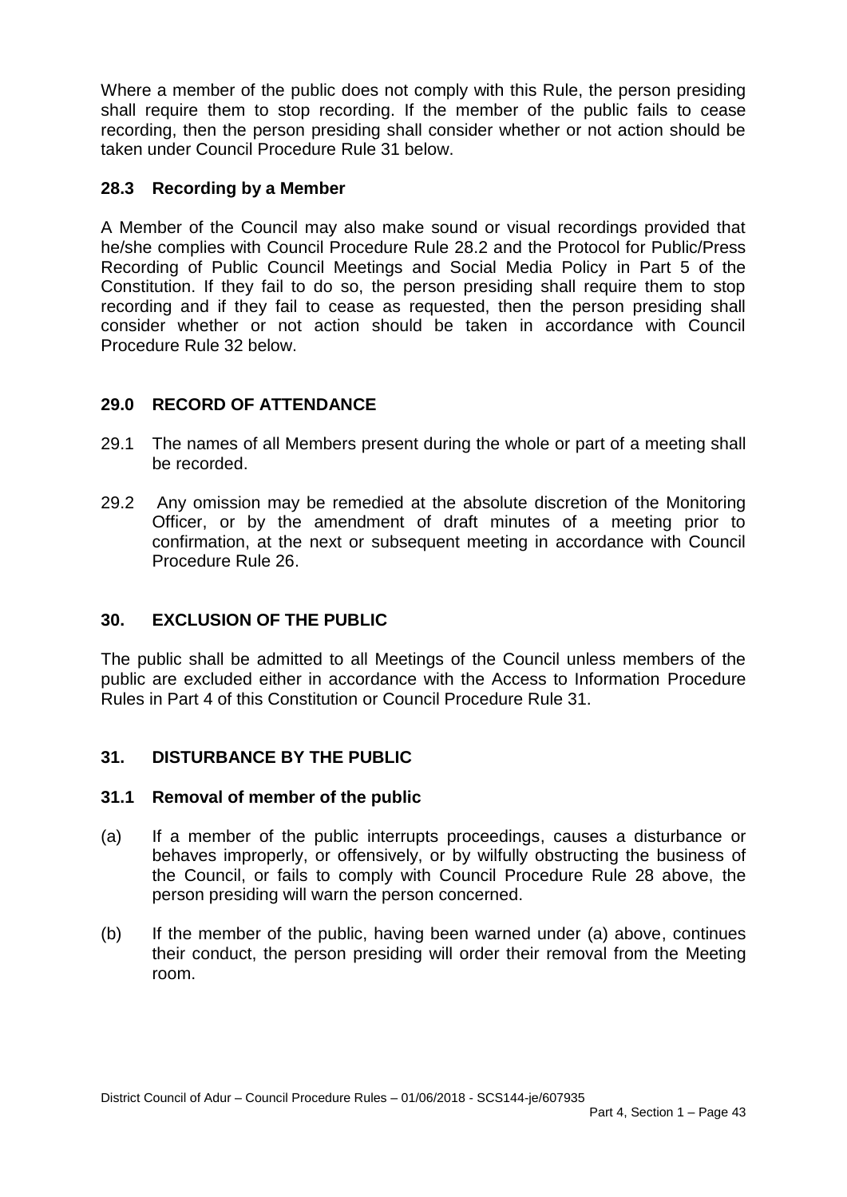Where a member of the public does not comply with this Rule, the person presiding shall require them to stop recording. If the member of the public fails to cease recording, then the person presiding shall consider whether or not action should be taken under Council Procedure Rule 31 below.

### 28.3 Recording by a Member

A Member of the Council may also make sound or visual recordings provided that he/she complies with Council Procedure Rule 28.2 and the Protocol for Public/Press Recording of Public Council Meetings and Social Media Policy in Part 5 of the Constitution. If they fail to do so, the person presiding shall require them to stop recording and if they fail to cease as requested, then the person presiding shall consider whether or not action should be taken in accordance with Council Procedure Rule 32 below.

## 29.0 RECORD OF ATTENDANCE

29.1 The names of all Members present during the whole or part of a meeting shall be recorded.

29.2 Any omission may be remedied at the absolute discretion of the Monitoring Officer, or by the amendment of draft minutes of a meeting prior to confirmation, at the next or subsequent meeting in accordance with Council Procedure Rule 26.

## 30. EXCLUSION OF THE PUBLIC

The public shall be admitted to all Meetings of the Council unless members of the public are excluded either in accordance with the Access to Information Procedure Rules in Part 4 of this Constitution or Council Procedure Rule 31.

## 31. DISTURBANCE BY THE PUBLIC

### 31.1 Removal of member of the public

(a) If a member of the public interrupts proceedings, causes a disturbance or behaves improperly, or offensively, or by wilfully obstructing the business of the Council, or fails to comply with Council Procedure Rule 28 above, the person presiding will warn the person concerned.

(b) If the member of the public, having been warned under (a) above, continues their conduct, the person presiding will order their removal from the Meeting room.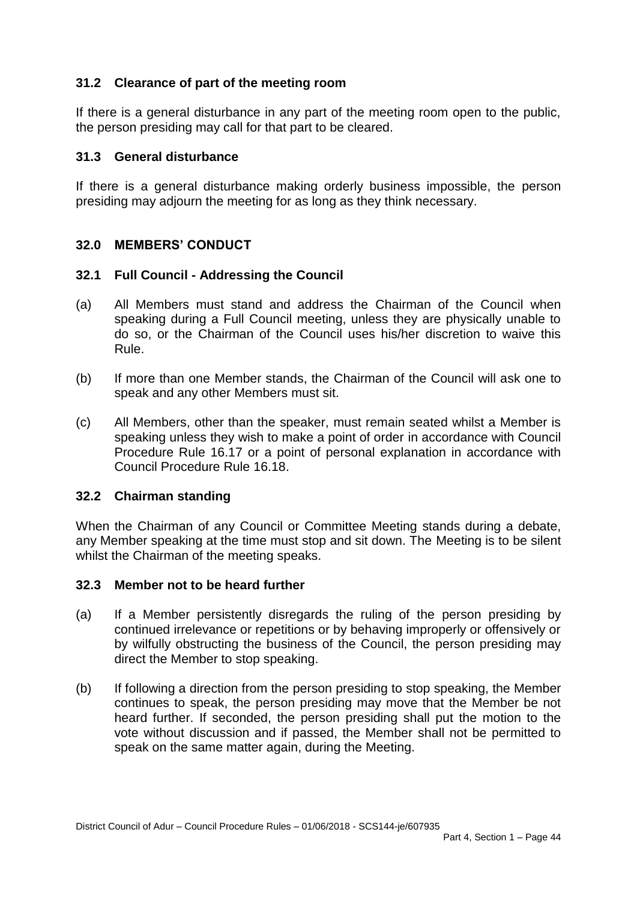### 31.2 Clearance of part of the meeting room

If there is a general disturbance in any part of the meeting room open to the public, the person presiding may call for that part to be cleared.

### 31.3 General disturbance

If there is a general disturbance making orderly business impossible, the person presiding may adjourn the meeting for as long as they think necessary.

## 32.0 MEMBERS' CONDUCT

### 32.1 Full Council - Addressing the Council

(a) All Members must stand and address the Chairman of the Council when speaking during a Full Council meeting, unless they are physically unable to do so, or the Chairman of the Council uses his/her discretion to waive this Rule.

(b) If more than one Member stands, the Chairman of the Council will ask one to speak and any other Members must sit.

(c) All Members, other than the speaker, must remain seated whilst a Member is speaking unless they wish to make a point of order in accordance with Council Procedure Rule 16.17 or a point of personal explanation in accordance with Council Procedure Rule 16.18.

### 32.2 Chairman standing

When the Chairman of any Council or Committee Meeting stands during a debate, any Member speaking at the time must stop and sit down. The Meeting is to be silent whilst the Chairman of the meeting speaks.

### 32.3 Member not to be heard further

(a) If a Member persistently disregards the ruling of the person presiding by continued irrelevance or repetitions or by behaving improperly or offensively or by wilfully obstructing the business of the Council, the person presiding may direct the Member to stop speaking.

(b) If following a direction from the person presiding to stop speaking, the Member continues to speak, the person presiding may move that the Member be not heard further. If seconded, the person presiding shall put the motion to the vote without discussion and if passed, the Member shall not be permitted to speak on the same matter again, during the Meeting.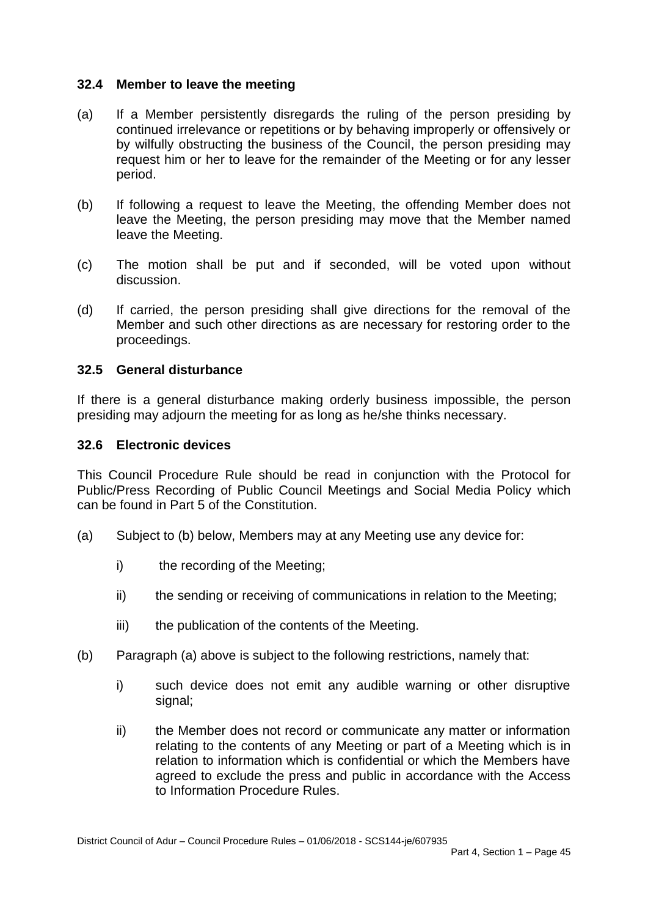### 32.4 Member to leave the meeting

(a) If a Member persistently disregards the ruling of the person presiding by continued irrelevance or repetitions or by behaving improperly or offensively or by wilfully obstructing the business of the Council, the person presiding may request him or her to leave for the remainder of the Meeting or for any lesser period.

(b) If following a request to leave the Meeting, the offending Member does not leave the Meeting, the person presiding may move that the Member named leave the Meeting.

(c) The motion shall be put and if seconded, will be voted upon without discussion.

(d) If carried, the person presiding shall give directions for the removal of the Member and such other directions as are necessary for restoring order to the proceedings.

### 32.5 General disturbance

If there is a general disturbance making orderly business impossible, the person presiding may adjourn the meeting for as long as he/she thinks necessary.

### 32.6 Electronic devices

This Council Procedure Rule should be read in conjunction with the Protocol for Public/Press Recording of Public Council Meetings and Social Media Policy which can be found in Part 5 of the Constitution.

(a) Subject to (b) below, Members may at any Meeting use any device for:

  i) the recording of the Meeting;

  ii) the sending or receiving of communications in relation to the Meeting;

  iii) the publication of the contents of the Meeting.

(b) Paragraph (a) above is subject to the following restrictions, namely that:

  i) such device does not emit any audible warning or other disruptive signal;

  ii) the Member does not record or communicate any matter or information relating to the contents of any Meeting or part of a Meeting which is in relation to information which is confidential or which the Members have agreed to exclude the press and public in accordance with the Access to Information Procedure Rules.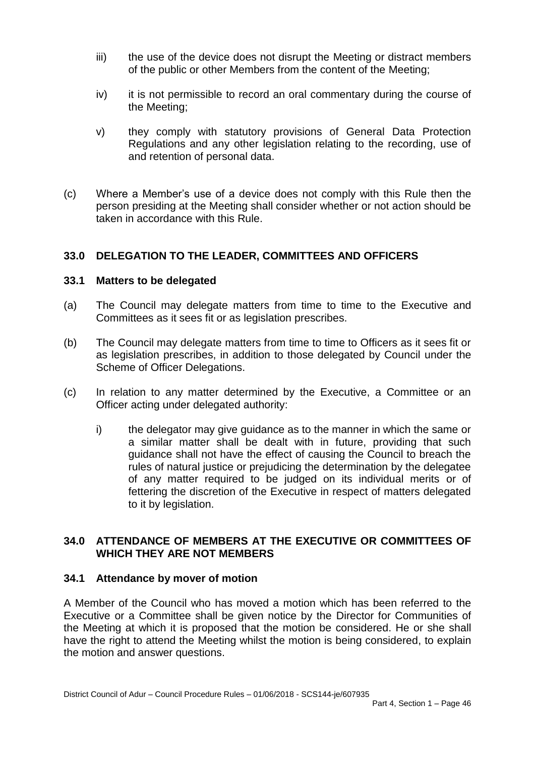iii) the use of the device does not disrupt the Meeting or distract members of the public or other Members from the content of the Meeting;

iv) it is not permissible to record an oral commentary during the course of the Meeting;

v) they comply with statutory provisions of General Data Protection Regulations and any other legislation relating to the recording, use of and retention of personal data.

(c) Where a Member's use of a device does not comply with this Rule then the person presiding at the Meeting shall consider whether or not action should be taken in accordance with this Rule.

## 33.0 DELEGATION TO THE LEADER, COMMITTEES AND OFFICERS

### 33.1 Matters to be delegated

(a) The Council may delegate matters from time to time to the Executive and Committees as it sees fit or as legislation prescribes.

(b) The Council may delegate matters from time to time to Officers as it sees fit or as legislation prescribes, in addition to those delegated by Council under the Scheme of Officer Delegations.

(c) In relation to any matter determined by the Executive, a Committee or an Officer acting under delegated authority:

i) the delegator may give guidance as to the manner in which the same or a similar matter shall be dealt with in future, providing that such guidance shall not have the effect of causing the Council to breach the rules of natural justice or prejudicing the determination by the delegatee of any matter required to be judged on its individual merits or of fettering the discretion of the Executive in respect of matters delegated to it by legislation.

## 34.0 ATTENDANCE OF MEMBERS AT THE EXECUTIVE OR COMMITTEES OF WHICH THEY ARE NOT MEMBERS

### 34.1 Attendance by mover of motion

A Member of the Council who has moved a motion which has been referred to the Executive or a Committee shall be given notice by the Director for Communities of the Meeting at which it is proposed that the motion be considered. He or she shall have the right to attend the Meeting whilst the motion is being considered, to explain the motion and answer questions.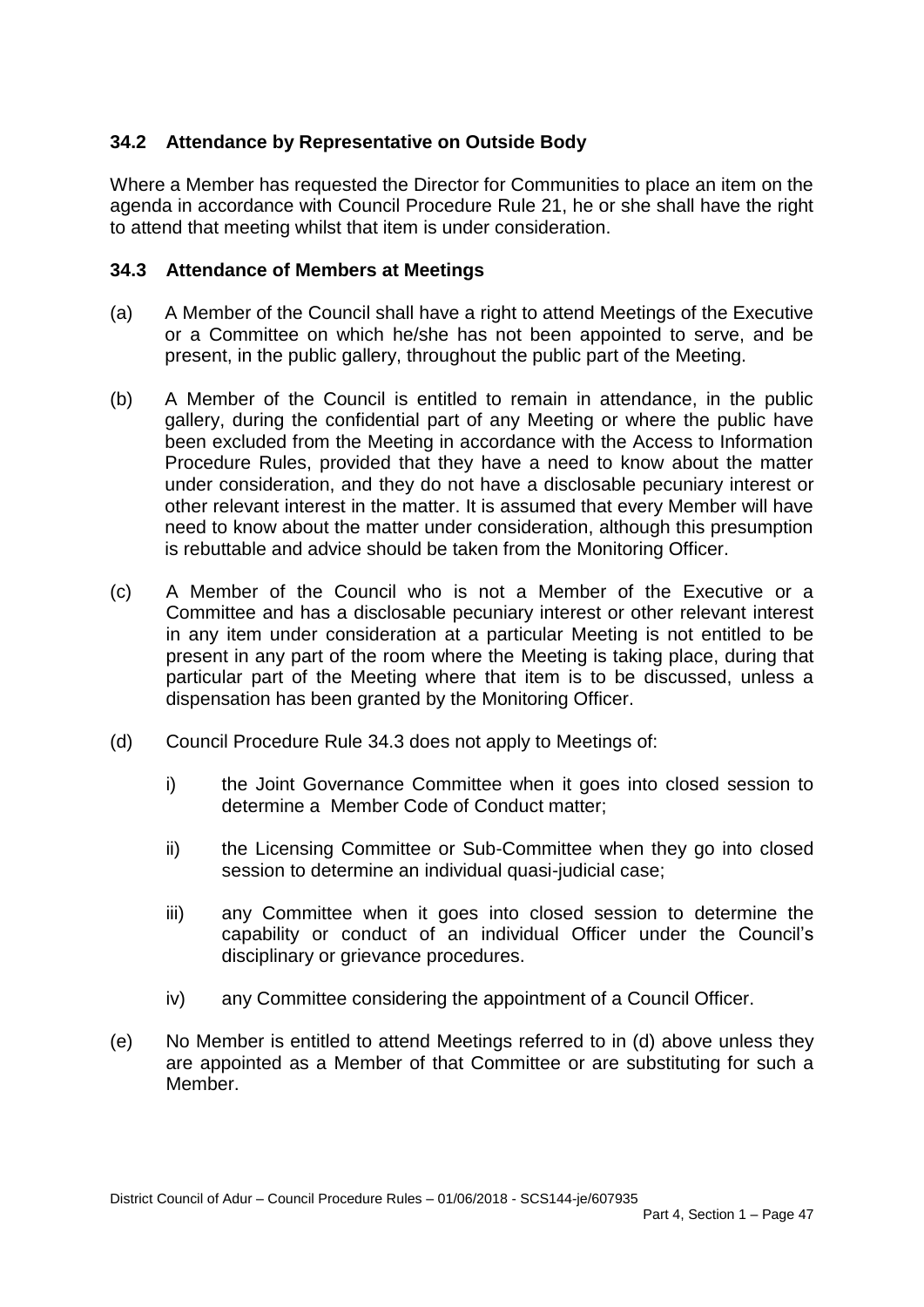### 34.2 Attendance by Representative on Outside Body

Where a Member has requested the Director for Communities to place an item on the agenda in accordance with Council Procedure Rule 21, he or she shall have the right to attend that meeting whilst that item is under consideration.

### 34.3 Attendance of Members at Meetings

(a) A Member of the Council shall have a right to attend Meetings of the Executive or a Committee on which he/she has not been appointed to serve, and be present, in the public gallery, throughout the public part of the Meeting.

(b) A Member of the Council is entitled to remain in attendance, in the public gallery, during the confidential part of any Meeting or where the public have been excluded from the Meeting in accordance with the Access to Information Procedure Rules, provided that they have a need to know about the matter under consideration, and they do not have a disclosable pecuniary interest or other relevant interest in the matter. It is assumed that every Member will have need to know about the matter under consideration, although this presumption is rebuttable and advice should be taken from the Monitoring Officer.

(c) A Member of the Council who is not a Member of the Executive or a Committee and has a disclosable pecuniary interest or other relevant interest in any item under consideration at a particular Meeting is not entitled to be present in any part of the room where the Meeting is taking place, during that particular part of the Meeting where that item is to be discussed, unless a dispensation has been granted by the Monitoring Officer.

(d) Council Procedure Rule 34.3 does not apply to Meetings of:

i) the Joint Governance Committee when it goes into closed session to determine a Member Code of Conduct matter;

ii) the Licensing Committee or Sub-Committee when they go into closed session to determine an individual quasi-judicial case;

iii) any Committee when it goes into closed session to determine the capability or conduct of an individual Officer under the Council's disciplinary or grievance procedures.

iv) any Committee considering the appointment of a Council Officer.

(e) No Member is entitled to attend Meetings referred to in (d) above unless they are appointed as a Member of that Committee or are substituting for such a Member.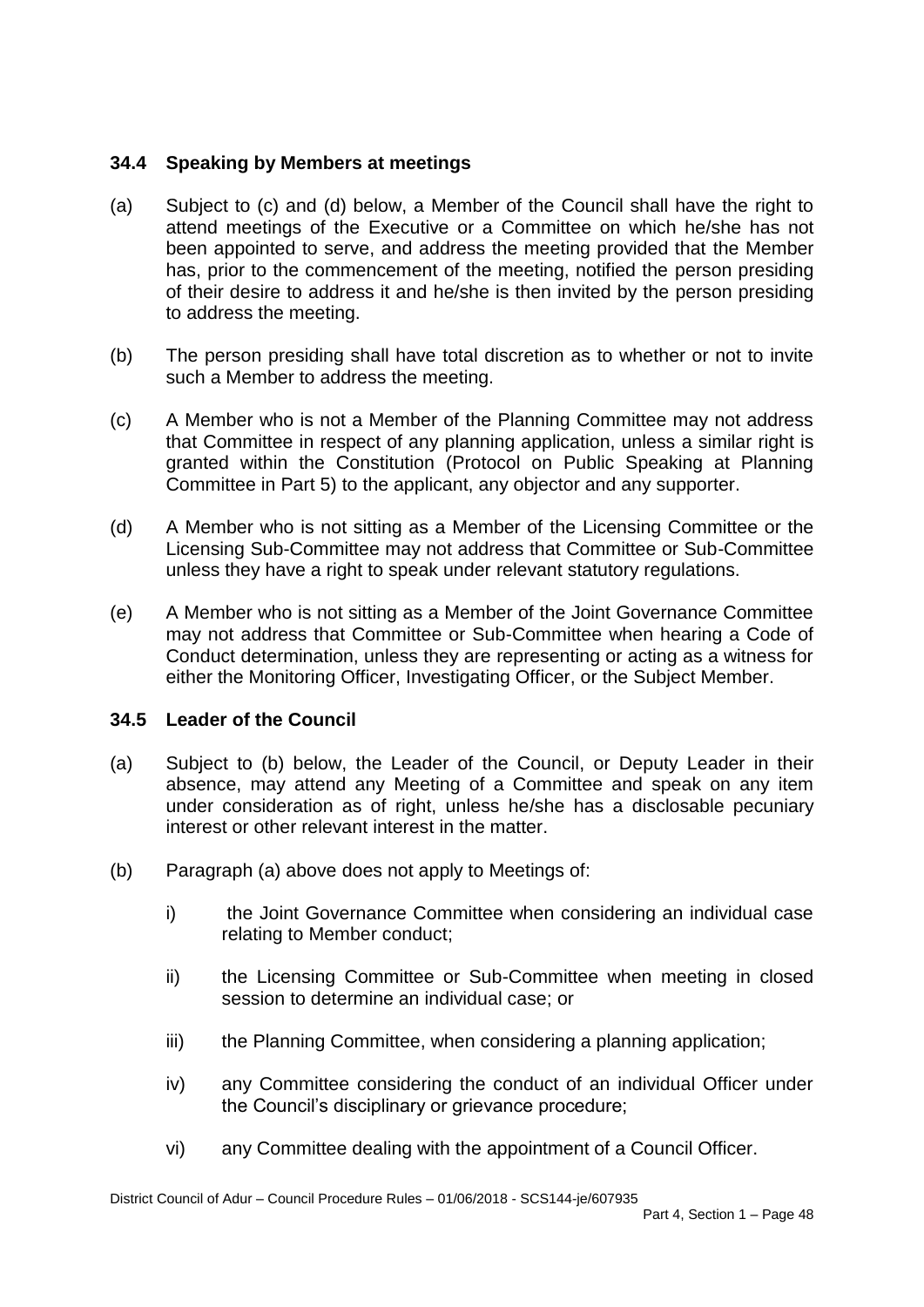### 34.4 Speaking by Members at meetings

(a) Subject to (c) and (d) below, a Member of the Council shall have the right to attend meetings of the Executive or a Committee on which he/she has not been appointed to serve, and address the meeting provided that the Member has, prior to the commencement of the meeting, notified the person presiding of their desire to address it and he/she is then invited by the person presiding to address the meeting.

(b) The person presiding shall have total discretion as to whether or not to invite such a Member to address the meeting.

(c) A Member who is not a Member of the Planning Committee may not address that Committee in respect of any planning application, unless a similar right is granted within the Constitution (Protocol on Public Speaking at Planning Committee in Part 5) to the applicant, any objector and any supporter.

(d) A Member who is not sitting as a Member of the Licensing Committee or the Licensing Sub-Committee may not address that Committee or Sub-Committee unless they have a right to speak under relevant statutory regulations.

(e) A Member who is not sitting as a Member of the Joint Governance Committee may not address that Committee or Sub-Committee when hearing a Code of Conduct determination, unless they are representing or acting as a witness for either the Monitoring Officer, Investigating Officer, or the Subject Member.

### 34.5 Leader of the Council

(a) Subject to (b) below, the Leader of the Council, or Deputy Leader in their absence, may attend any Meeting of a Committee and speak on any item under consideration as of right, unless he/she has a disclosable pecuniary interest or other relevant interest in the matter.

(b) Paragraph (a) above does not apply to Meetings of:

  i) the Joint Governance Committee when considering an individual case relating to Member conduct;

  ii) the Licensing Committee or Sub-Committee when meeting in closed session to determine an individual case; or

  iii) the Planning Committee, when considering a planning application;

  iv) any Committee considering the conduct of an individual Officer under the Council's disciplinary or grievance procedure;

  vi) any Committee dealing with the appointment of a Council Officer.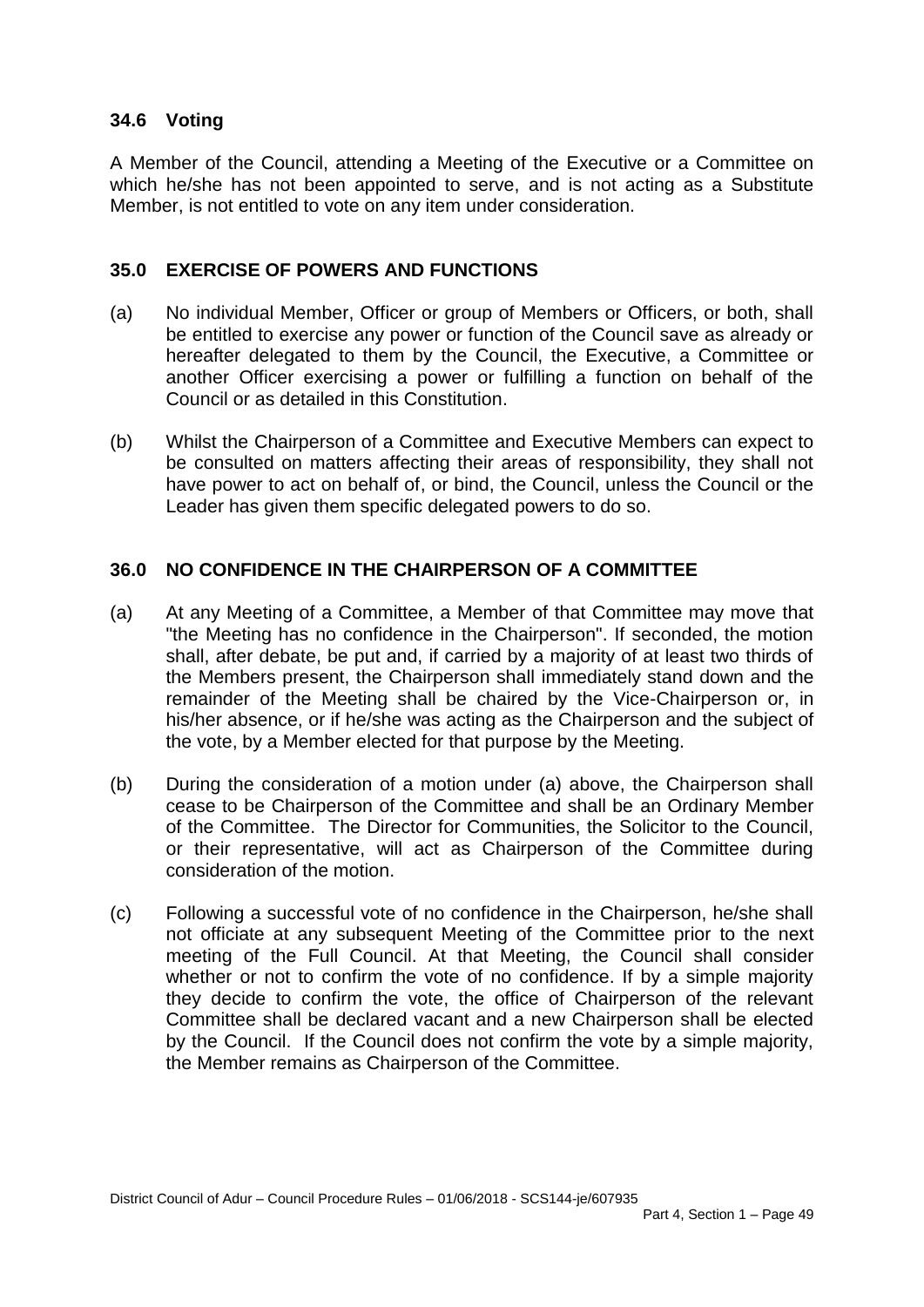### 34.6 Voting

A Member of the Council, attending a Meeting of the Executive or a Committee on which he/she has not been appointed to serve, and is not acting as a Substitute Member, is not entitled to vote on any item under consideration.

## 35.0 EXERCISE OF POWERS AND FUNCTIONS

(a) No individual Member, Officer or group of Members or Officers, or both, shall be entitled to exercise any power or function of the Council save as already or hereafter delegated to them by the Council, the Executive, a Committee or another Officer exercising a power or fulfilling a function on behalf of the Council or as detailed in this Constitution.

(b) Whilst the Chairperson of a Committee and Executive Members can expect to be consulted on matters affecting their areas of responsibility, they shall not have power to act on behalf of, or bind, the Council, unless the Council or the Leader has given them specific delegated powers to do so.

## 36.0 NO CONFIDENCE IN THE CHAIRPERSON OF A COMMITTEE

(a) At any Meeting of a Committee, a Member of that Committee may move that "the Meeting has no confidence in the Chairperson". If seconded, the motion shall, after debate, be put and, if carried by a majority of at least two thirds of the Members present, the Chairperson shall immediately stand down and the remainder of the Meeting shall be chaired by the Vice-Chairperson or, in his/her absence, or if he/she was acting as the Chairperson and the subject of the vote, by a Member elected for that purpose by the Meeting.

(b) During the consideration of a motion under (a) above, the Chairperson shall cease to be Chairperson of the Committee and shall be an Ordinary Member of the Committee. The Director for Communities, the Solicitor to the Council, or their representative, will act as Chairperson of the Committee during consideration of the motion.

(c) Following a successful vote of no confidence in the Chairperson, he/she shall not officiate at any subsequent Meeting of the Committee prior to the next meeting of the Full Council. At that Meeting, the Council shall consider whether or not to confirm the vote of no confidence. If by a simple majority they decide to confirm the vote, the office of Chairperson of the relevant Committee shall be declared vacant and a new Chairperson shall be elected by the Council. If the Council does not confirm the vote by a simple majority, the Member remains as Chairperson of the Committee.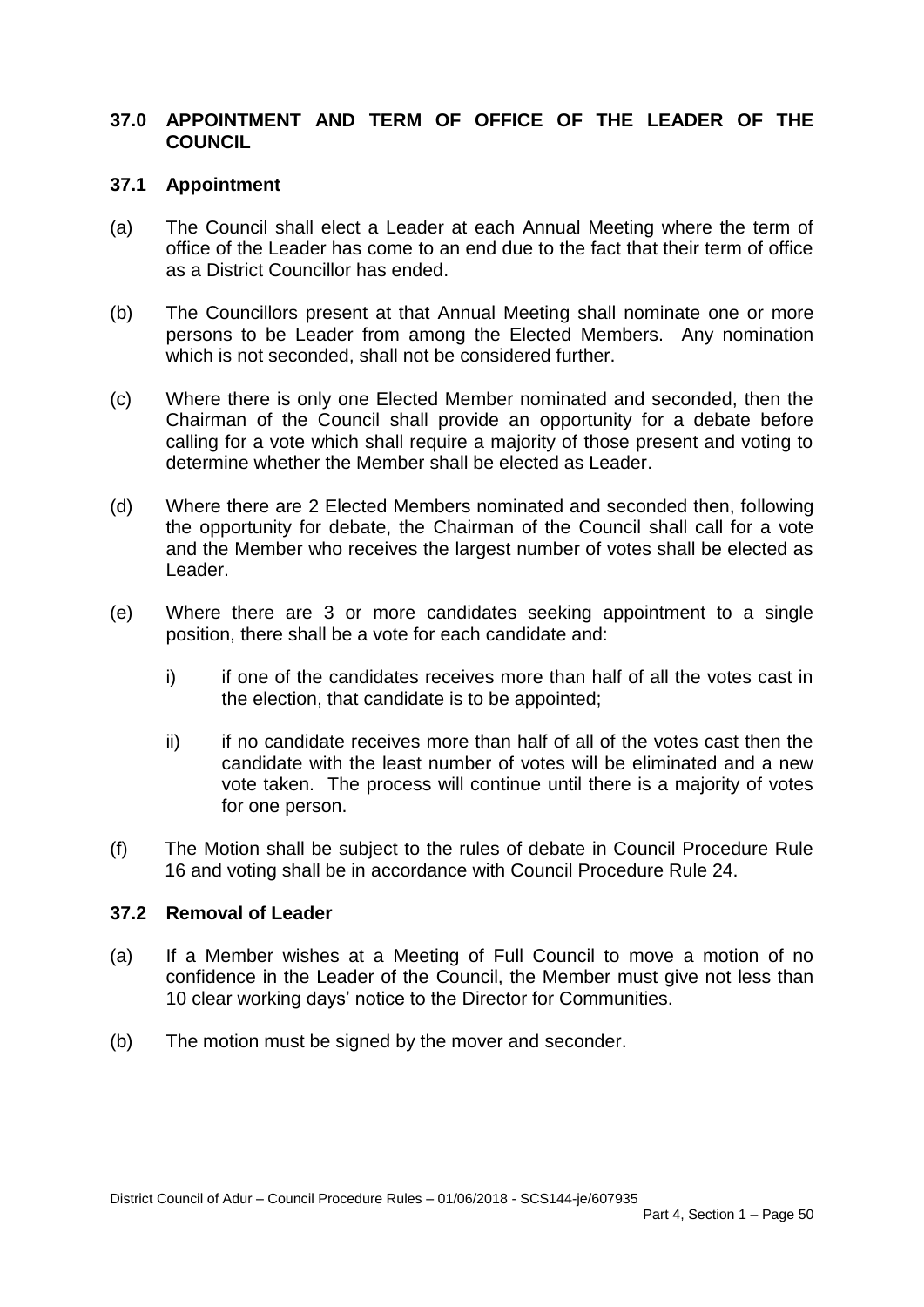## 37.0 APPOINTMENT AND TERM OF OFFICE OF THE LEADER OF THE COUNCIL

### 37.1 Appointment

(a) The Council shall elect a Leader at each Annual Meeting where the term of office of the Leader has come to an end due to the fact that their term of office as a District Councillor has ended.

(b) The Councillors present at that Annual Meeting shall nominate one or more persons to be Leader from among the Elected Members. Any nomination which is not seconded, shall not be considered further.

(c) Where there is only one Elected Member nominated and seconded, then the Chairman of the Council shall provide an opportunity for a debate before calling for a vote which shall require a majority of those present and voting to determine whether the Member shall be elected as Leader.

(d) Where there are 2 Elected Members nominated and seconded then, following the opportunity for debate, the Chairman of the Council shall call for a vote and the Member who receives the largest number of votes shall be elected as Leader.

(e) Where there are 3 or more candidates seeking appointment to a single position, there shall be a vote for each candidate and:

  i) if one of the candidates receives more than half of all the votes cast in the election, that candidate is to be appointed;

  ii) if no candidate receives more than half of all of the votes cast then the candidate with the least number of votes will be eliminated and a new vote taken. The process will continue until there is a majority of votes for one person.

(f) The Motion shall be subject to the rules of debate in Council Procedure Rule 16 and voting shall be in accordance with Council Procedure Rule 24.

### 37.2 Removal of Leader

(a) If a Member wishes at a Meeting of Full Council to move a motion of no confidence in the Leader of the Council, the Member must give not less than 10 clear working days' notice to the Director for Communities.

(b) The motion must be signed by the mover and seconder.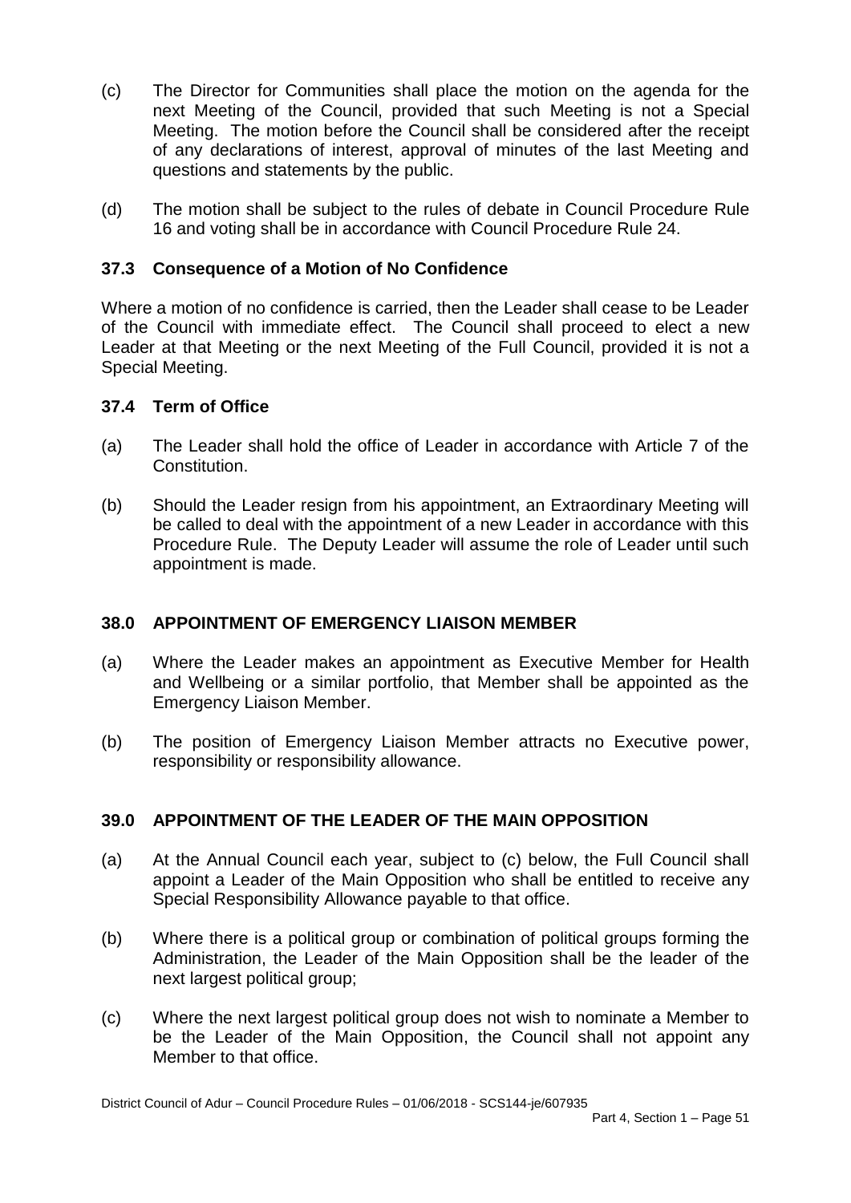(c) The Director for Communities shall place the motion on the agenda for the next Meeting of the Council, provided that such Meeting is not a Special Meeting. The motion before the Council shall be considered after the receipt of any declarations of interest, approval of minutes of the last Meeting and questions and statements by the public.

(d) The motion shall be subject to the rules of debate in Council Procedure Rule 16 and voting shall be in accordance with Council Procedure Rule 24.

### 37.3 Consequence of a Motion of No Confidence

Where a motion of no confidence is carried, then the Leader shall cease to be Leader of the Council with immediate effect. The Council shall proceed to elect a new Leader at that Meeting or the next Meeting of the Full Council, provided it is not a Special Meeting.

### 37.4 Term of Office

(a) The Leader shall hold the office of Leader in accordance with Article 7 of the Constitution.

(b) Should the Leader resign from his appointment, an Extraordinary Meeting will be called to deal with the appointment of a new Leader in accordance with this Procedure Rule. The Deputy Leader will assume the role of Leader until such appointment is made.

## 38.0 APPOINTMENT OF EMERGENCY LIAISON MEMBER

(a) Where the Leader makes an appointment as Executive Member for Health and Wellbeing or a similar portfolio, that Member shall be appointed as the Emergency Liaison Member.

(b) The position of Emergency Liaison Member attracts no Executive power, responsibility or responsibility allowance.

## 39.0 APPOINTMENT OF THE LEADER OF THE MAIN OPPOSITION

(a) At the Annual Council each year, subject to (c) below, the Full Council shall appoint a Leader of the Main Opposition who shall be entitled to receive any Special Responsibility Allowance payable to that office.

(b) Where there is a political group or combination of political groups forming the Administration, the Leader of the Main Opposition shall be the leader of the next largest political group;

(c) Where the next largest political group does not wish to nominate a Member to be the Leader of the Main Opposition, the Council shall not appoint any Member to that office.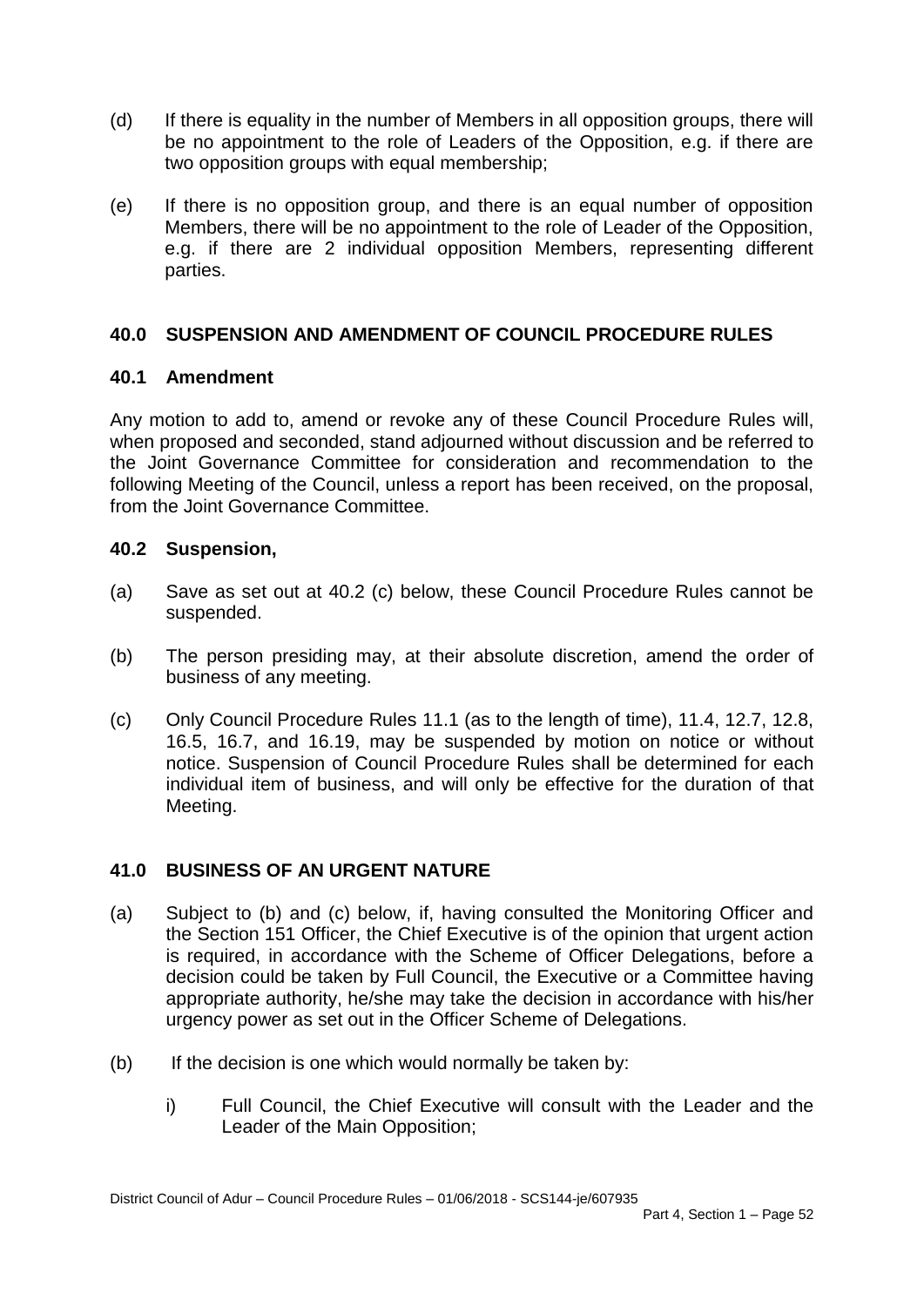(d) If there is equality in the number of Members in all opposition groups, there will be no appointment to the role of Leaders of the Opposition, e.g. if there are two opposition groups with equal membership;

(e) If there is no opposition group, and there is an equal number of opposition Members, there will be no appointment to the role of Leader of the Opposition, e.g. if there are 2 individual opposition Members, representing different parties.

## 40.0 SUSPENSION AND AMENDMENT OF COUNCIL PROCEDURE RULES

### 40.1 Amendment

Any motion to add to, amend or revoke any of these Council Procedure Rules will, when proposed and seconded, stand adjourned without discussion and be referred to the Joint Governance Committee for consideration and recommendation to the following Meeting of the Council, unless a report has been received, on the proposal, from the Joint Governance Committee.

### 40.2 Suspension,

(a) Save as set out at 40.2 (c) below, these Council Procedure Rules cannot be suspended.

(b) The person presiding may, at their absolute discretion, amend the order of business of any meeting.

(c) Only Council Procedure Rules 11.1 (as to the length of time), 11.4, 12.7, 12.8, 16.5, 16.7, and 16.19, may be suspended by motion on notice or without notice. Suspension of Council Procedure Rules shall be determined for each individual item of business, and will only be effective for the duration of that Meeting.

## 41.0 BUSINESS OF AN URGENT NATURE

(a) Subject to (b) and (c) below, if, having consulted the Monitoring Officer and the Section 151 Officer, the Chief Executive is of the opinion that urgent action is required, in accordance with the Scheme of Officer Delegations, before a decision could be taken by Full Council, the Executive or a Committee having appropriate authority, he/she may take the decision in accordance with his/her urgency power as set out in the Officer Scheme of Delegations.

(b) If the decision is one which would normally be taken by:

   i) Full Council, the Chief Executive will consult with the Leader and the Leader of the Main Opposition;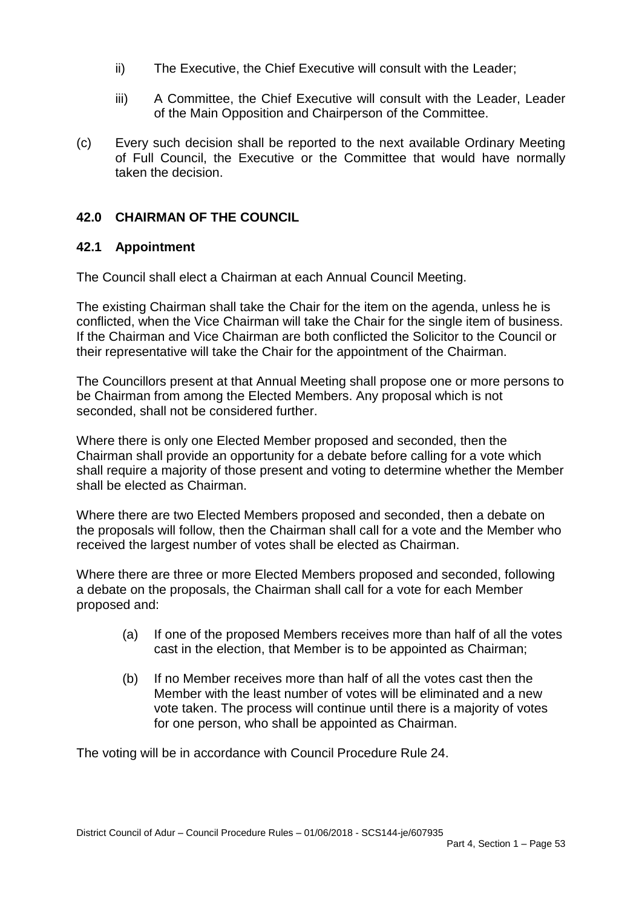ii) The Executive, the Chief Executive will consult with the Leader;

iii) A Committee, the Chief Executive will consult with the Leader, Leader of the Main Opposition and Chairperson of the Committee.

(c) Every such decision shall be reported to the next available Ordinary Meeting of Full Council, the Executive or the Committee that would have normally taken the decision.

## 42.0 CHAIRMAN OF THE COUNCIL

### 42.1 Appointment

The Council shall elect a Chairman at each Annual Council Meeting.

The existing Chairman shall take the Chair for the item on the agenda, unless he is conflicted, when the Vice Chairman will take the Chair for the single item of business. If the Chairman and Vice Chairman are both conflicted the Solicitor to the Council or their representative will take the Chair for the appointment of the Chairman.

The Councillors present at that Annual Meeting shall propose one or more persons to be Chairman from among the Elected Members. Any proposal which is not seconded, shall not be considered further.

Where there is only one Elected Member proposed and seconded, then the Chairman shall provide an opportunity for a debate before calling for a vote which shall require a majority of those present and voting to determine whether the Member shall be elected as Chairman.

Where there are two Elected Members proposed and seconded, then a debate on the proposals will follow, then the Chairman shall call for a vote and the Member who received the largest number of votes shall be elected as Chairman.

Where there are three or more Elected Members proposed and seconded, following a debate on the proposals, the Chairman shall call for a vote for each Member proposed and:

(a) If one of the proposed Members receives more than half of all the votes cast in the election, that Member is to be appointed as Chairman;

(b) If no Member receives more than half of all the votes cast then the Member with the least number of votes will be eliminated and a new vote taken. The process will continue until there is a majority of votes for one person, who shall be appointed as Chairman.

The voting will be in accordance with Council Procedure Rule 24.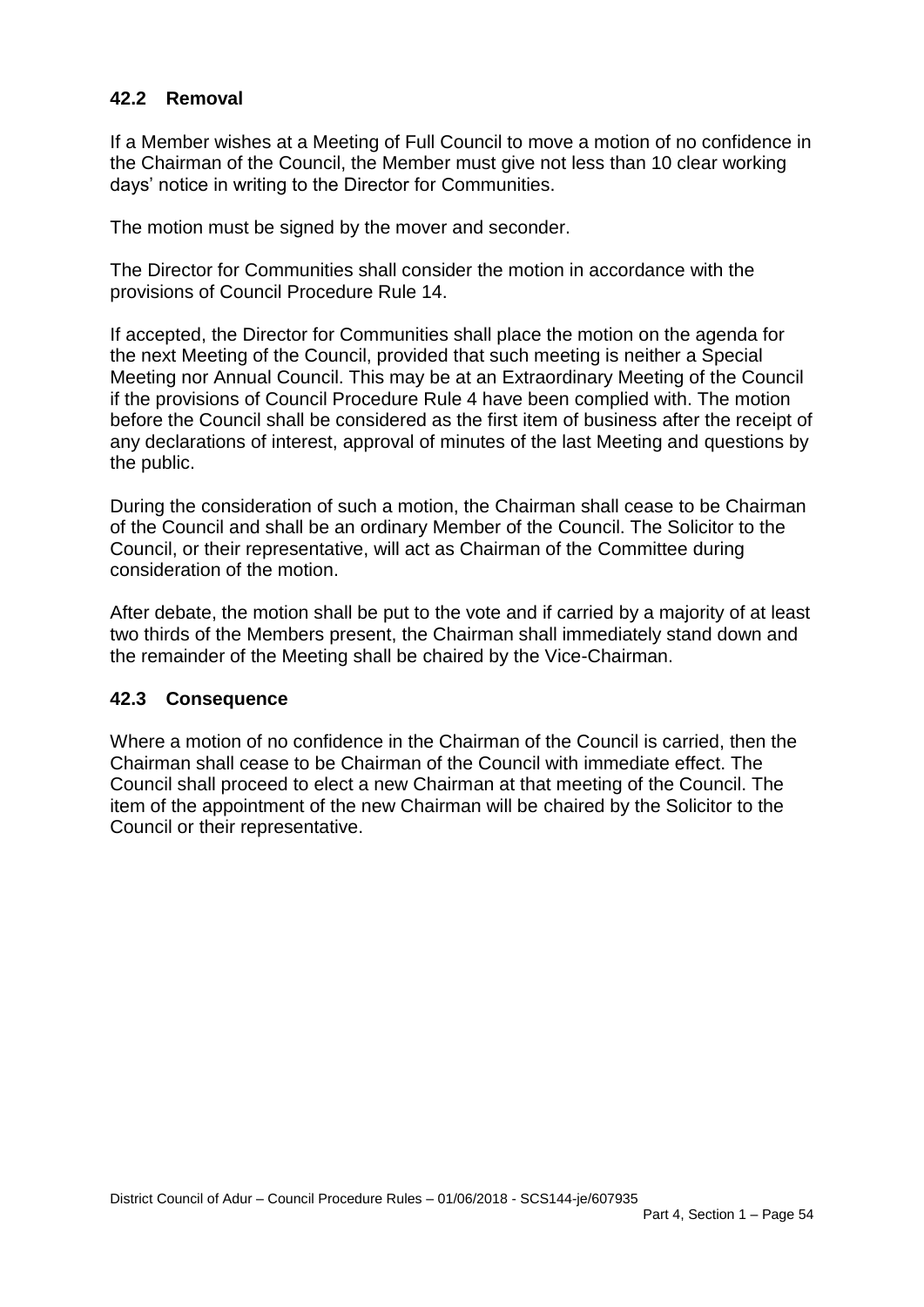### 42.2 Removal

If a Member wishes at a Meeting of Full Council to move a motion of no confidence in the Chairman of the Council, the Member must give not less than 10 clear working days' notice in writing to the Director for Communities.

The motion must be signed by the mover and seconder.

The Director for Communities shall consider the motion in accordance with the provisions of Council Procedure Rule 14.

If accepted, the Director for Communities shall place the motion on the agenda for the next Meeting of the Council, provided that such meeting is neither a Special Meeting nor Annual Council. This may be at an Extraordinary Meeting of the Council if the provisions of Council Procedure Rule 4 have been complied with. The motion before the Council shall be considered as the first item of business after the receipt of any declarations of interest, approval of minutes of the last Meeting and questions by the public.

During the consideration of such a motion, the Chairman shall cease to be Chairman of the Council and shall be an ordinary Member of the Council. The Solicitor to the Council, or their representative, will act as Chairman of the Committee during consideration of the motion.

After debate, the motion shall be put to the vote and if carried by a majority of at least two thirds of the Members present, the Chairman shall immediately stand down and the remainder of the Meeting shall be chaired by the Vice-Chairman.

### 42.3 Consequence

Where a motion of no confidence in the Chairman of the Council is carried, then the Chairman shall cease to be Chairman of the Council with immediate effect. The Council shall proceed to elect a new Chairman at that meeting of the Council. The item of the appointment of the new Chairman will be chaired by the Solicitor to the Council or their representative.